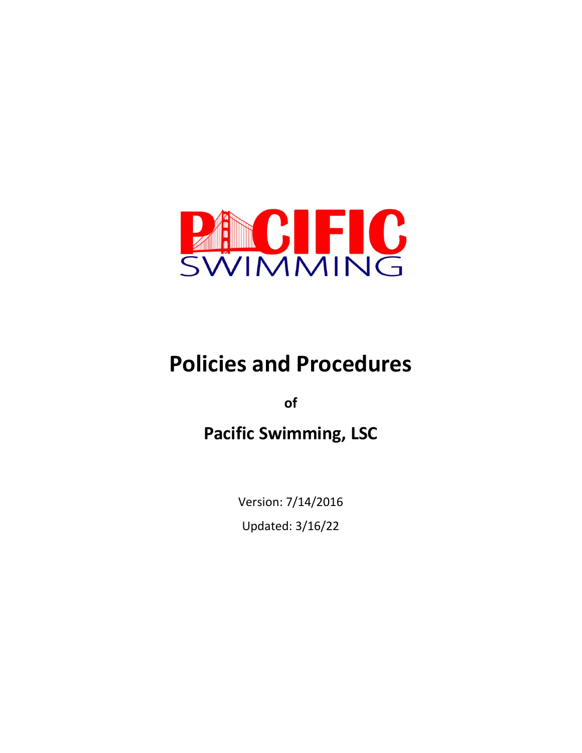PACIFIC SWIMMING

# Policies and Procedures

**of**

## Pacific Swimming, LSC

Version: 7/14/2016

Updated: 3/16/22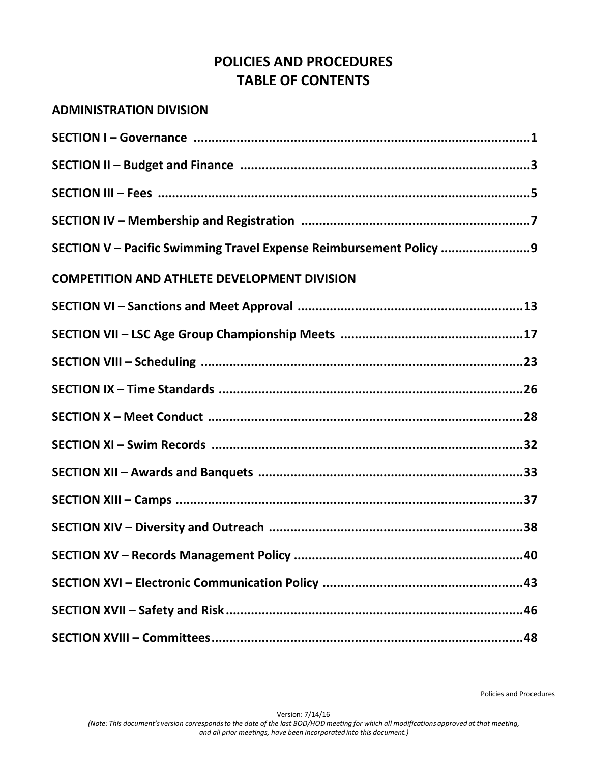# POLICIES AND PROCEDURES
# TABLE OF CONTENTS

## ADMINISTRATION DIVISION

**SECTION I – Governance ..........................................................................................1**

**SECTION II – Budget and Finance ..............................................................................3**

**SECTION III – Fees ....................................................................................................5**

**SECTION IV – Membership and Registration ...............................................................7**

**SECTION V – Pacific Swimming Travel Expense Reimbursement Policy ........................9**

## COMPETITION AND ATHLETE DEVELOPMENT DIVISION

**SECTION VI – Sanctions and Meet Approval ..............................................................13**

**SECTION VII – LSC Age Group Championship Meets ..................................................17**

**SECTION VIII – Scheduling ........................................................................................23**

**SECTION IX – Time Standards ...................................................................................26**

**SECTION X – Meet Conduct .......................................................................................28**

**SECTION XI – Swim Records .....................................................................................32**

**SECTION XII – Awards and Banquets .........................................................................33**

**SECTION XIII – Camps ..............................................................................................37**

**SECTION XIV – Diversity and Outreach ......................................................................38**

**SECTION XV – Records Management Policy ...............................................................40**

**SECTION XVI – Electronic Communication Policy .......................................................43**

**SECTION XVII – Safety and Risk .................................................................................46**

**SECTION XVIII – Committees .....................................................................................48**

Policies and Procedures

Version: 7/14/16

*(Note: This document's version corresponds to the date of the last BOD/HOD meeting for which all modifications approved at that meeting, and all prior meetings, have been incorporated into this document.)*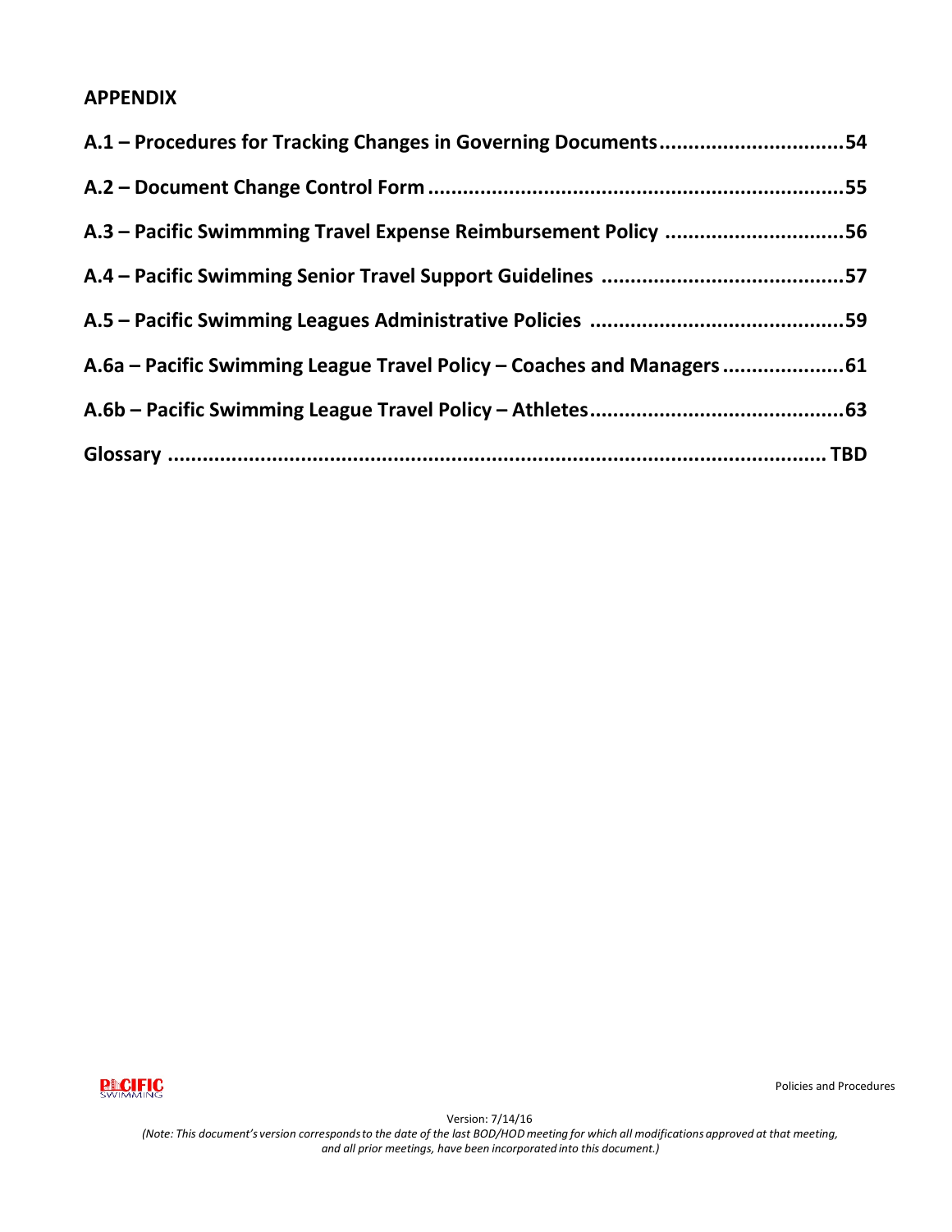## APPENDIX

**A.1 – Procedures for Tracking Changes in Governing Documents ............................... 54**

**A.2 – Document Change Control Form ...................................................................... 55**

**A.3 – Pacific Swimmming Travel Expense Reimbursement Policy .............................. 56**

**A.4 – Pacific Swimming Senior Travel Support Guidelines ......................................... 57**

**A.5 – Pacific Swimming Leagues Administrative Policies ........................................... 59**

**A.6a – Pacific Swimming League Travel Policy – Coaches and Managers ..................... 61**

**A.6b – Pacific Swimming League Travel Policy – Athletes ............................................ 63**

**Glossary .................................................................................................................. TBD**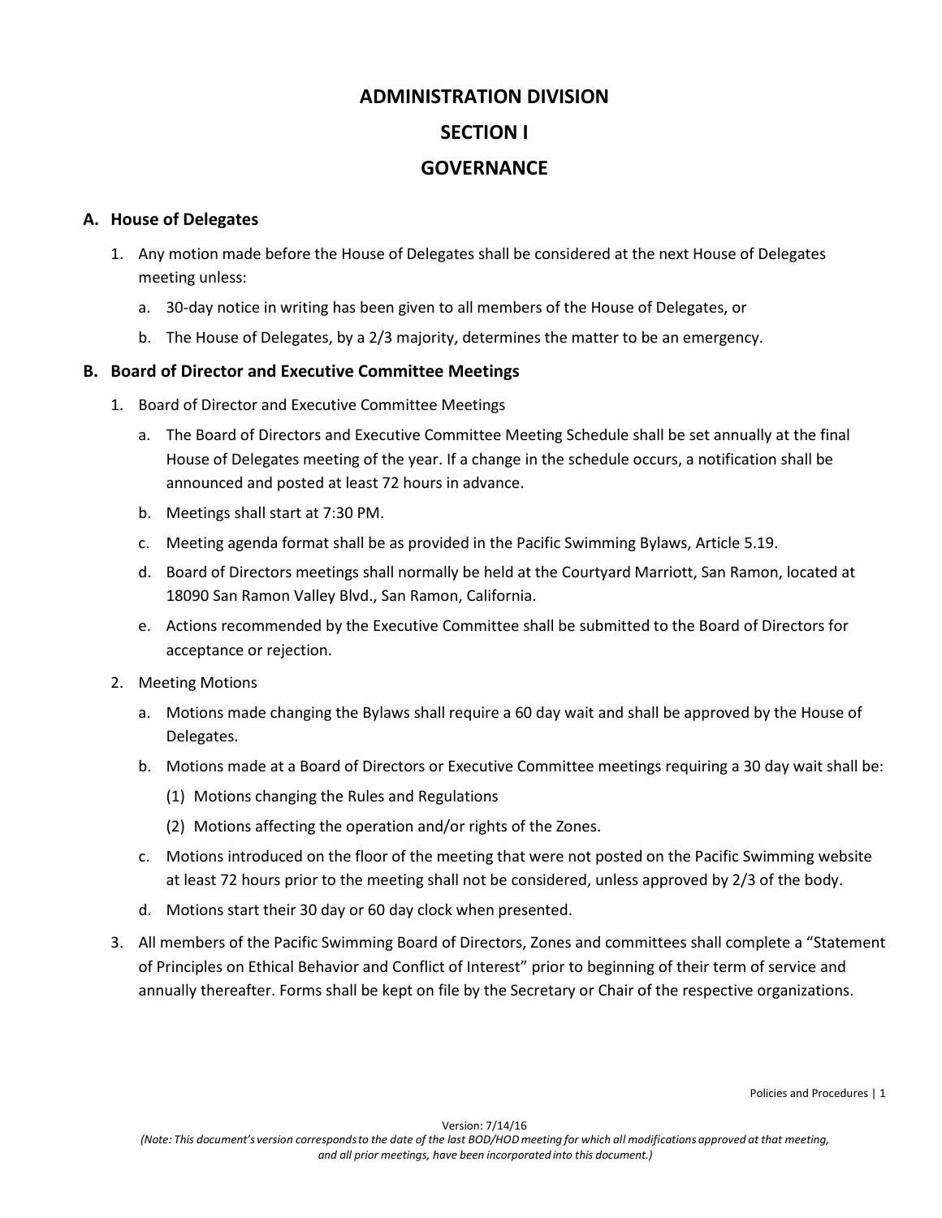# ADMINISTRATION DIVISION

# SECTION I

# GOVERNANCE

## A. House of Delegates

1. Any motion made before the House of Delegates shall be considered at the next House of Delegates meeting unless:
   a. 30-day notice in writing has been given to all members of the House of Delegates, or
   b. The House of Delegates, by a 2/3 majority, determines the matter to be an emergency.

## B. Board of Director and Executive Committee Meetings

1. Board of Director and Executive Committee Meetings
   a. The Board of Directors and Executive Committee Meeting Schedule shall be set annually at the final House of Delegates meeting of the year. If a change in the schedule occurs, a notification shall be announced and posted at least 72 hours in advance.
   b. Meetings shall start at 7:30 PM.
   c. Meeting agenda format shall be as provided in the Pacific Swimming Bylaws, Article 5.19.
   d. Board of Directors meetings shall normally be held at the Courtyard Marriott, San Ramon, located at 18090 San Ramon Valley Blvd., San Ramon, California.
   e. Actions recommended by the Executive Committee shall be submitted to the Board of Directors for acceptance or rejection.
2. Meeting Motions
   a. Motions made changing the Bylaws shall require a 60 day wait and shall be approved by the House of Delegates.
   b. Motions made at a Board of Directors or Executive Committee meetings requiring a 30 day wait shall be:
      (1) Motions changing the Rules and Regulations
      (2) Motions affecting the operation and/or rights of the Zones.
   c. Motions introduced on the floor of the meeting that were not posted on the Pacific Swimming website at least 72 hours prior to the meeting shall not be considered, unless approved by 2/3 of the body.
   d. Motions start their 30 day or 60 day clock when presented.
3. All members of the Pacific Swimming Board of Directors, Zones and committees shall complete a "Statement of Principles on Ethical Behavior and Conflict of Interest" prior to beginning of their term of service and annually thereafter. Forms shall be kept on file by the Secretary or Chair of the respective organizations.

Version: 7/14/16

*(Note: This document's version corresponds to the date of the last BOD/HOD meeting for which all modifications approved at that meeting, and all prior meetings, have been incorporated into this document.)*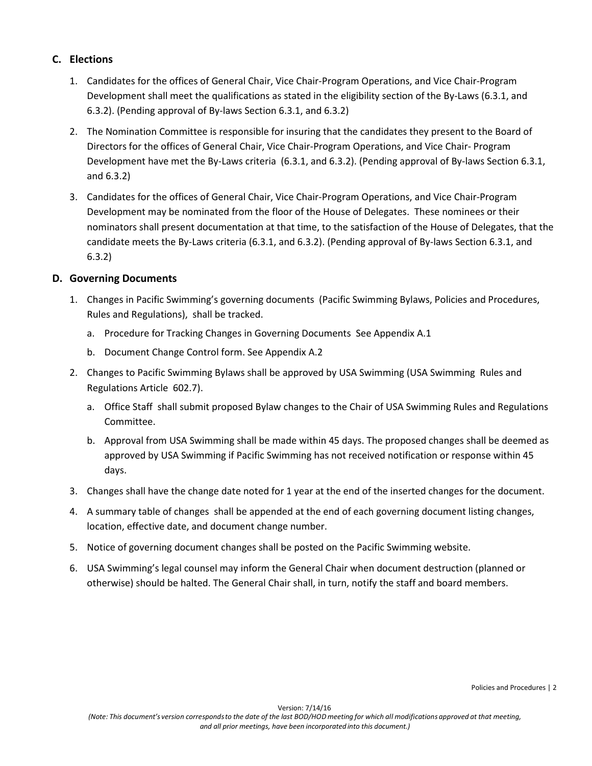### C. Elections

1. Candidates for the offices of General Chair, Vice Chair-Program Operations, and Vice Chair-Program Development shall meet the qualifications as stated in the eligibility section of the By-Laws (6.3.1, and 6.3.2). (Pending approval of By-laws Section 6.3.1, and 6.3.2)
2. The Nomination Committee is responsible for insuring that the candidates they present to the Board of Directors for the offices of General Chair, Vice Chair-Program Operations, and Vice Chair- Program Development have met the By-Laws criteria (6.3.1, and 6.3.2). (Pending approval of By-laws Section 6.3.1, and 6.3.2)
3. Candidates for the offices of General Chair, Vice Chair-Program Operations, and Vice Chair-Program Development may be nominated from the floor of the House of Delegates. These nominees or their nominators shall present documentation at that time, to the satisfaction of the House of Delegates, that the candidate meets the By-Laws criteria (6.3.1, and 6.3.2). (Pending approval of By-laws Section 6.3.1, and 6.3.2)

### D. Governing Documents

1. Changes in Pacific Swimming's governing documents (Pacific Swimming Bylaws, Policies and Procedures, Rules and Regulations), shall be tracked.
   a. Procedure for Tracking Changes in Governing Documents See Appendix A.1
   b. Document Change Control form. See Appendix A.2
2. Changes to Pacific Swimming Bylaws shall be approved by USA Swimming (USA Swimming Rules and Regulations Article 602.7).
   a. Office Staff shall submit proposed Bylaw changes to the Chair of USA Swimming Rules and Regulations Committee.
   b. Approval from USA Swimming shall be made within 45 days. The proposed changes shall be deemed as approved by USA Swimming if Pacific Swimming has not received notification or response within 45 days.
3. Changes shall have the change date noted for 1 year at the end of the inserted changes for the document.
4. A summary table of changes shall be appended at the end of each governing document listing changes, location, effective date, and document change number.
5. Notice of governing document changes shall be posted on the Pacific Swimming website.
6. USA Swimming's legal counsel may inform the General Chair when document destruction (planned or otherwise) should be halted. The General Chair shall, in turn, notify the staff and board members.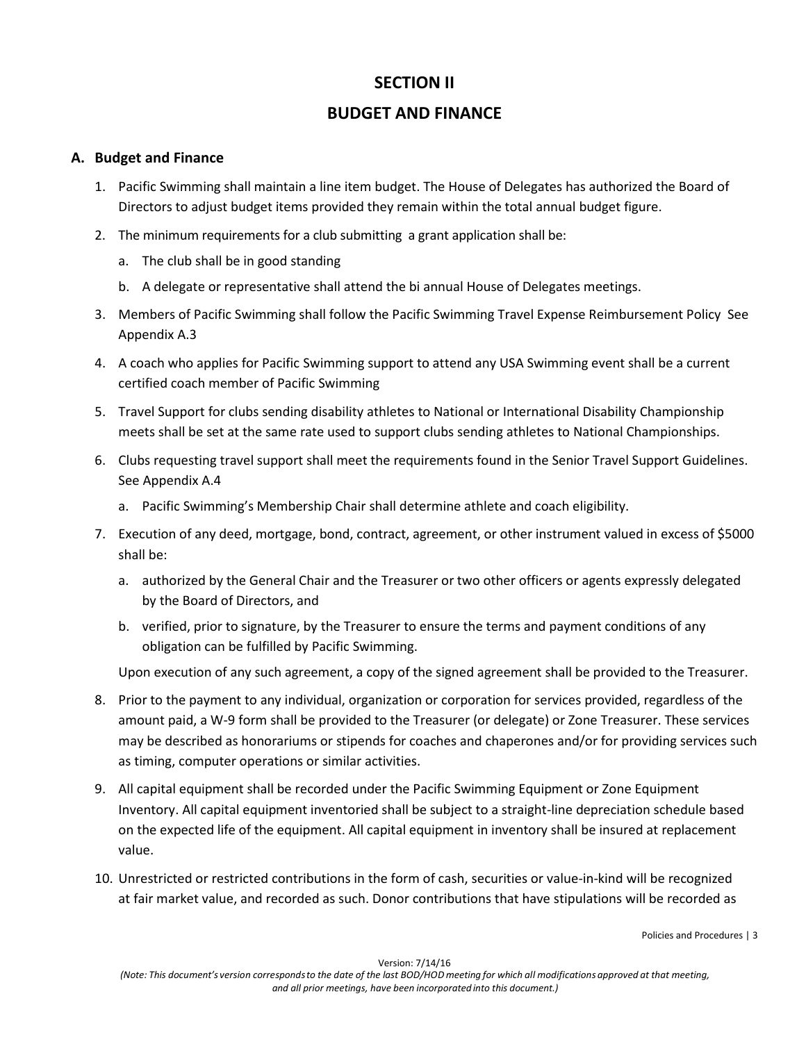# SECTION II

# BUDGET AND FINANCE

## A. Budget and Finance

1. Pacific Swimming shall maintain a line item budget. The House of Delegates has authorized the Board of Directors to adjust budget items provided they remain within the total annual budget figure.
2. The minimum requirements for a club submitting a grant application shall be:
   a. The club shall be in good standing
   b. A delegate or representative shall attend the bi annual House of Delegates meetings.
3. Members of Pacific Swimming shall follow the Pacific Swimming Travel Expense Reimbursement Policy See Appendix A.3
4. A coach who applies for Pacific Swimming support to attend any USA Swimming event shall be a current certified coach member of Pacific Swimming
5. Travel Support for clubs sending disability athletes to National or International Disability Championship meets shall be set at the same rate used to support clubs sending athletes to National Championships.
6. Clubs requesting travel support shall meet the requirements found in the Senior Travel Support Guidelines. See Appendix A.4
   a. Pacific Swimming's Membership Chair shall determine athlete and coach eligibility.
7. Execution of any deed, mortgage, bond, contract, agreement, or other instrument valued in excess of $5000 shall be:
   a. authorized by the General Chair and the Treasurer or two other officers or agents expressly delegated by the Board of Directors, and
   b. verified, prior to signature, by the Treasurer to ensure the terms and payment conditions of any obligation can be fulfilled by Pacific Swimming.

   Upon execution of any such agreement, a copy of the signed agreement shall be provided to the Treasurer.
8. Prior to the payment to any individual, organization or corporation for services provided, regardless of the amount paid, a W-9 form shall be provided to the Treasurer (or delegate) or Zone Treasurer. These services may be described as honorariums or stipends for coaches and chaperones and/or for providing services such as timing, computer operations or similar activities.
9. All capital equipment shall be recorded under the Pacific Swimming Equipment or Zone Equipment Inventory. All capital equipment inventoried shall be subject to a straight-line depreciation schedule based on the expected life of the equipment. All capital equipment in inventory shall be insured at replacement value.
10. Unrestricted or restricted contributions in the form of cash, securities or value-in-kind will be recognized at fair market value, and recorded as such. Donor contributions that have stipulations will be recorded as

Version: 7/14/16
*(Note: This document's version corresponds to the date of the last BOD/HOD meeting for which all modifications approved at that meeting, and all prior meetings, have been incorporated into this document.)*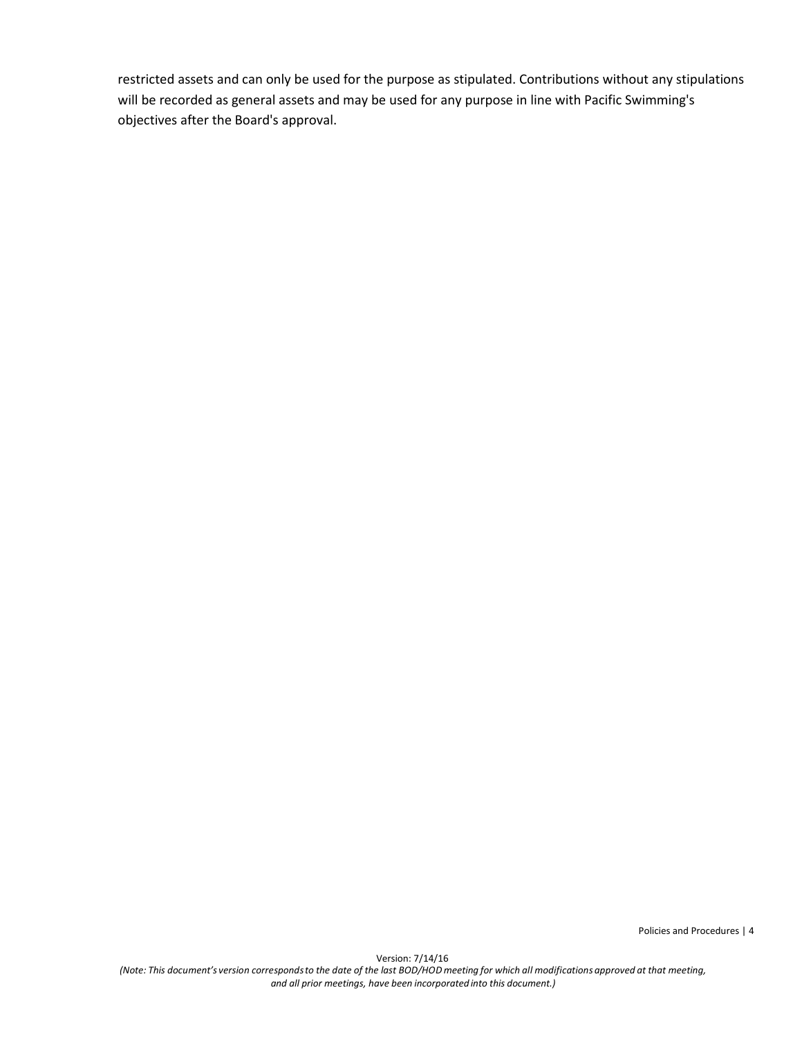restricted assets and can only be used for the purpose as stipulated. Contributions without any stipulations will be recorded as general assets and may be used for any purpose in line with Pacific Swimming's objectives after the Board's approval.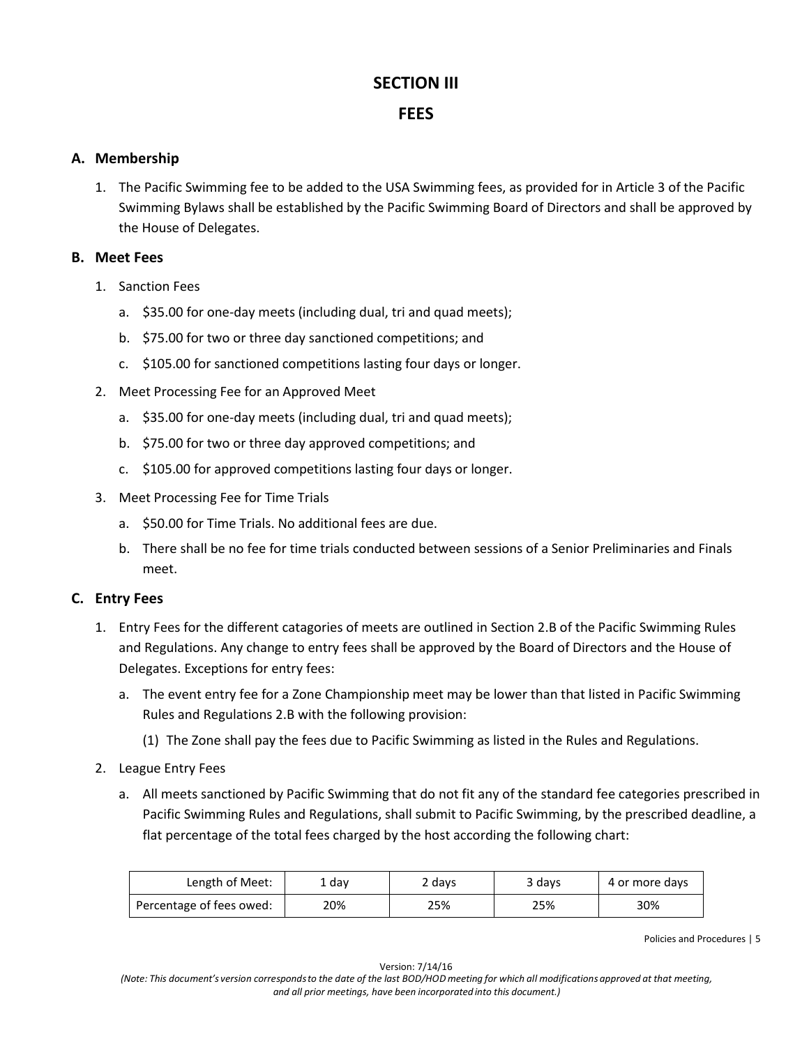# SECTION III

# FEES

## A. Membership

1. The Pacific Swimming fee to be added to the USA Swimming fees, as provided for in Article 3 of the Pacific Swimming Bylaws shall be established by the Pacific Swimming Board of Directors and shall be approved by the House of Delegates.

## B. Meet Fees

1. Sanction Fees
   a. $35.00 for one-day meets (including dual, tri and quad meets);
   b. $75.00 for two or three day sanctioned competitions; and
   c. $105.00 for sanctioned competitions lasting four days or longer.
2. Meet Processing Fee for an Approved Meet
   a. $35.00 for one-day meets (including dual, tri and quad meets);
   b. $75.00 for two or three day approved competitions; and
   c. $105.00 for approved competitions lasting four days or longer.
3. Meet Processing Fee for Time Trials
   a. $50.00 for Time Trials. No additional fees are due.
   b. There shall be no fee for time trials conducted between sessions of a Senior Preliminaries and Finals meet.

## C. Entry Fees

1. Entry Fees for the different catagories of meets are outlined in Section 2.B of the Pacific Swimming Rules and Regulations. Any change to entry fees shall be approved by the Board of Directors and the House of Delegates. Exceptions for entry fees:
   a. The event entry fee for a Zone Championship meet may be lower than that listed in Pacific Swimming Rules and Regulations 2.B with the following provision:
      (1) The Zone shall pay the fees due to Pacific Swimming as listed in the Rules and Regulations.
2. League Entry Fees
   a. All meets sanctioned by Pacific Swimming that do not fit any of the standard fee categories prescribed in Pacific Swimming Rules and Regulations, shall submit to Pacific Swimming, by the prescribed deadline, a flat percentage of the total fees charged by the host according the following chart:

| Length of Meet: | 1 day | 2 days | 3 days | 4 or more days |
|---|---|---|---|---|
| Percentage of fees owed: | 20% | 25% | 25% | 30% |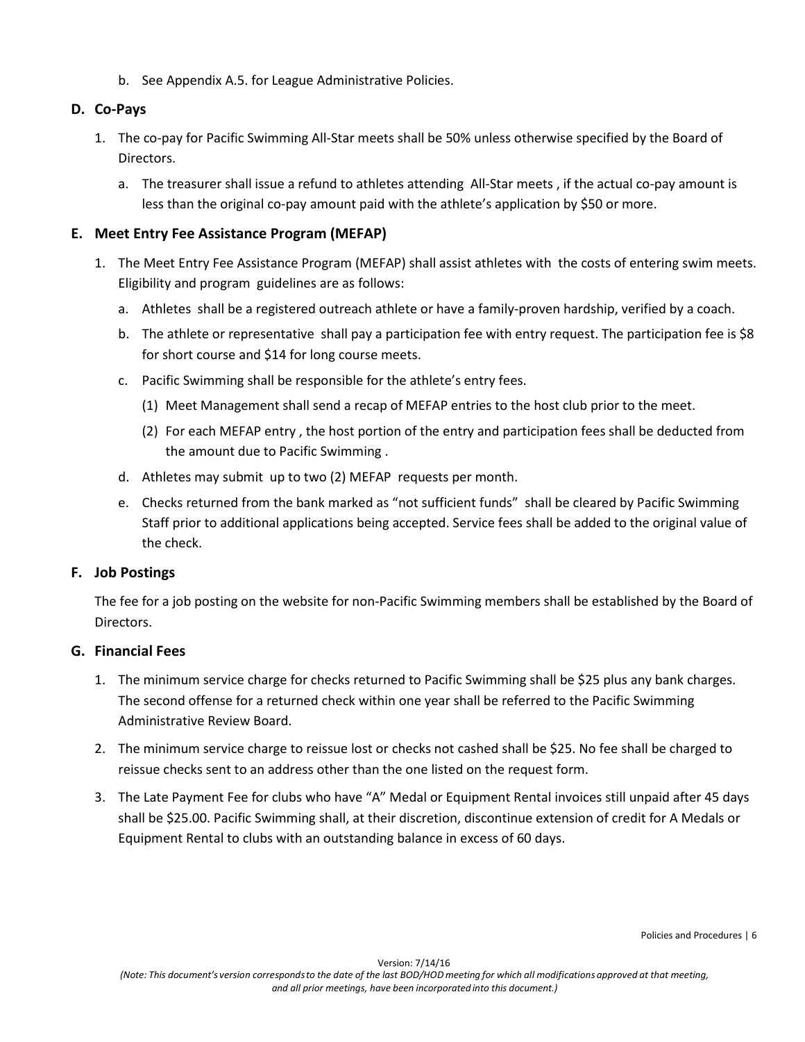b. See Appendix A.5. for League Administrative Policies.

### D. Co-Pays

1. The co-pay for Pacific Swimming All-Star meets shall be 50% unless otherwise specified by the Board of Directors.
   a. The treasurer shall issue a refund to athletes attending All-Star meets , if the actual co-pay amount is less than the original co-pay amount paid with the athlete's application by $50 or more.

### E. Meet Entry Fee Assistance Program (MEFAP)

1. The Meet Entry Fee Assistance Program (MEFAP) shall assist athletes with the costs of entering swim meets. Eligibility and program guidelines are as follows:
   a. Athletes shall be a registered outreach athlete or have a family-proven hardship, verified by a coach.
   b. The athlete or representative shall pay a participation fee with entry request. The participation fee is $8 for short course and $14 for long course meets.
   c. Pacific Swimming shall be responsible for the athlete's entry fees.
      (1) Meet Management shall send a recap of MEFAP entries to the host club prior to the meet.
      (2) For each MEFAP entry , the host portion of the entry and participation fees shall be deducted from the amount due to Pacific Swimming .
   d. Athletes may submit up to two (2) MEFAP requests per month.
   e. Checks returned from the bank marked as "not sufficient funds" shall be cleared by Pacific Swimming Staff prior to additional applications being accepted. Service fees shall be added to the original value of the check.

### F. Job Postings

The fee for a job posting on the website for non-Pacific Swimming members shall be established by the Board of Directors.

### G. Financial Fees

1. The minimum service charge for checks returned to Pacific Swimming shall be $25 plus any bank charges. The second offense for a returned check within one year shall be referred to the Pacific Swimming Administrative Review Board.
2. The minimum service charge to reissue lost or checks not cashed shall be $25. No fee shall be charged to reissue checks sent to an address other than the one listed on the request form.
3. The Late Payment Fee for clubs who have "A" Medal or Equipment Rental invoices still unpaid after 45 days shall be $25.00. Pacific Swimming shall, at their discretion, discontinue extension of credit for A Medals or Equipment Rental to clubs with an outstanding balance in excess of 60 days.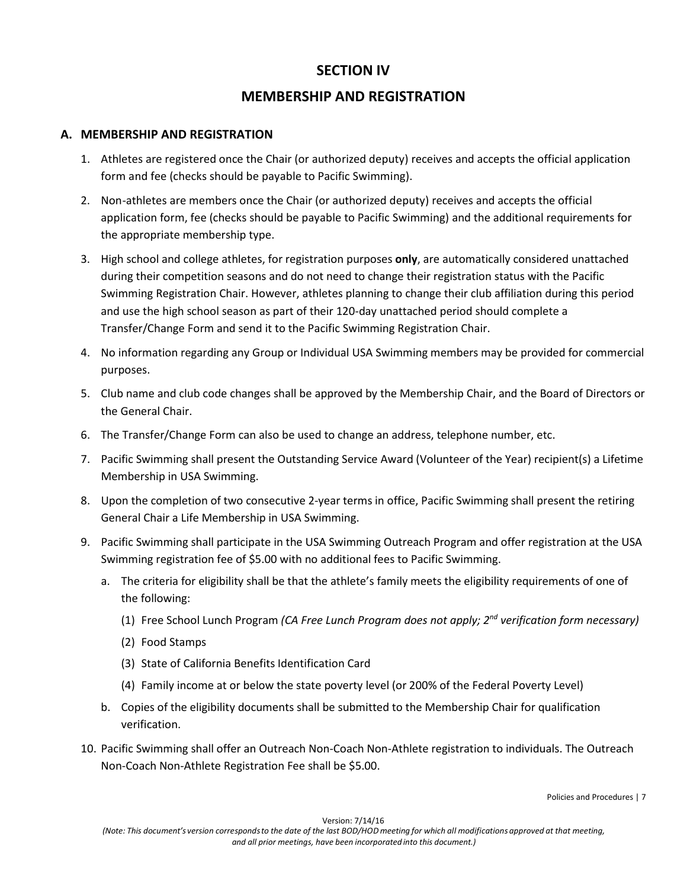# SECTION IV

# MEMBERSHIP AND REGISTRATION

## A. MEMBERSHIP AND REGISTRATION

1. Athletes are registered once the Chair (or authorized deputy) receives and accepts the official application form and fee (checks should be payable to Pacific Swimming).
2. Non-athletes are members once the Chair (or authorized deputy) receives and accepts the official application form, fee (checks should be payable to Pacific Swimming) and the additional requirements for the appropriate membership type.
3. High school and college athletes, for registration purposes **only**, are automatically considered unattached during their competition seasons and do not need to change their registration status with the Pacific Swimming Registration Chair. However, athletes planning to change their club affiliation during this period and use the high school season as part of their 120-day unattached period should complete a Transfer/Change Form and send it to the Pacific Swimming Registration Chair.
4. No information regarding any Group or Individual USA Swimming members may be provided for commercial purposes.
5. Club name and club code changes shall be approved by the Membership Chair, and the Board of Directors or the General Chair.
6. The Transfer/Change Form can also be used to change an address, telephone number, etc.
7. Pacific Swimming shall present the Outstanding Service Award (Volunteer of the Year) recipient(s) a Lifetime Membership in USA Swimming.
8. Upon the completion of two consecutive 2-year terms in office, Pacific Swimming shall present the retiring General Chair a Life Membership in USA Swimming.
9. Pacific Swimming shall participate in the USA Swimming Outreach Program and offer registration at the USA Swimming registration fee of $5.00 with no additional fees to Pacific Swimming.
   a. The criteria for eligibility shall be that the athlete's family meets the eligibility requirements of one of the following:
      (1) Free School Lunch Program *(CA Free Lunch Program does not apply; 2nd verification form necessary)*
      (2) Food Stamps
      (3) State of California Benefits Identification Card
      (4) Family income at or below the state poverty level (or 200% of the Federal Poverty Level)
   b. Copies of the eligibility documents shall be submitted to the Membership Chair for qualification verification.
10. Pacific Swimming shall offer an Outreach Non-Coach Non-Athlete registration to individuals. The Outreach Non-Coach Non-Athlete Registration Fee shall be $5.00.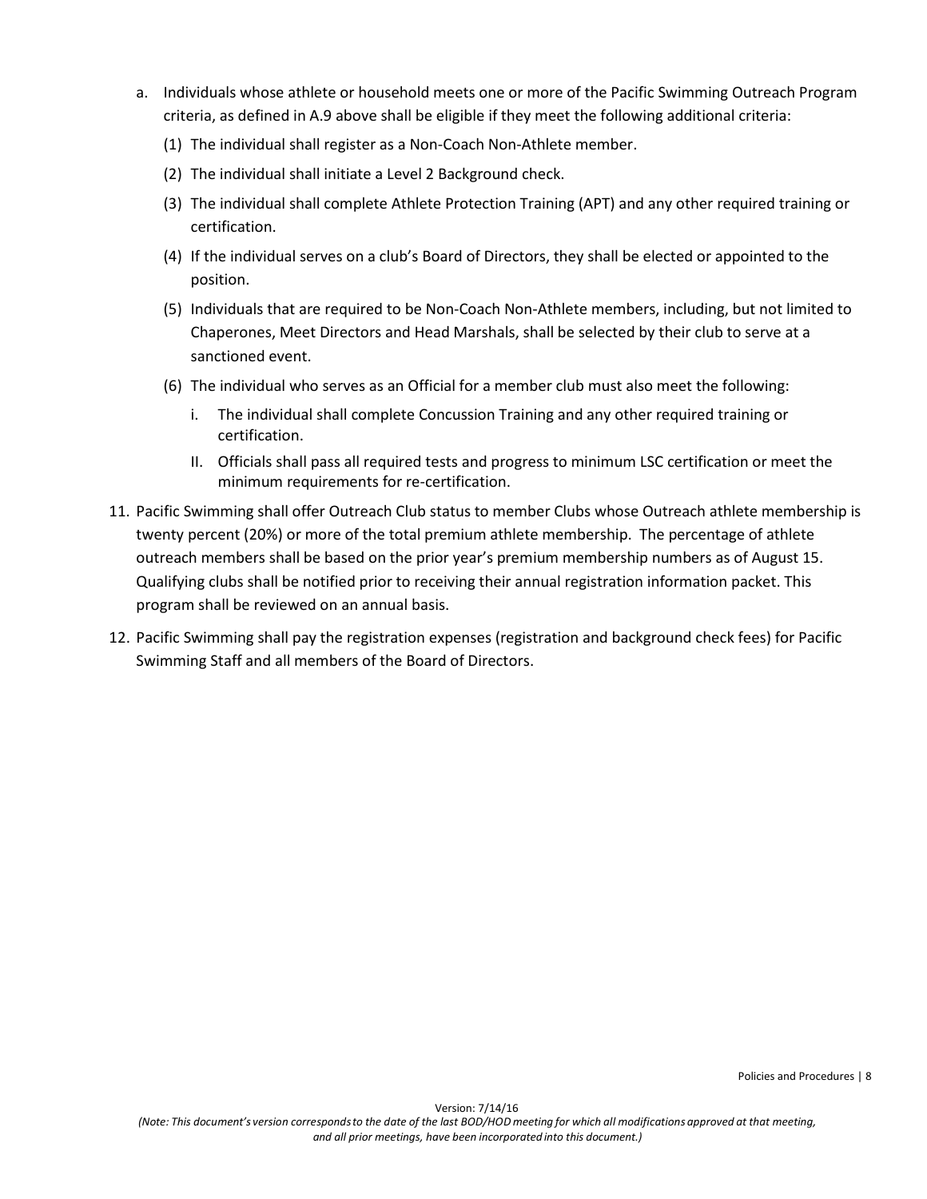a. Individuals whose athlete or household meets one or more of the Pacific Swimming Outreach Program criteria, as defined in A.9 above shall be eligible if they meet the following additional criteria:

   (1) The individual shall register as a Non-Coach Non-Athlete member.

   (2) The individual shall initiate a Level 2 Background check.

   (3) The individual shall complete Athlete Protection Training (APT) and any other required training or certification.

   (4) If the individual serves on a club's Board of Directors, they shall be elected or appointed to the position.

   (5) Individuals that are required to be Non-Coach Non-Athlete members, including, but not limited to Chaperones, Meet Directors and Head Marshals, shall be selected by their club to serve at a sanctioned event.

   (6) The individual who serves as an Official for a member club must also meet the following:

      i. The individual shall complete Concussion Training and any other required training or certification.

      II. Officials shall pass all required tests and progress to minimum LSC certification or meet the minimum requirements for re-certification.

11. Pacific Swimming shall offer Outreach Club status to member Clubs whose Outreach athlete membership is twenty percent (20%) or more of the total premium athlete membership. The percentage of athlete outreach members shall be based on the prior year's premium membership numbers as of August 15. Qualifying clubs shall be notified prior to receiving their annual registration information packet. This program shall be reviewed on an annual basis.

12. Pacific Swimming shall pay the registration expenses (registration and background check fees) for Pacific Swimming Staff and all members of the Board of Directors.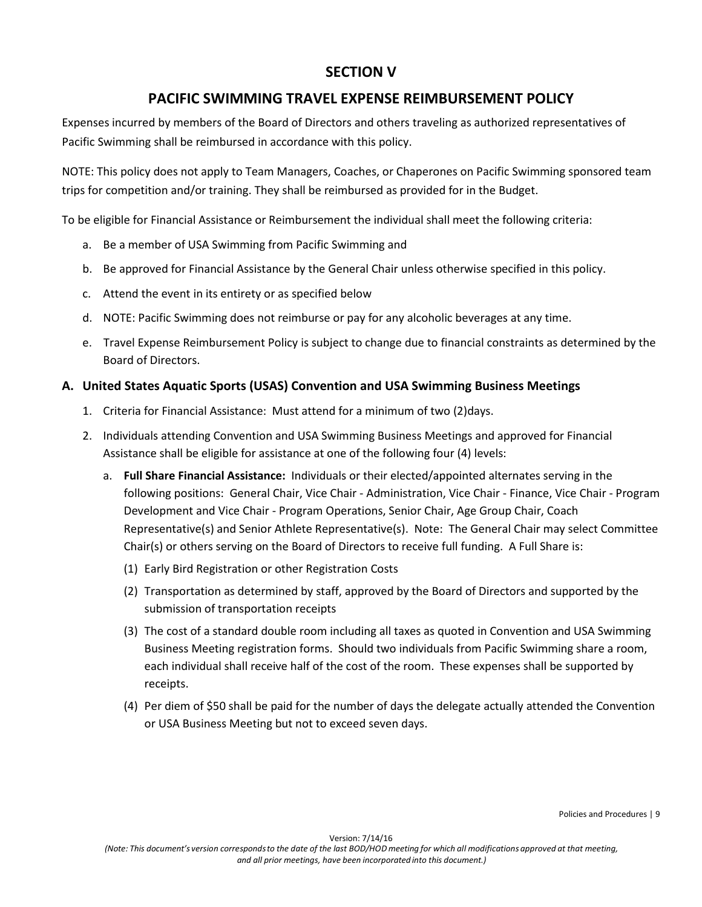# SECTION V

# PACIFIC SWIMMING TRAVEL EXPENSE REIMBURSEMENT POLICY

Expenses incurred by members of the Board of Directors and others traveling as authorized representatives of Pacific Swimming shall be reimbursed in accordance with this policy.

NOTE: This policy does not apply to Team Managers, Coaches, or Chaperones on Pacific Swimming sponsored team trips for competition and/or training. They shall be reimbursed as provided for in the Budget.

To be eligible for Financial Assistance or Reimbursement the individual shall meet the following criteria:

a. Be a member of USA Swimming from Pacific Swimming and

b. Be approved for Financial Assistance by the General Chair unless otherwise specified in this policy.

c. Attend the event in its entirety or as specified below

d. NOTE: Pacific Swimming does not reimburse or pay for any alcoholic beverages at any time.

e. Travel Expense Reimbursement Policy is subject to change due to financial constraints as determined by the Board of Directors.

## A. United States Aquatic Sports (USAS) Convention and USA Swimming Business Meetings

1. Criteria for Financial Assistance: Must attend for a minimum of two (2)days.

2. Individuals attending Convention and USA Swimming Business Meetings and approved for Financial Assistance shall be eligible for assistance at one of the following four (4) levels:

   a. **Full Share Financial Assistance:** Individuals or their elected/appointed alternates serving in the following positions: General Chair, Vice Chair - Administration, Vice Chair - Finance, Vice Chair - Program Development and Vice Chair - Program Operations, Senior Chair, Age Group Chair, Coach Representative(s) and Senior Athlete Representative(s). Note: The General Chair may select Committee Chair(s) or others serving on the Board of Directors to receive full funding. A Full Share is:

      (1) Early Bird Registration or other Registration Costs

      (2) Transportation as determined by staff, approved by the Board of Directors and supported by the submission of transportation receipts

      (3) The cost of a standard double room including all taxes as quoted in Convention and USA Swimming Business Meeting registration forms. Should two individuals from Pacific Swimming share a room, each individual shall receive half of the cost of the room. These expenses shall be supported by receipts.

      (4) Per diem of $50 shall be paid for the number of days the delegate actually attended the Convention or USA Business Meeting but not to exceed seven days.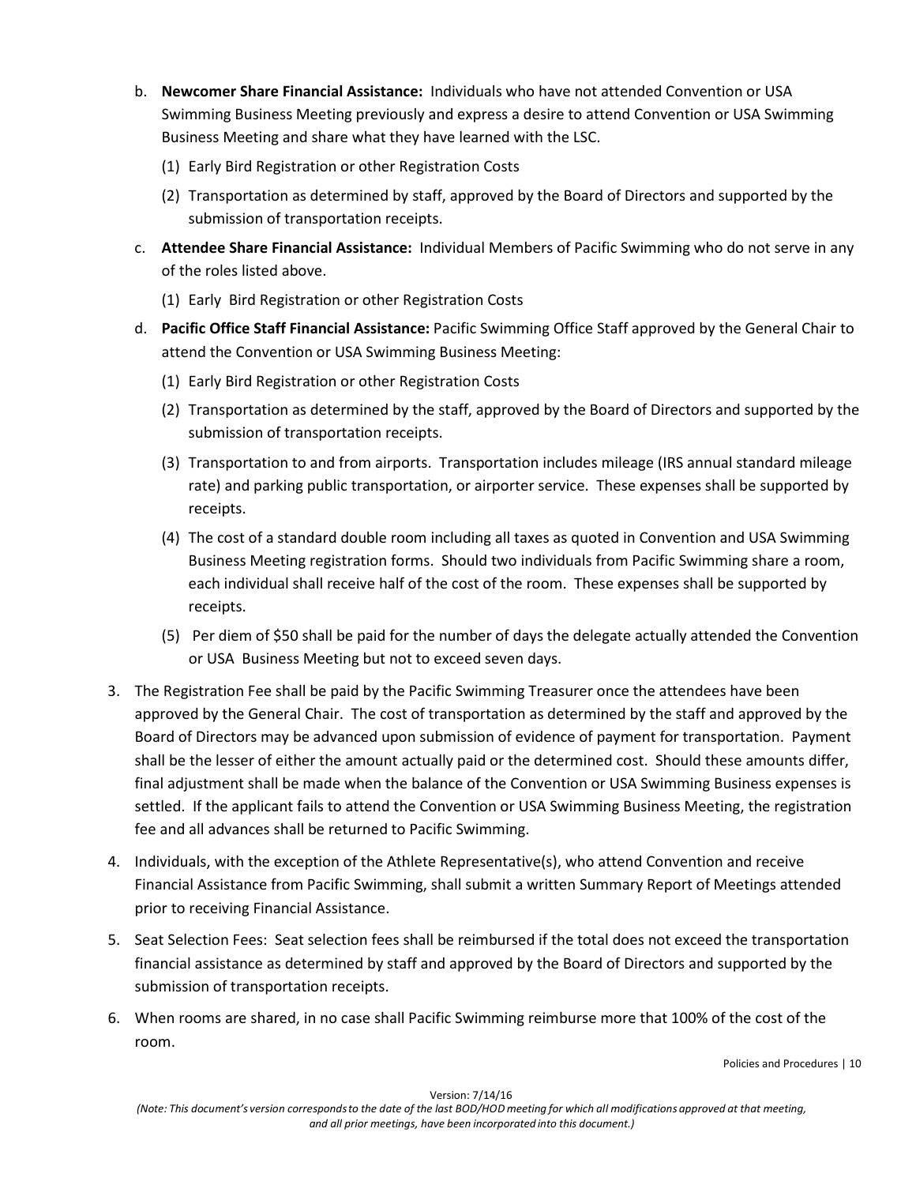b. **Newcomer Share Financial Assistance:** Individuals who have not attended Convention or USA Swimming Business Meeting previously and express a desire to attend Convention or USA Swimming Business Meeting and share what they have learned with the LSC.

    (1) Early Bird Registration or other Registration Costs

    (2) Transportation as determined by staff, approved by the Board of Directors and supported by the submission of transportation receipts.

c. **Attendee Share Financial Assistance:** Individual Members of Pacific Swimming who do not serve in any of the roles listed above.

    (1) Early Bird Registration or other Registration Costs

d. **Pacific Office Staff Financial Assistance:** Pacific Swimming Office Staff approved by the General Chair to attend the Convention or USA Swimming Business Meeting:

    (1) Early Bird Registration or other Registration Costs

    (2) Transportation as determined by the staff, approved by the Board of Directors and supported by the submission of transportation receipts.

    (3) Transportation to and from airports. Transportation includes mileage (IRS annual standard mileage rate) and parking public transportation, or airporter service. These expenses shall be supported by receipts.

    (4) The cost of a standard double room including all taxes as quoted in Convention and USA Swimming Business Meeting registration forms. Should two individuals from Pacific Swimming share a room, each individual shall receive half of the cost of the room. These expenses shall be supported by receipts.

    (5) Per diem of $50 shall be paid for the number of days the delegate actually attended the Convention or USA Business Meeting but not to exceed seven days.

3. The Registration Fee shall be paid by the Pacific Swimming Treasurer once the attendees have been approved by the General Chair. The cost of transportation as determined by the staff and approved by the Board of Directors may be advanced upon submission of evidence of payment for transportation. Payment shall be the lesser of either the amount actually paid or the determined cost. Should these amounts differ, final adjustment shall be made when the balance of the Convention or USA Swimming Business expenses is settled. If the applicant fails to attend the Convention or USA Swimming Business Meeting, the registration fee and all advances shall be returned to Pacific Swimming.

4. Individuals, with the exception of the Athlete Representative(s), who attend Convention and receive Financial Assistance from Pacific Swimming, shall submit a written Summary Report of Meetings attended prior to receiving Financial Assistance.

5. Seat Selection Fees: Seat selection fees shall be reimbursed if the total does not exceed the transportation financial assistance as determined by staff and approved by the Board of Directors and supported by the submission of transportation receipts.

6. When rooms are shared, in no case shall Pacific Swimming reimburse more that 100% of the cost of the room.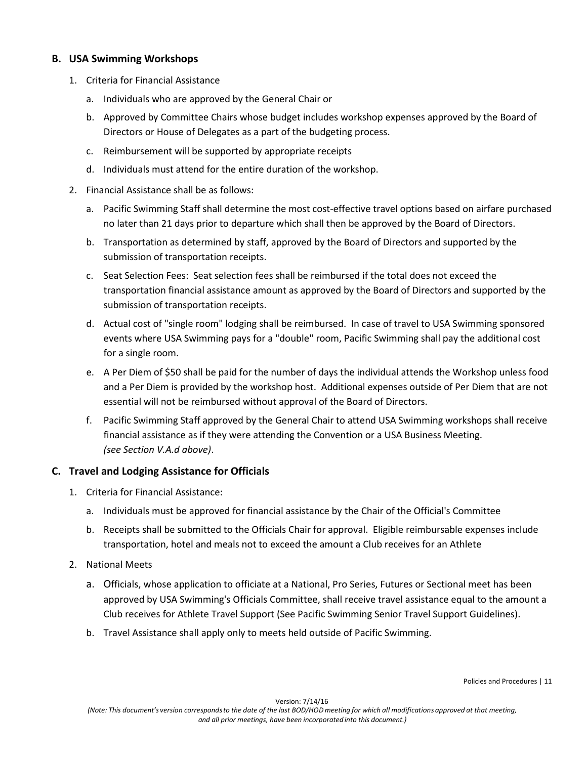## B. USA Swimming Workshops

1. Criteria for Financial Assistance
   a. Individuals who are approved by the General Chair or
   b. Approved by Committee Chairs whose budget includes workshop expenses approved by the Board of Directors or House of Delegates as a part of the budgeting process.
   c. Reimbursement will be supported by appropriate receipts
   d. Individuals must attend for the entire duration of the workshop.
2. Financial Assistance shall be as follows:
   a. Pacific Swimming Staff shall determine the most cost-effective travel options based on airfare purchased no later than 21 days prior to departure which shall then be approved by the Board of Directors.
   b. Transportation as determined by staff, approved by the Board of Directors and supported by the submission of transportation receipts.
   c. Seat Selection Fees: Seat selection fees shall be reimbursed if the total does not exceed the transportation financial assistance amount as approved by the Board of Directors and supported by the submission of transportation receipts.
   d. Actual cost of "single room" lodging shall be reimbursed. In case of travel to USA Swimming sponsored events where USA Swimming pays for a "double" room, Pacific Swimming shall pay the additional cost for a single room.
   e. A Per Diem of $50 shall be paid for the number of days the individual attends the Workshop unless food and a Per Diem is provided by the workshop host. Additional expenses outside of Per Diem that are not essential will not be reimbursed without approval of the Board of Directors.
   f. Pacific Swimming Staff approved by the General Chair to attend USA Swimming workshops shall receive financial assistance as if they were attending the Convention or a USA Business Meeting. *(see Section V.A.d above)*.

## C. Travel and Lodging Assistance for Officials

1. Criteria for Financial Assistance:
   a. Individuals must be approved for financial assistance by the Chair of the Official's Committee
   b. Receipts shall be submitted to the Officials Chair for approval. Eligible reimbursable expenses include transportation, hotel and meals not to exceed the amount a Club receives for an Athlete
2. National Meets
   a. Officials, whose application to officiate at a National, Pro Series, Futures or Sectional meet has been approved by USA Swimming's Officials Committee, shall receive travel assistance equal to the amount a Club receives for Athlete Travel Support (See Pacific Swimming Senior Travel Support Guidelines).
   b. Travel Assistance shall apply only to meets held outside of Pacific Swimming.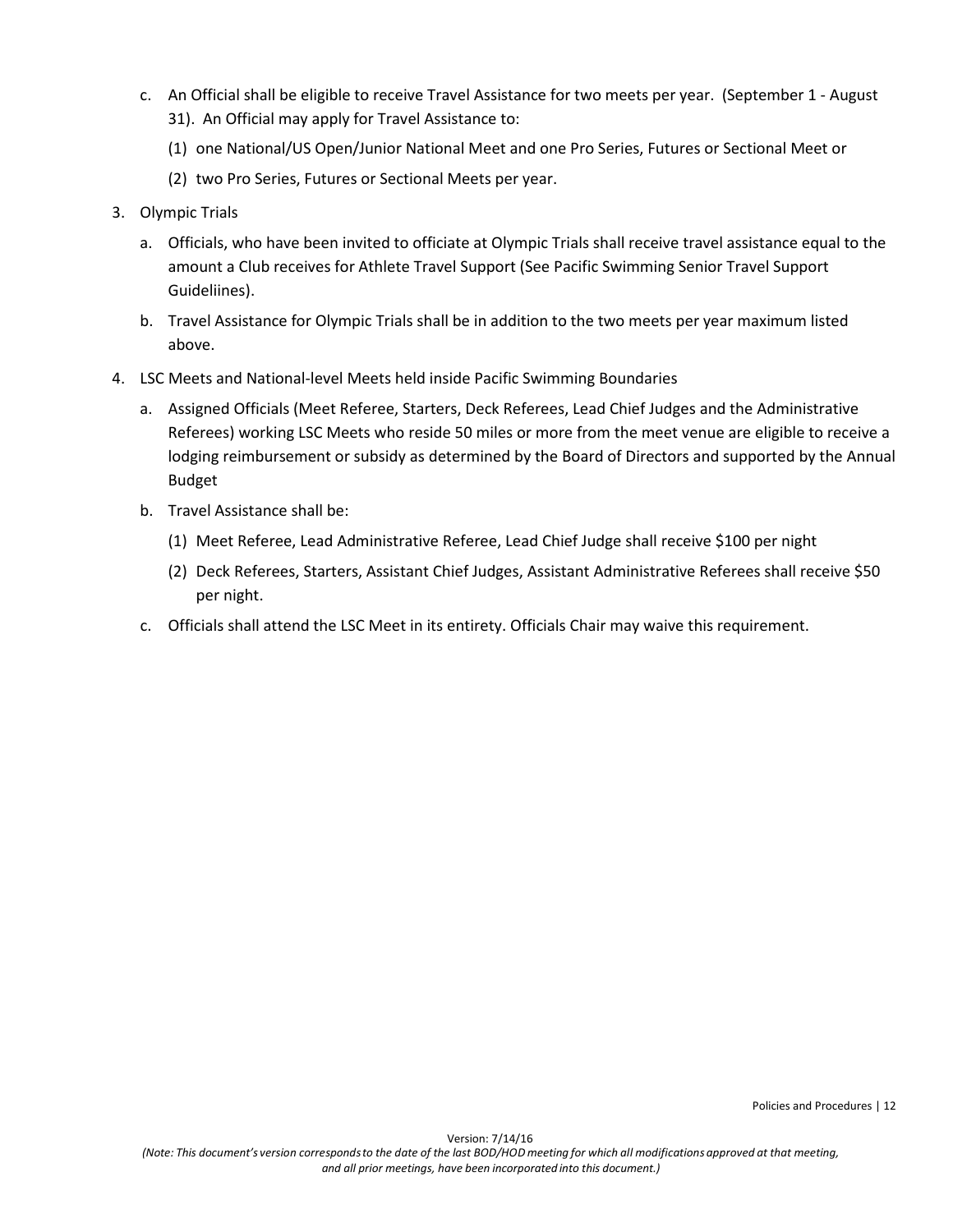c. An Official shall be eligible to receive Travel Assistance for two meets per year. (September 1 - August 31). An Official may apply for Travel Assistance to:

   (1) one National/US Open/Junior National Meet and one Pro Series, Futures or Sectional Meet or

   (2) two Pro Series, Futures or Sectional Meets per year.

3. Olympic Trials

   a. Officials, who have been invited to officiate at Olympic Trials shall receive travel assistance equal to the amount a Club receives for Athlete Travel Support (See Pacific Swimming Senior Travel Support Guideliines).

   b. Travel Assistance for Olympic Trials shall be in addition to the two meets per year maximum listed above.

4. LSC Meets and National-level Meets held inside Pacific Swimming Boundaries

   a. Assigned Officials (Meet Referee, Starters, Deck Referees, Lead Chief Judges and the Administrative Referees) working LSC Meets who reside 50 miles or more from the meet venue are eligible to receive a lodging reimbursement or subsidy as determined by the Board of Directors and supported by the Annual Budget

   b. Travel Assistance shall be:

      (1) Meet Referee, Lead Administrative Referee, Lead Chief Judge shall receive $100 per night

      (2) Deck Referees, Starters, Assistant Chief Judges, Assistant Administrative Referees shall receive $50 per night.

   c. Officials shall attend the LSC Meet in its entirety. Officials Chair may waive this requirement.

Version: 7/14/16

*(Note: This document's version corresponds to the date of the last BOD/HOD meeting for which all modifications approved at that meeting, and all prior meetings, have been incorporated into this document.)*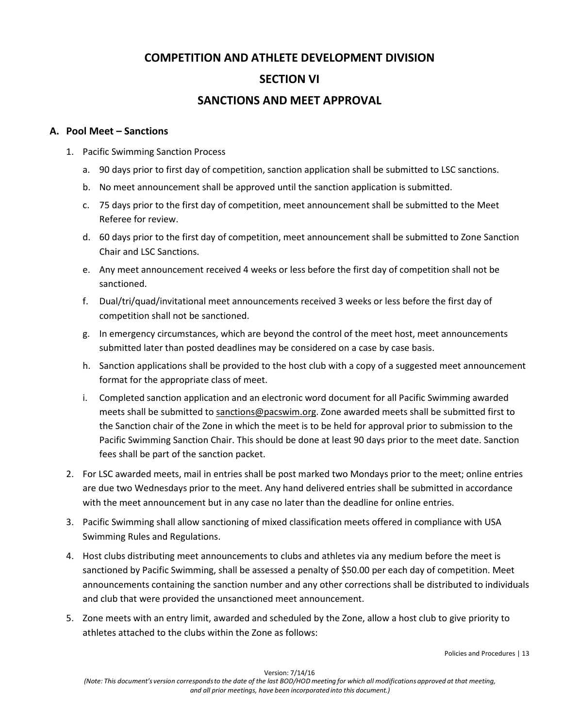# COMPETITION AND ATHLETE DEVELOPMENT DIVISION

# SECTION VI

# SANCTIONS AND MEET APPROVAL

## A. Pool Meet – Sanctions

1. Pacific Swimming Sanction Process
   a. 90 days prior to first day of competition, sanction application shall be submitted to LSC sanctions.
   b. No meet announcement shall be approved until the sanction application is submitted.
   c. 75 days prior to the first day of competition, meet announcement shall be submitted to the Meet Referee for review.
   d. 60 days prior to the first day of competition, meet announcement shall be submitted to Zone Sanction Chair and LSC Sanctions.
   e. Any meet announcement received 4 weeks or less before the first day of competition shall not be sanctioned.
   f. Dual/tri/quad/invitational meet announcements received 3 weeks or less before the first day of competition shall not be sanctioned.
   g. In emergency circumstances, which are beyond the control of the meet host, meet announcements submitted later than posted deadlines may be considered on a case by case basis.
   h. Sanction applications shall be provided to the host club with a copy of a suggested meet announcement format for the appropriate class of meet.
   i. Completed sanction application and an electronic word document for all Pacific Swimming awarded meets shall be submitted to sanctions@pacswim.org. Zone awarded meets shall be submitted first to the Sanction chair of the Zone in which the meet is to be held for approval prior to submission to the Pacific Swimming Sanction Chair. This should be done at least 90 days prior to the meet date. Sanction fees shall be part of the sanction packet.
2. For LSC awarded meets, mail in entries shall be post marked two Mondays prior to the meet; online entries are due two Wednesdays prior to the meet. Any hand delivered entries shall be submitted in accordance with the meet announcement but in any case no later than the deadline for online entries.
3. Pacific Swimming shall allow sanctioning of mixed classification meets offered in compliance with USA Swimming Rules and Regulations.
4. Host clubs distributing meet announcements to clubs and athletes via any medium before the meet is sanctioned by Pacific Swimming, shall be assessed a penalty of $50.00 per each day of competition. Meet announcements containing the sanction number and any other corrections shall be distributed to individuals and club that were provided the unsanctioned meet announcement.
5. Zone meets with an entry limit, awarded and scheduled by the Zone, allow a host club to give priority to athletes attached to the clubs within the Zone as follows: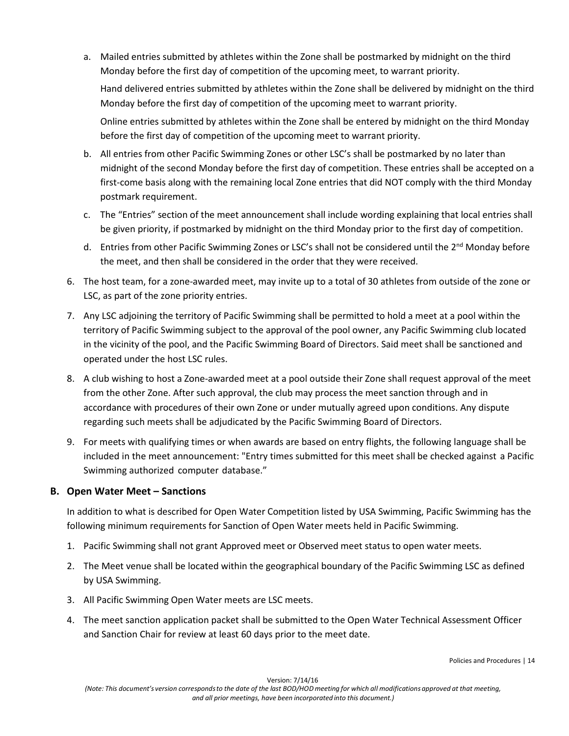a. Mailed entries submitted by athletes within the Zone shall be postmarked by midnight on the third Monday before the first day of competition of the upcoming meet, to warrant priority.

   Hand delivered entries submitted by athletes within the Zone shall be delivered by midnight on the third Monday before the first day of competition of the upcoming meet to warrant priority.

   Online entries submitted by athletes within the Zone shall be entered by midnight on the third Monday before the first day of competition of the upcoming meet to warrant priority.

b. All entries from other Pacific Swimming Zones or other LSC's shall be postmarked by no later than midnight of the second Monday before the first day of competition. These entries shall be accepted on a first-come basis along with the remaining local Zone entries that did NOT comply with the third Monday postmark requirement.

c. The "Entries" section of the meet announcement shall include wording explaining that local entries shall be given priority, if postmarked by midnight on the third Monday prior to the first day of competition.

d. Entries from other Pacific Swimming Zones or LSC's shall not be considered until the 2nd Monday before the meet, and then shall be considered in the order that they were received.

6. The host team, for a zone-awarded meet, may invite up to a total of 30 athletes from outside of the zone or LSC, as part of the zone priority entries.

7. Any LSC adjoining the territory of Pacific Swimming shall be permitted to hold a meet at a pool within the territory of Pacific Swimming subject to the approval of the pool owner, any Pacific Swimming club located in the vicinity of the pool, and the Pacific Swimming Board of Directors. Said meet shall be sanctioned and operated under the host LSC rules.

8. A club wishing to host a Zone-awarded meet at a pool outside their Zone shall request approval of the meet from the other Zone. After such approval, the club may process the meet sanction through and in accordance with procedures of their own Zone or under mutually agreed upon conditions. Any dispute regarding such meets shall be adjudicated by the Pacific Swimming Board of Directors.

9. For meets with qualifying times or when awards are based on entry flights, the following language shall be included in the meet announcement: "Entry times submitted for this meet shall be checked against a Pacific Swimming authorized computer database."

### B. Open Water Meet – Sanctions

In addition to what is described for Open Water Competition listed by USA Swimming, Pacific Swimming has the following minimum requirements for Sanction of Open Water meets held in Pacific Swimming.

1. Pacific Swimming shall not grant Approved meet or Observed meet status to open water meets.
2. The Meet venue shall be located within the geographical boundary of the Pacific Swimming LSC as defined by USA Swimming.
3. All Pacific Swimming Open Water meets are LSC meets.
4. The meet sanction application packet shall be submitted to the Open Water Technical Assessment Officer and Sanction Chair for review at least 60 days prior to the meet date.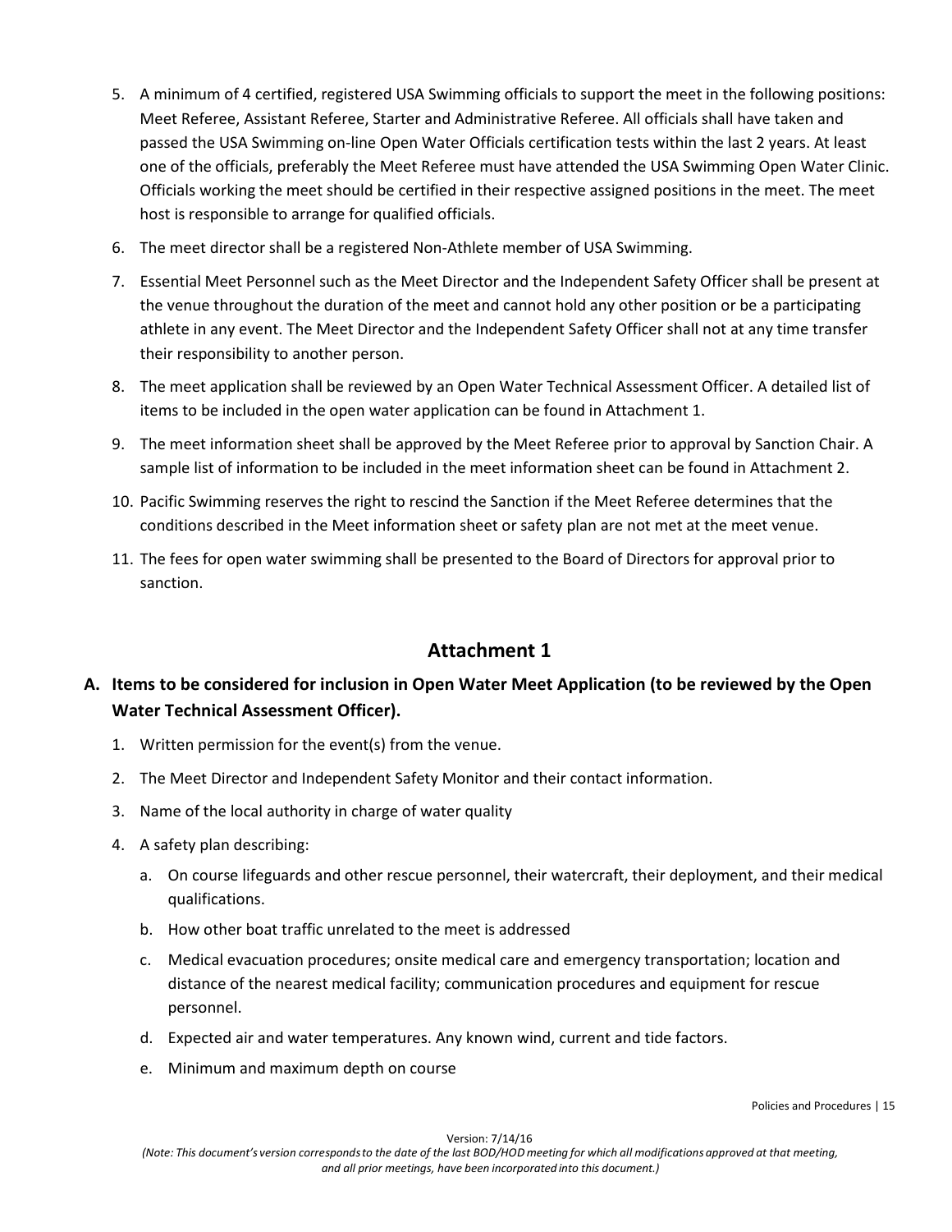5. A minimum of 4 certified, registered USA Swimming officials to support the meet in the following positions: Meet Referee, Assistant Referee, Starter and Administrative Referee. All officials shall have taken and passed the USA Swimming on-line Open Water Officials certification tests within the last 2 years. At least one of the officials, preferably the Meet Referee must have attended the USA Swimming Open Water Clinic. Officials working the meet should be certified in their respective assigned positions in the meet. The meet host is responsible to arrange for qualified officials.
6. The meet director shall be a registered Non-Athlete member of USA Swimming.
7. Essential Meet Personnel such as the Meet Director and the Independent Safety Officer shall be present at the venue throughout the duration of the meet and cannot hold any other position or be a participating athlete in any event. The Meet Director and the Independent Safety Officer shall not at any time transfer their responsibility to another person.
8. The meet application shall be reviewed by an Open Water Technical Assessment Officer. A detailed list of items to be included in the open water application can be found in Attachment 1.
9. The meet information sheet shall be approved by the Meet Referee prior to approval by Sanction Chair. A sample list of information to be included in the meet information sheet can be found in Attachment 2.
10. Pacific Swimming reserves the right to rescind the Sanction if the Meet Referee determines that the conditions described in the Meet information sheet or safety plan are not met at the meet venue.
11. The fees for open water swimming shall be presented to the Board of Directors for approval prior to sanction.

## Attachment 1

### A. Items to be considered for inclusion in Open Water Meet Application (to be reviewed by the Open Water Technical Assessment Officer).

1. Written permission for the event(s) from the venue.
2. The Meet Director and Independent Safety Monitor and their contact information.
3. Name of the local authority in charge of water quality
4. A safety plan describing:
   a. On course lifeguards and other rescue personnel, their watercraft, their deployment, and their medical qualifications.
   b. How other boat traffic unrelated to the meet is addressed
   c. Medical evacuation procedures; onsite medical care and emergency transportation; location and distance of the nearest medical facility; communication procedures and equipment for rescue personnel.
   d. Expected air and water temperatures. Any known wind, current and tide factors.
   e. Minimum and maximum depth on course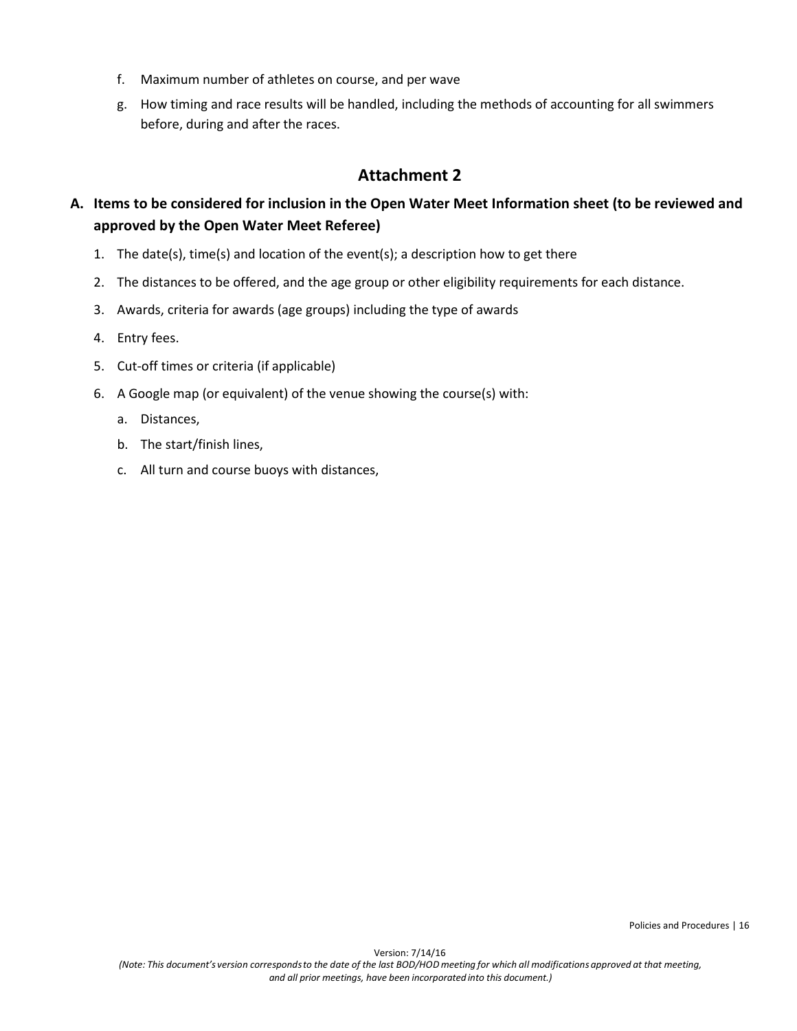f. Maximum number of athletes on course, and per wave

g. How timing and race results will be handled, including the methods of accounting for all swimmers before, during and after the races.

## Attachment 2

### A. Items to be considered for inclusion in the Open Water Meet Information sheet (to be reviewed and approved by the Open Water Meet Referee)

1. The date(s), time(s) and location of the event(s); a description how to get there
2. The distances to be offered, and the age group or other eligibility requirements for each distance.
3. Awards, criteria for awards (age groups) including the type of awards
4. Entry fees.
5. Cut-off times or criteria (if applicable)
6. A Google map (or equivalent) of the venue showing the course(s) with:
   a. Distances,
   b. The start/finish lines,
   c. All turn and course buoys with distances,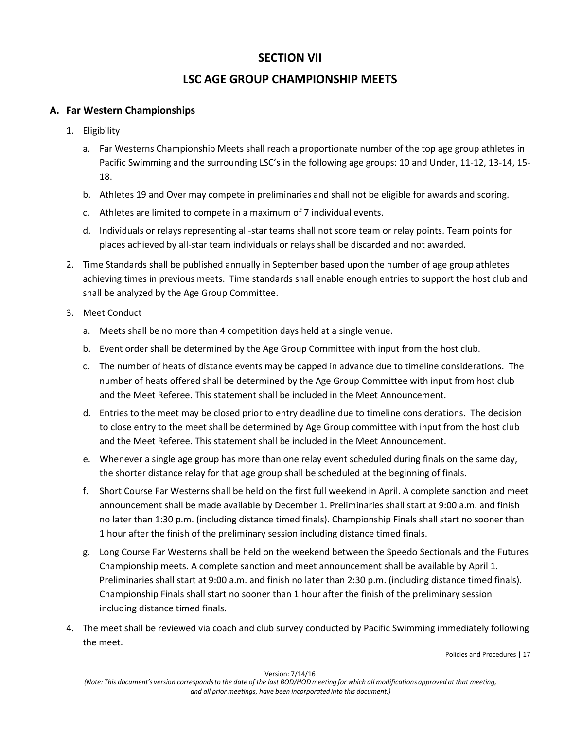# SECTION VII

# LSC AGE GROUP CHAMPIONSHIP MEETS

## A. Far Western Championships

1. Eligibility
   a. Far Westerns Championship Meets shall reach a proportionate number of the top age group athletes in Pacific Swimming and the surrounding LSC's in the following age groups: 10 and Under, 11-12, 13-14, 15-18.
   b. Athletes 19 and Over may compete in preliminaries and shall not be eligible for awards and scoring.
   c. Athletes are limited to compete in a maximum of 7 individual events.
   d. Individuals or relays representing all-star teams shall not score team or relay points. Team points for places achieved by all-star team individuals or relays shall be discarded and not awarded.
2. Time Standards shall be published annually in September based upon the number of age group athletes achieving times in previous meets. Time standards shall enable enough entries to support the host club and shall be analyzed by the Age Group Committee.
3. Meet Conduct
   a. Meets shall be no more than 4 competition days held at a single venue.
   b. Event order shall be determined by the Age Group Committee with input from the host club.
   c. The number of heats of distance events may be capped in advance due to timeline considerations. The number of heats offered shall be determined by the Age Group Committee with input from host club and the Meet Referee. This statement shall be included in the Meet Announcement.
   d. Entries to the meet may be closed prior to entry deadline due to timeline considerations. The decision to close entry to the meet shall be determined by Age Group committee with input from the host club and the Meet Referee. This statement shall be included in the Meet Announcement.
   e. Whenever a single age group has more than one relay event scheduled during finals on the same day, the shorter distance relay for that age group shall be scheduled at the beginning of finals.
   f. Short Course Far Westerns shall be held on the first full weekend in April. A complete sanction and meet announcement shall be made available by December 1. Preliminaries shall start at 9:00 a.m. and finish no later than 1:30 p.m. (including distance timed finals). Championship Finals shall start no sooner than 1 hour after the finish of the preliminary session including distance timed finals.
   g. Long Course Far Westerns shall be held on the weekend between the Speedo Sectionals and the Futures Championship meets. A complete sanction and meet announcement shall be available by April 1. Preliminaries shall start at 9:00 a.m. and finish no later than 2:30 p.m. (including distance timed finals). Championship Finals shall start no sooner than 1 hour after the finish of the preliminary session including distance timed finals.
4. The meet shall be reviewed via coach and club survey conducted by Pacific Swimming immediately following the meet.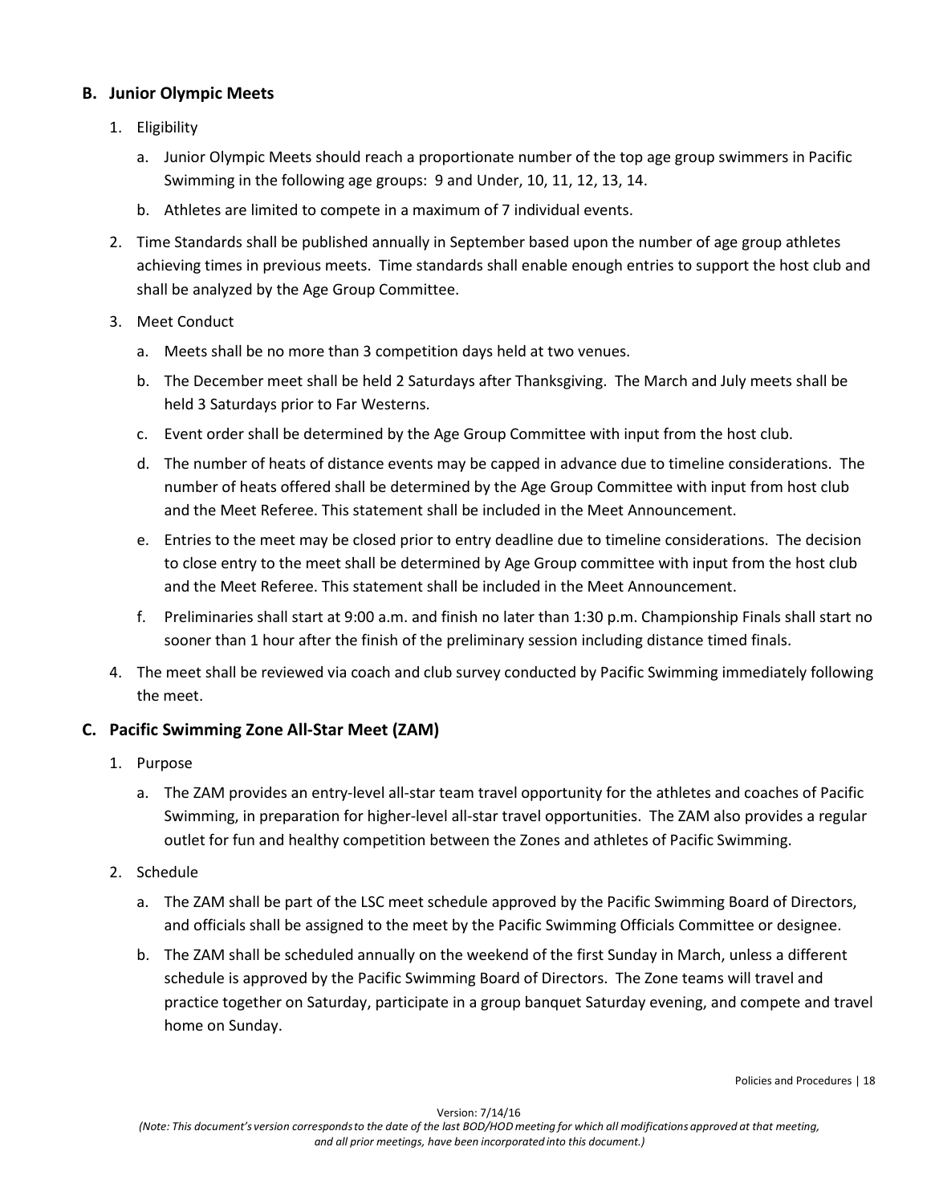### B. Junior Olympic Meets

1. Eligibility
   a. Junior Olympic Meets should reach a proportionate number of the top age group swimmers in Pacific Swimming in the following age groups: 9 and Under, 10, 11, 12, 13, 14.
   b. Athletes are limited to compete in a maximum of 7 individual events.
2. Time Standards shall be published annually in September based upon the number of age group athletes achieving times in previous meets. Time standards shall enable enough entries to support the host club and shall be analyzed by the Age Group Committee.
3. Meet Conduct
   a. Meets shall be no more than 3 competition days held at two venues.
   b. The December meet shall be held 2 Saturdays after Thanksgiving. The March and July meets shall be held 3 Saturdays prior to Far Westerns.
   c. Event order shall be determined by the Age Group Committee with input from the host club.
   d. The number of heats of distance events may be capped in advance due to timeline considerations. The number of heats offered shall be determined by the Age Group Committee with input from host club and the Meet Referee. This statement shall be included in the Meet Announcement.
   e. Entries to the meet may be closed prior to entry deadline due to timeline considerations. The decision to close entry to the meet shall be determined by Age Group committee with input from the host club and the Meet Referee. This statement shall be included in the Meet Announcement.
   f. Preliminaries shall start at 9:00 a.m. and finish no later than 1:30 p.m. Championship Finals shall start no sooner than 1 hour after the finish of the preliminary session including distance timed finals.
4. The meet shall be reviewed via coach and club survey conducted by Pacific Swimming immediately following the meet.

### C. Pacific Swimming Zone All-Star Meet (ZAM)

1. Purpose
   a. The ZAM provides an entry-level all-star team travel opportunity for the athletes and coaches of Pacific Swimming, in preparation for higher-level all-star travel opportunities. The ZAM also provides a regular outlet for fun and healthy competition between the Zones and athletes of Pacific Swimming.
2. Schedule
   a. The ZAM shall be part of the LSC meet schedule approved by the Pacific Swimming Board of Directors, and officials shall be assigned to the meet by the Pacific Swimming Officials Committee or designee.
   b. The ZAM shall be scheduled annually on the weekend of the first Sunday in March, unless a different schedule is approved by the Pacific Swimming Board of Directors. The Zone teams will travel and practice together on Saturday, participate in a group banquet Saturday evening, and compete and travel home on Sunday.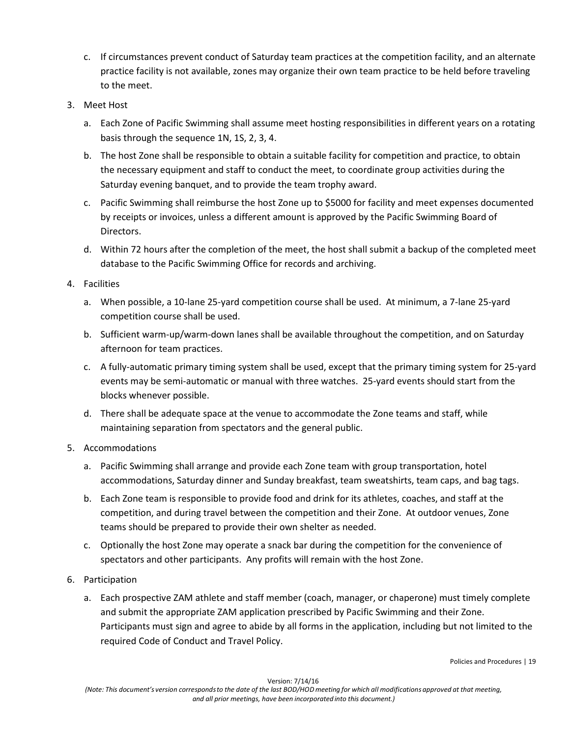c. If circumstances prevent conduct of Saturday team practices at the competition facility, and an alternate practice facility is not available, zones may organize their own team practice to be held before traveling to the meet.

3. Meet Host

   a. Each Zone of Pacific Swimming shall assume meet hosting responsibilities in different years on a rotating basis through the sequence 1N, 1S, 2, 3, 4.

   b. The host Zone shall be responsible to obtain a suitable facility for competition and practice, to obtain the necessary equipment and staff to conduct the meet, to coordinate group activities during the Saturday evening banquet, and to provide the team trophy award.

   c. Pacific Swimming shall reimburse the host Zone up to $5000 for facility and meet expenses documented by receipts or invoices, unless a different amount is approved by the Pacific Swimming Board of Directors.

   d. Within 72 hours after the completion of the meet, the host shall submit a backup of the completed meet database to the Pacific Swimming Office for records and archiving.

4. Facilities

   a. When possible, a 10-lane 25-yard competition course shall be used. At minimum, a 7-lane 25-yard competition course shall be used.

   b. Sufficient warm-up/warm-down lanes shall be available throughout the competition, and on Saturday afternoon for team practices.

   c. A fully-automatic primary timing system shall be used, except that the primary timing system for 25-yard events may be semi-automatic or manual with three watches. 25-yard events should start from the blocks whenever possible.

   d. There shall be adequate space at the venue to accommodate the Zone teams and staff, while maintaining separation from spectators and the general public.

5. Accommodations

   a. Pacific Swimming shall arrange and provide each Zone team with group transportation, hotel accommodations, Saturday dinner and Sunday breakfast, team sweatshirts, team caps, and bag tags.

   b. Each Zone team is responsible to provide food and drink for its athletes, coaches, and staff at the competition, and during travel between the competition and their Zone. At outdoor venues, Zone teams should be prepared to provide their own shelter as needed.

   c. Optionally the host Zone may operate a snack bar during the competition for the convenience of spectators and other participants. Any profits will remain with the host Zone.

6. Participation

   a. Each prospective ZAM athlete and staff member (coach, manager, or chaperone) must timely complete and submit the appropriate ZAM application prescribed by Pacific Swimming and their Zone. Participants must sign and agree to abide by all forms in the application, including but not limited to the required Code of Conduct and Travel Policy.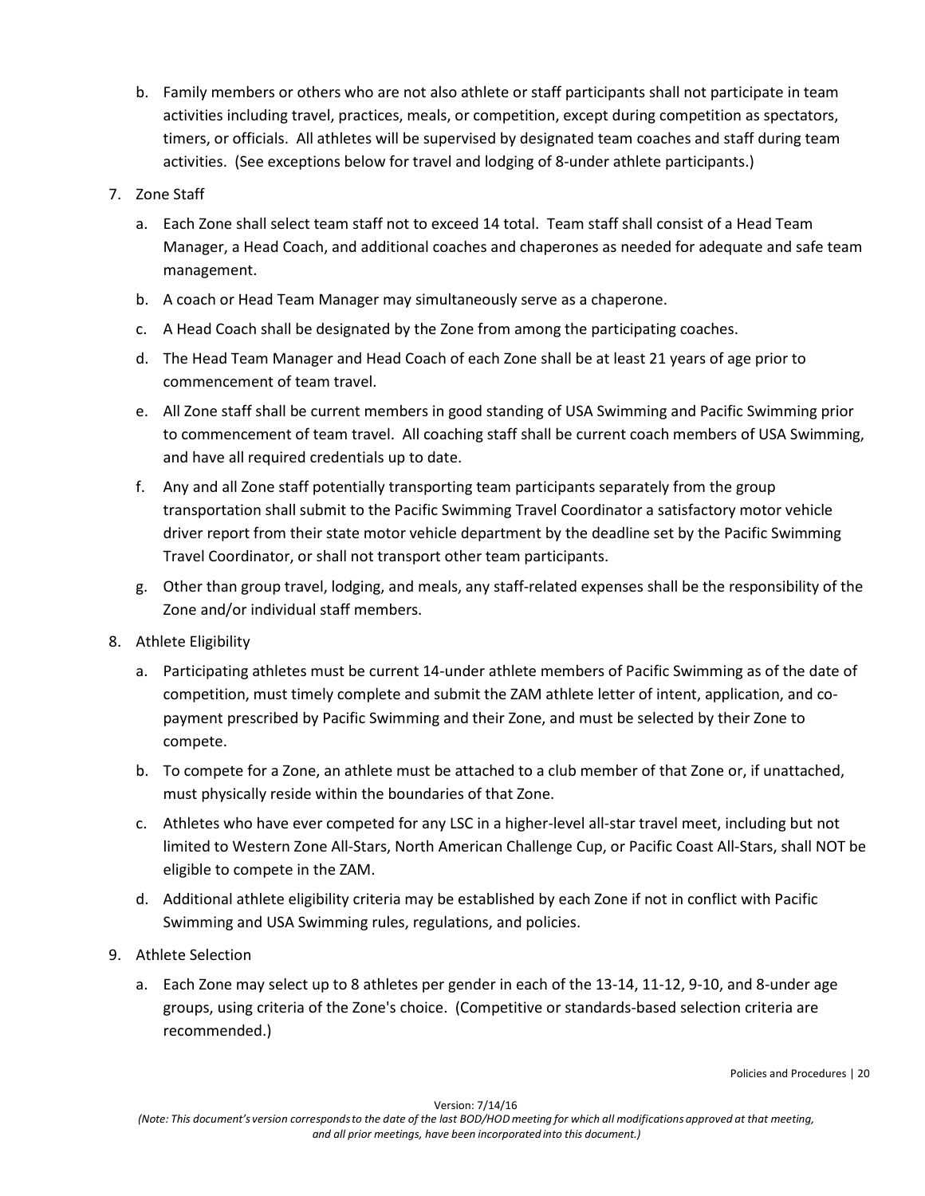b. Family members or others who are not also athlete or staff participants shall not participate in team activities including travel, practices, meals, or competition, except during competition as spectators, timers, or officials. All athletes will be supervised by designated team coaches and staff during team activities. (See exceptions below for travel and lodging of 8-under athlete participants.)

7. Zone Staff

   a. Each Zone shall select team staff not to exceed 14 total. Team staff shall consist of a Head Team Manager, a Head Coach, and additional coaches and chaperones as needed for adequate and safe team management.

   b. A coach or Head Team Manager may simultaneously serve as a chaperone.

   c. A Head Coach shall be designated by the Zone from among the participating coaches.

   d. The Head Team Manager and Head Coach of each Zone shall be at least 21 years of age prior to commencement of team travel.

   e. All Zone staff shall be current members in good standing of USA Swimming and Pacific Swimming prior to commencement of team travel. All coaching staff shall be current coach members of USA Swimming, and have all required credentials up to date.

   f. Any and all Zone staff potentially transporting team participants separately from the group transportation shall submit to the Pacific Swimming Travel Coordinator a satisfactory motor vehicle driver report from their state motor vehicle department by the deadline set by the Pacific Swimming Travel Coordinator, or shall not transport other team participants.

   g. Other than group travel, lodging, and meals, any staff-related expenses shall be the responsibility of the Zone and/or individual staff members.

8. Athlete Eligibility

   a. Participating athletes must be current 14-under athlete members of Pacific Swimming as of the date of competition, must timely complete and submit the ZAM athlete letter of intent, application, and co-payment prescribed by Pacific Swimming and their Zone, and must be selected by their Zone to compete.

   b. To compete for a Zone, an athlete must be attached to a club member of that Zone or, if unattached, must physically reside within the boundaries of that Zone.

   c. Athletes who have ever competed for any LSC in a higher-level all-star travel meet, including but not limited to Western Zone All-Stars, North American Challenge Cup, or Pacific Coast All-Stars, shall NOT be eligible to compete in the ZAM.

   d. Additional athlete eligibility criteria may be established by each Zone if not in conflict with Pacific Swimming and USA Swimming rules, regulations, and policies.

9. Athlete Selection

   a. Each Zone may select up to 8 athletes per gender in each of the 13-14, 11-12, 9-10, and 8-under age groups, using criteria of the Zone's choice. (Competitive or standards-based selection criteria are recommended.)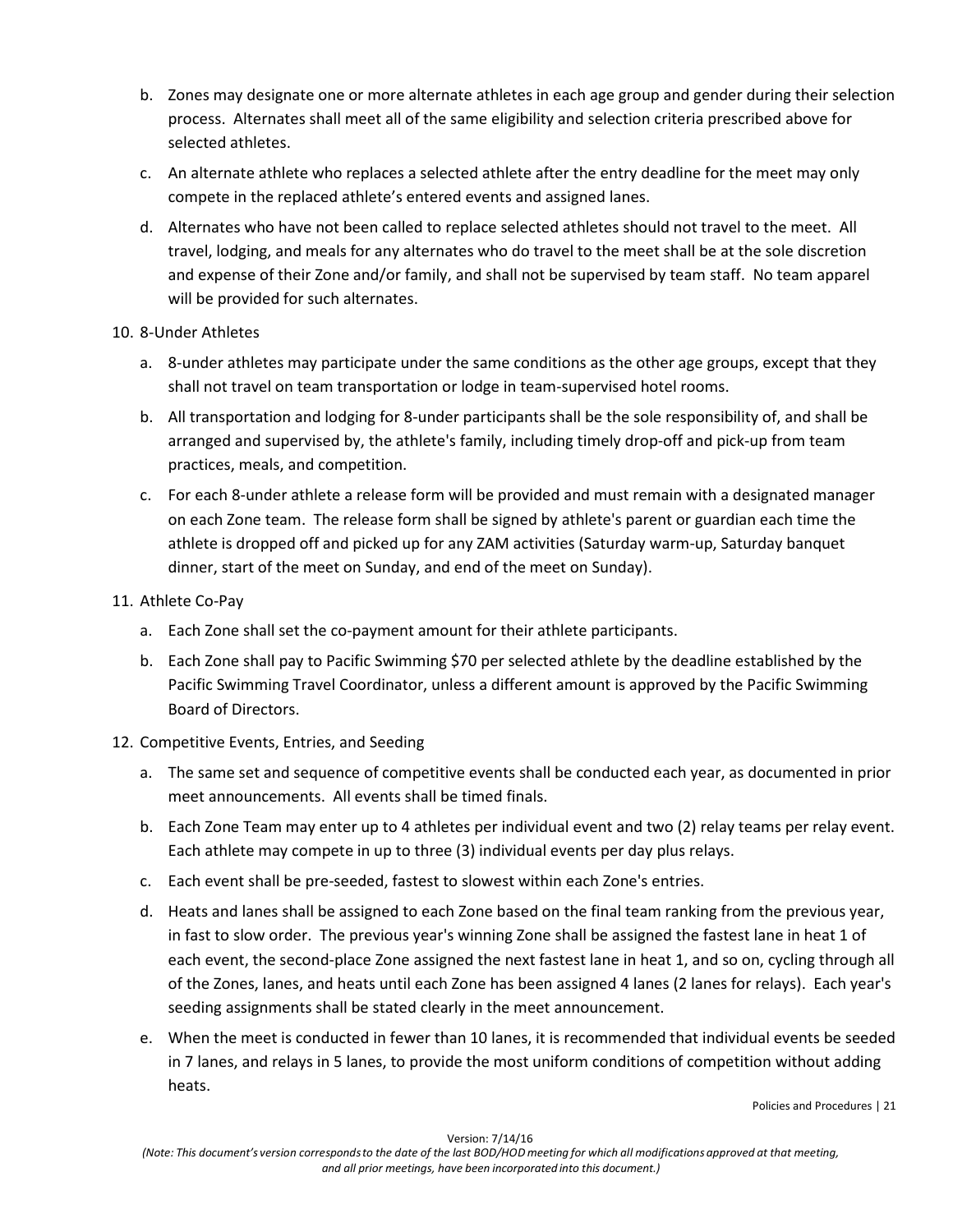b. Zones may designate one or more alternate athletes in each age group and gender during their selection process. Alternates shall meet all of the same eligibility and selection criteria prescribed above for selected athletes.

c. An alternate athlete who replaces a selected athlete after the entry deadline for the meet may only compete in the replaced athlete's entered events and assigned lanes.

d. Alternates who have not been called to replace selected athletes should not travel to the meet. All travel, lodging, and meals for any alternates who do travel to the meet shall be at the sole discretion and expense of their Zone and/or family, and shall not be supervised by team staff. No team apparel will be provided for such alternates.

10. 8-Under Athletes

    a. 8-under athletes may participate under the same conditions as the other age groups, except that they shall not travel on team transportation or lodge in team-supervised hotel rooms.

    b. All transportation and lodging for 8-under participants shall be the sole responsibility of, and shall be arranged and supervised by, the athlete's family, including timely drop-off and pick-up from team practices, meals, and competition.

    c. For each 8-under athlete a release form will be provided and must remain with a designated manager on each Zone team. The release form shall be signed by athlete's parent or guardian each time the athlete is dropped off and picked up for any ZAM activities (Saturday warm-up, Saturday banquet dinner, start of the meet on Sunday, and end of the meet on Sunday).

11. Athlete Co-Pay

    a. Each Zone shall set the co-payment amount for their athlete participants.

    b. Each Zone shall pay to Pacific Swimming $70 per selected athlete by the deadline established by the Pacific Swimming Travel Coordinator, unless a different amount is approved by the Pacific Swimming Board of Directors.

12. Competitive Events, Entries, and Seeding

    a. The same set and sequence of competitive events shall be conducted each year, as documented in prior meet announcements. All events shall be timed finals.

    b. Each Zone Team may enter up to 4 athletes per individual event and two (2) relay teams per relay event. Each athlete may compete in up to three (3) individual events per day plus relays.

    c. Each event shall be pre-seeded, fastest to slowest within each Zone's entries.

    d. Heats and lanes shall be assigned to each Zone based on the final team ranking from the previous year, in fast to slow order. The previous year's winning Zone shall be assigned the fastest lane in heat 1 of each event, the second-place Zone assigned the next fastest lane in heat 1, and so on, cycling through all of the Zones, lanes, and heats until each Zone has been assigned 4 lanes (2 lanes for relays). Each year's seeding assignments shall be stated clearly in the meet announcement.

    e. When the meet is conducted in fewer than 10 lanes, it is recommended that individual events be seeded in 7 lanes, and relays in 5 lanes, to provide the most uniform conditions of competition without adding heats.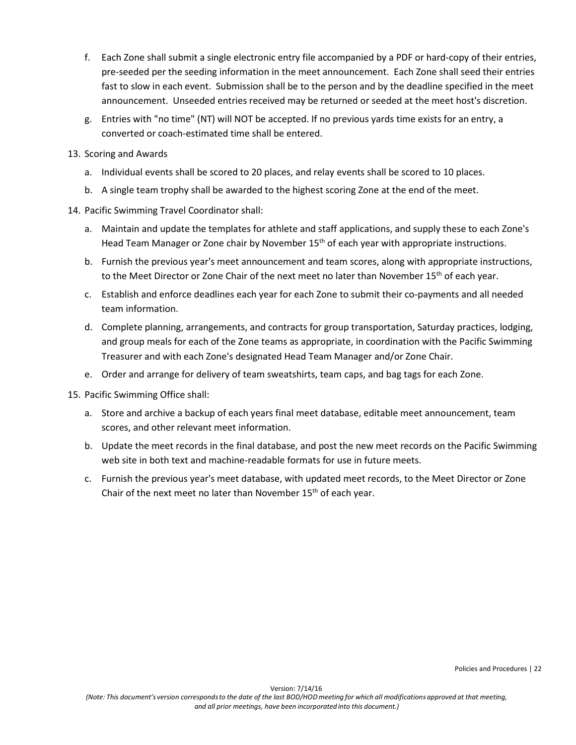f. Each Zone shall submit a single electronic entry file accompanied by a PDF or hard-copy of their entries, pre-seeded per the seeding information in the meet announcement. Each Zone shall seed their entries fast to slow in each event. Submission shall be to the person and by the deadline specified in the meet announcement. Unseeded entries received may be returned or seeded at the meet host's discretion.

g. Entries with "no time" (NT) will NOT be accepted. If no previous yards time exists for an entry, a converted or coach-estimated time shall be entered.

13. Scoring and Awards
    a. Individual events shall be scored to 20 places, and relay events shall be scored to 10 places.
    b. A single team trophy shall be awarded to the highest scoring Zone at the end of the meet.

14. Pacific Swimming Travel Coordinator shall:
    a. Maintain and update the templates for athlete and staff applications, and supply these to each Zone's Head Team Manager or Zone chair by November 15th of each year with appropriate instructions.
    b. Furnish the previous year's meet announcement and team scores, along with appropriate instructions, to the Meet Director or Zone Chair of the next meet no later than November 15th of each year.
    c. Establish and enforce deadlines each year for each Zone to submit their co-payments and all needed team information.
    d. Complete planning, arrangements, and contracts for group transportation, Saturday practices, lodging, and group meals for each of the Zone teams as appropriate, in coordination with the Pacific Swimming Treasurer and with each Zone's designated Head Team Manager and/or Zone Chair.
    e. Order and arrange for delivery of team sweatshirts, team caps, and bag tags for each Zone.

15. Pacific Swimming Office shall:
    a. Store and archive a backup of each years final meet database, editable meet announcement, team scores, and other relevant meet information.
    b. Update the meet records in the final database, and post the new meet records on the Pacific Swimming web site in both text and machine-readable formats for use in future meets.
    c. Furnish the previous year's meet database, with updated meet records, to the Meet Director or Zone Chair of the next meet no later than November 15th of each year.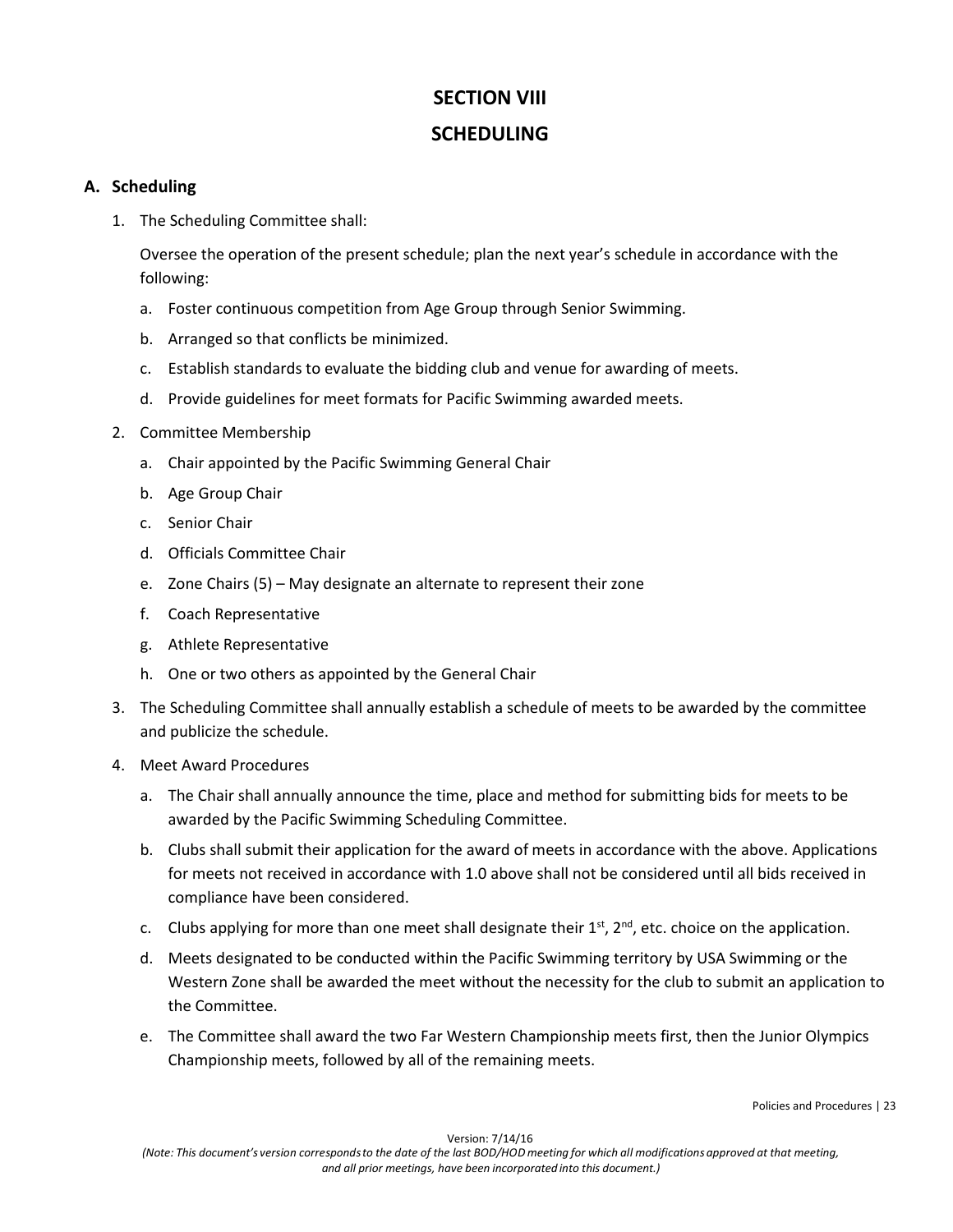# SECTION VIII

# SCHEDULING

## A. Scheduling

1. The Scheduling Committee shall:

   Oversee the operation of the present schedule; plan the next year's schedule in accordance with the following:

   a. Foster continuous competition from Age Group through Senior Swimming.

   b. Arranged so that conflicts be minimized.

   c. Establish standards to evaluate the bidding club and venue for awarding of meets.

   d. Provide guidelines for meet formats for Pacific Swimming awarded meets.

2. Committee Membership

   a. Chair appointed by the Pacific Swimming General Chair

   b. Age Group Chair

   c. Senior Chair

   d. Officials Committee Chair

   e. Zone Chairs (5) – May designate an alternate to represent their zone

   f. Coach Representative

   g. Athlete Representative

   h. One or two others as appointed by the General Chair

3. The Scheduling Committee shall annually establish a schedule of meets to be awarded by the committee and publicize the schedule.

4. Meet Award Procedures

   a. The Chair shall annually announce the time, place and method for submitting bids for meets to be awarded by the Pacific Swimming Scheduling Committee.

   b. Clubs shall submit their application for the award of meets in accordance with the above. Applications for meets not received in accordance with 1.0 above shall not be considered until all bids received in compliance have been considered.

   c. Clubs applying for more than one meet shall designate their 1st, 2nd, etc. choice on the application.

   d. Meets designated to be conducted within the Pacific Swimming territory by USA Swimming or the Western Zone shall be awarded the meet without the necessity for the club to submit an application to the Committee.

   e. The Committee shall award the two Far Western Championship meets first, then the Junior Olympics Championship meets, followed by all of the remaining meets.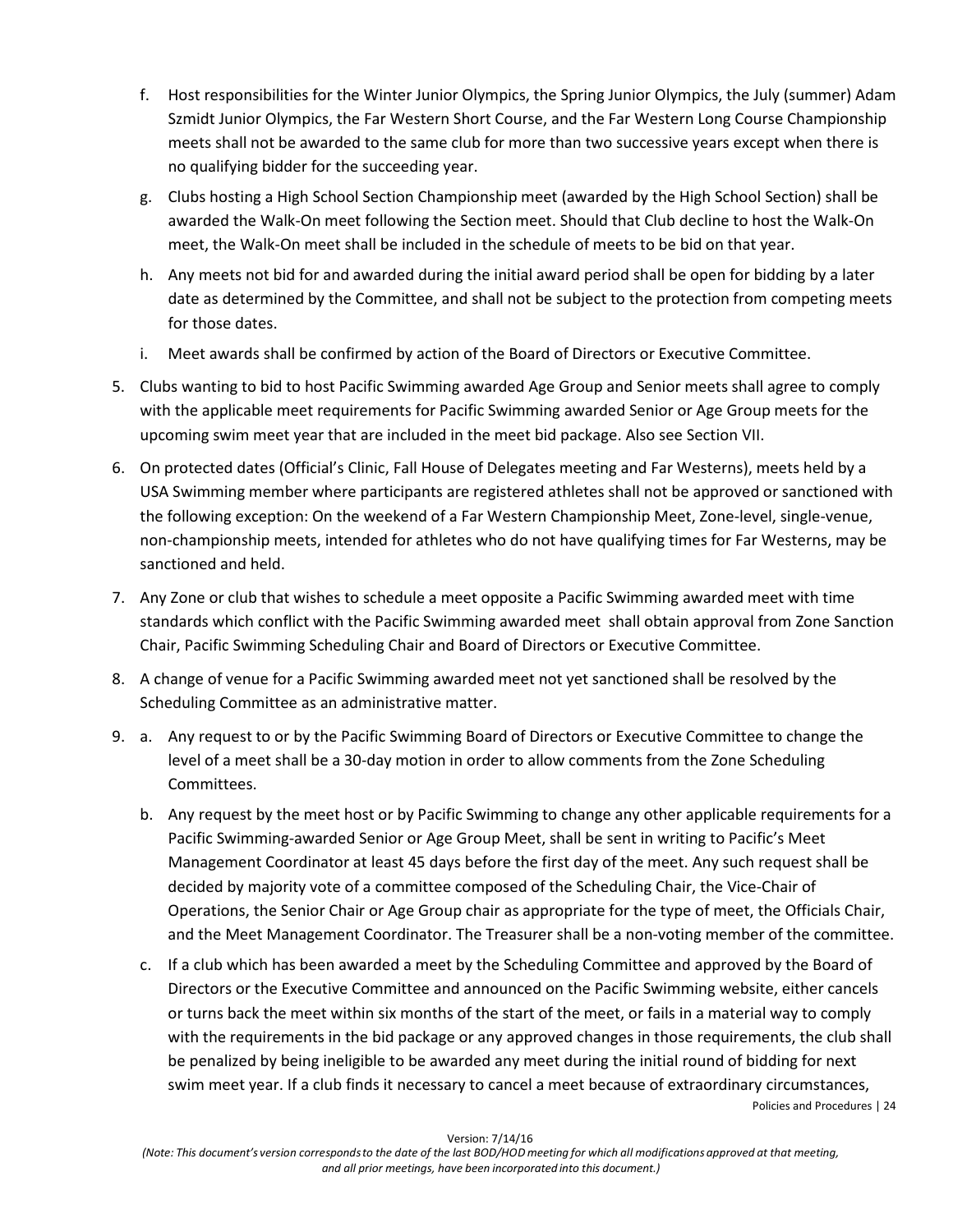f. Host responsibilities for the Winter Junior Olympics, the Spring Junior Olympics, the July (summer) Adam Szmidt Junior Olympics, the Far Western Short Course, and the Far Western Long Course Championship meets shall not be awarded to the same club for more than two successive years except when there is no qualifying bidder for the succeeding year.

g. Clubs hosting a High School Section Championship meet (awarded by the High School Section) shall be awarded the Walk-On meet following the Section meet. Should that Club decline to host the Walk-On meet, the Walk-On meet shall be included in the schedule of meets to be bid on that year.

h. Any meets not bid for and awarded during the initial award period shall be open for bidding by a later date as determined by the Committee, and shall not be subject to the protection from competing meets for those dates.

i. Meet awards shall be confirmed by action of the Board of Directors or Executive Committee.

5. Clubs wanting to bid to host Pacific Swimming awarded Age Group and Senior meets shall agree to comply with the applicable meet requirements for Pacific Swimming awarded Senior or Age Group meets for the upcoming swim meet year that are included in the meet bid package. Also see Section VII.

6. On protected dates (Official's Clinic, Fall House of Delegates meeting and Far Westerns), meets held by a USA Swimming member where participants are registered athletes shall not be approved or sanctioned with the following exception: On the weekend of a Far Western Championship Meet, Zone-level, single-venue, non-championship meets, intended for athletes who do not have qualifying times for Far Westerns, may be sanctioned and held.

7. Any Zone or club that wishes to schedule a meet opposite a Pacific Swimming awarded meet with time standards which conflict with the Pacific Swimming awarded meet shall obtain approval from Zone Sanction Chair, Pacific Swimming Scheduling Chair and Board of Directors or Executive Committee.

8. A change of venue for a Pacific Swimming awarded meet not yet sanctioned shall be resolved by the Scheduling Committee as an administrative matter.

9. a. Any request to or by the Pacific Swimming Board of Directors or Executive Committee to change the level of a meet shall be a 30-day motion in order to allow comments from the Zone Scheduling Committees.

   b. Any request by the meet host or by Pacific Swimming to change any other applicable requirements for a Pacific Swimming-awarded Senior or Age Group Meet, shall be sent in writing to Pacific's Meet Management Coordinator at least 45 days before the first day of the meet. Any such request shall be decided by majority vote of a committee composed of the Scheduling Chair, the Vice-Chair of Operations, the Senior Chair or Age Group chair as appropriate for the type of meet, the Officials Chair, and the Meet Management Coordinator. The Treasurer shall be a non-voting member of the committee.

   c. If a club which has been awarded a meet by the Scheduling Committee and approved by the Board of Directors or the Executive Committee and announced on the Pacific Swimming website, either cancels or turns back the meet within six months of the start of the meet, or fails in a material way to comply with the requirements in the bid package or any approved changes in those requirements, the club shall be penalized by being ineligible to be awarded any meet during the initial round of bidding for next swim meet year. If a club finds it necessary to cancel a meet because of extraordinary circumstances,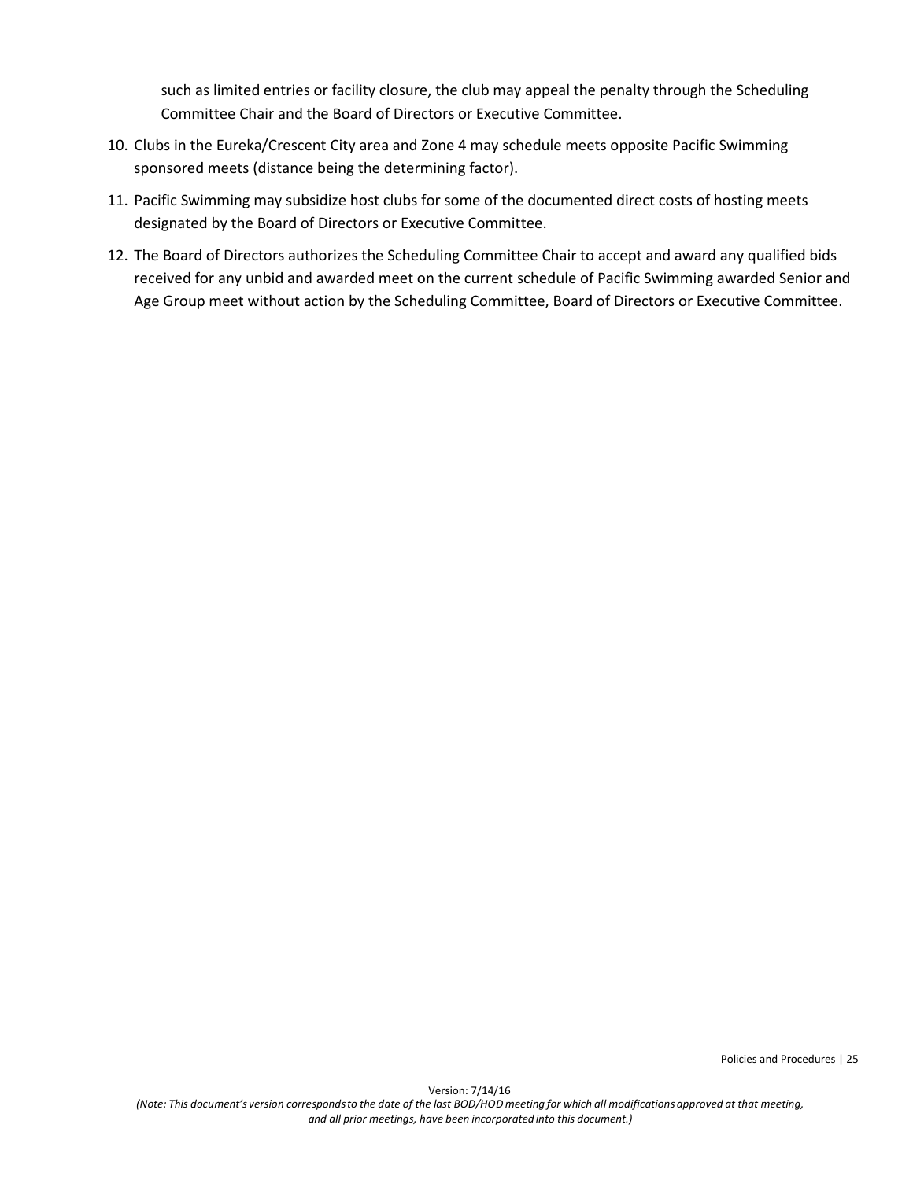such as limited entries or facility closure, the club may appeal the penalty through the Scheduling Committee Chair and the Board of Directors or Executive Committee.

10. Clubs in the Eureka/Crescent City area and Zone 4 may schedule meets opposite Pacific Swimming sponsored meets (distance being the determining factor).
11. Pacific Swimming may subsidize host clubs for some of the documented direct costs of hosting meets designated by the Board of Directors or Executive Committee.
12. The Board of Directors authorizes the Scheduling Committee Chair to accept and award any qualified bids received for any unbid and awarded meet on the current schedule of Pacific Swimming awarded Senior and Age Group meet without action by the Scheduling Committee, Board of Directors or Executive Committee.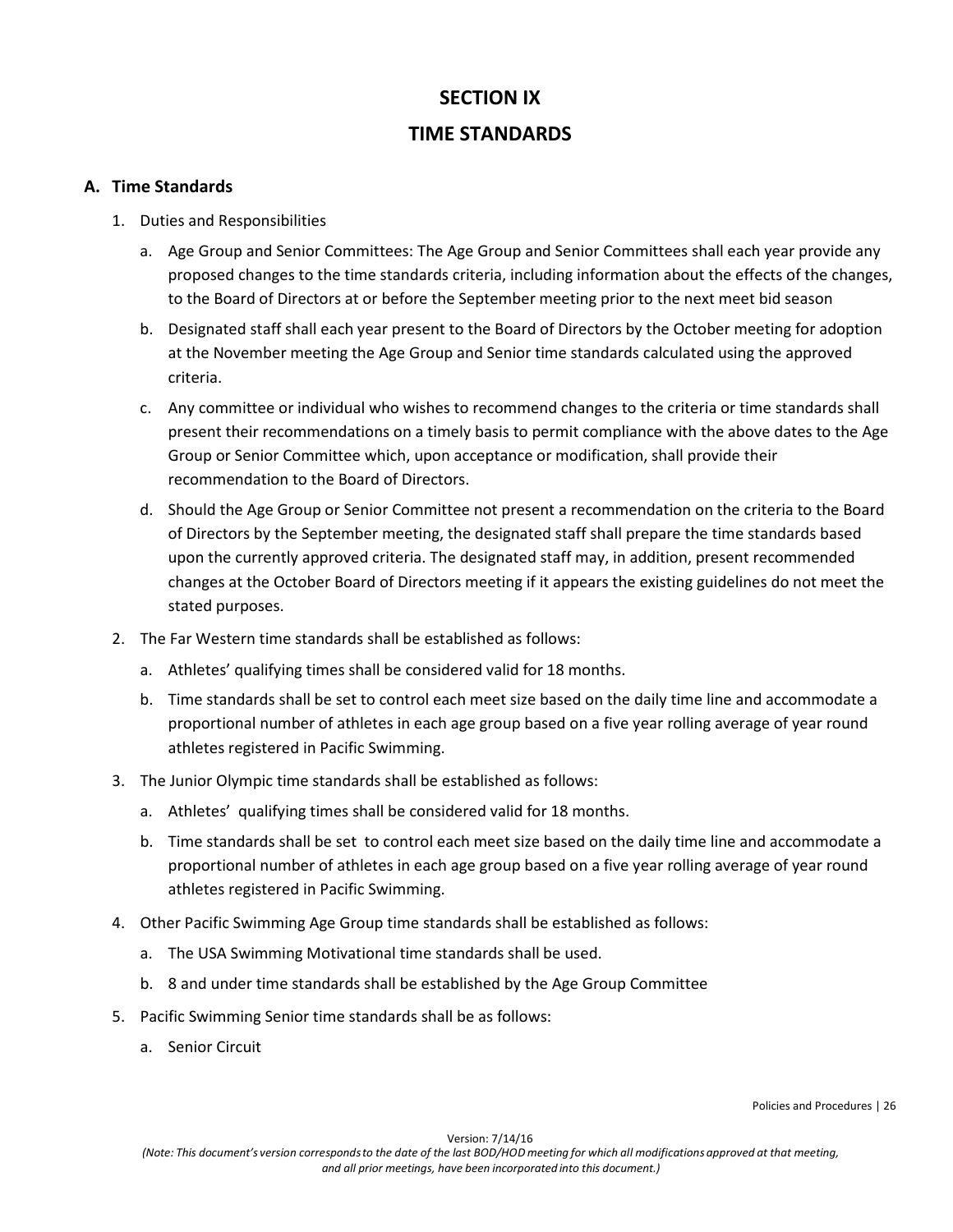# SECTION IX

# TIME STANDARDS

## A. Time Standards

1. Duties and Responsibilities
   a. Age Group and Senior Committees: The Age Group and Senior Committees shall each year provide any proposed changes to the time standards criteria, including information about the effects of the changes, to the Board of Directors at or before the September meeting prior to the next meet bid season
   b. Designated staff shall each year present to the Board of Directors by the October meeting for adoption at the November meeting the Age Group and Senior time standards calculated using the approved criteria.
   c. Any committee or individual who wishes to recommend changes to the criteria or time standards shall present their recommendations on a timely basis to permit compliance with the above dates to the Age Group or Senior Committee which, upon acceptance or modification, shall provide their recommendation to the Board of Directors.
   d. Should the Age Group or Senior Committee not present a recommendation on the criteria to the Board of Directors by the September meeting, the designated staff shall prepare the time standards based upon the currently approved criteria. The designated staff may, in addition, present recommended changes at the October Board of Directors meeting if it appears the existing guidelines do not meet the stated purposes.
2. The Far Western time standards shall be established as follows:
   a. Athletes' qualifying times shall be considered valid for 18 months.
   b. Time standards shall be set to control each meet size based on the daily time line and accommodate a proportional number of athletes in each age group based on a five year rolling average of year round athletes registered in Pacific Swimming.
3. The Junior Olympic time standards shall be established as follows:
   a. Athletes' qualifying times shall be considered valid for 18 months.
   b. Time standards shall be set to control each meet size based on the daily time line and accommodate a proportional number of athletes in each age group based on a five year rolling average of year round athletes registered in Pacific Swimming.
4. Other Pacific Swimming Age Group time standards shall be established as follows:
   a. The USA Swimming Motivational time standards shall be used.
   b. 8 and under time standards shall be established by the Age Group Committee
5. Pacific Swimming Senior time standards shall be as follows:
   a. Senior Circuit

Version: 7/14/16
*(Note: This document's version corresponds to the date of the last BOD/HOD meeting for which all modifications approved at that meeting, and all prior meetings, have been incorporated into this document.)*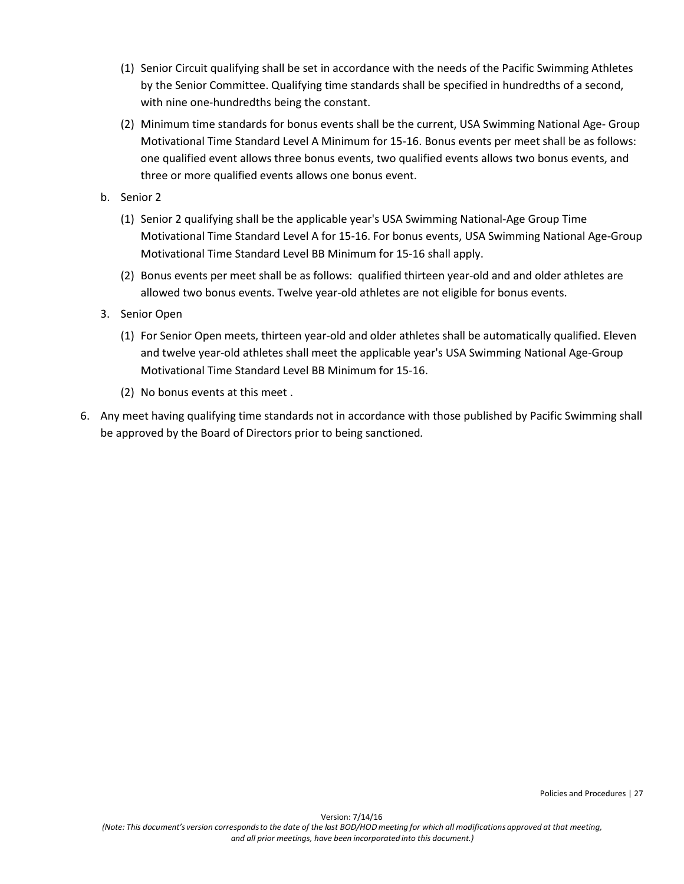(1) Senior Circuit qualifying shall be set in accordance with the needs of the Pacific Swimming Athletes by the Senior Committee. Qualifying time standards shall be specified in hundredths of a second, with nine one-hundredths being the constant.

(2) Minimum time standards for bonus events shall be the current, USA Swimming National Age- Group Motivational Time Standard Level A Minimum for 15-16. Bonus events per meet shall be as follows: one qualified event allows three bonus events, two qualified events allows two bonus events, and three or more qualified events allows one bonus event.

b. Senior 2

(1) Senior 2 qualifying shall be the applicable year's USA Swimming National-Age Group Time Motivational Time Standard Level A for 15-16. For bonus events, USA Swimming National Age-Group Motivational Time Standard Level BB Minimum for 15-16 shall apply.

(2) Bonus events per meet shall be as follows: qualified thirteen year-old and and older athletes are allowed two bonus events. Twelve year-old athletes are not eligible for bonus events.

3. Senior Open

(1) For Senior Open meets, thirteen year-old and older athletes shall be automatically qualified. Eleven and twelve year-old athletes shall meet the applicable year's USA Swimming National Age-Group Motivational Time Standard Level BB Minimum for 15-16.

(2) No bonus events at this meet .

6. Any meet having qualifying time standards not in accordance with those published by Pacific Swimming shall be approved by the Board of Directors prior to being sanctioned.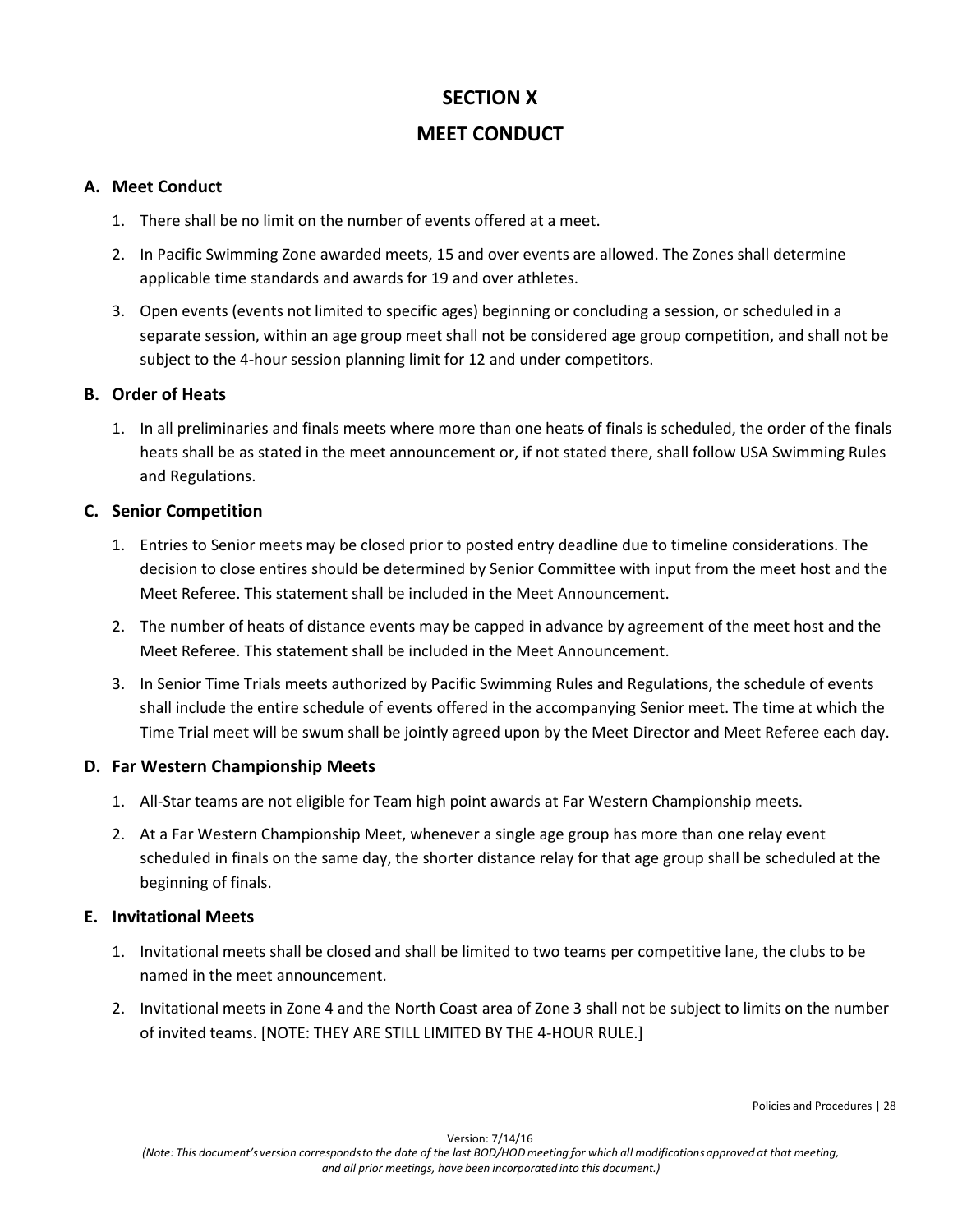# SECTION X

# MEET CONDUCT

## A. Meet Conduct

1. There shall be no limit on the number of events offered at a meet.
2. In Pacific Swimming Zone awarded meets, 15 and over events are allowed. The Zones shall determine applicable time standards and awards for 19 and over athletes.
3. Open events (events not limited to specific ages) beginning or concluding a session, or scheduled in a separate session, within an age group meet shall not be considered age group competition, and shall not be subject to the 4-hour session planning limit for 12 and under competitors.

## B. Order of Heats

1. In all preliminaries and finals meets where more than one heat~~s~~ of finals is scheduled, the order of the finals heats shall be as stated in the meet announcement or, if not stated there, shall follow USA Swimming Rules and Regulations.

## C. Senior Competition

1. Entries to Senior meets may be closed prior to posted entry deadline due to timeline considerations. The decision to close entires should be determined by Senior Committee with input from the meet host and the Meet Referee. This statement shall be included in the Meet Announcement.
2. The number of heats of distance events may be capped in advance by agreement of the meet host and the Meet Referee. This statement shall be included in the Meet Announcement.
3. In Senior Time Trials meets authorized by Pacific Swimming Rules and Regulations, the schedule of events shall include the entire schedule of events offered in the accompanying Senior meet. The time at which the Time Trial meet will be swum shall be jointly agreed upon by the Meet Director and Meet Referee each day.

## D. Far Western Championship Meets

1. All-Star teams are not eligible for Team high point awards at Far Western Championship meets.
2. At a Far Western Championship Meet, whenever a single age group has more than one relay event scheduled in finals on the same day, the shorter distance relay for that age group shall be scheduled at the beginning of finals.

## E. Invitational Meets

1. Invitational meets shall be closed and shall be limited to two teams per competitive lane, the clubs to be named in the meet announcement.
2. Invitational meets in Zone 4 and the North Coast area of Zone 3 shall not be subject to limits on the number of invited teams. [NOTE: THEY ARE STILL LIMITED BY THE 4-HOUR RULE.]

Version: 7/14/16

*(Note: This document's version corresponds to the date of the last BOD/HOD meeting for which all modifications approved at that meeting, and all prior meetings, have been incorporated into this document.)*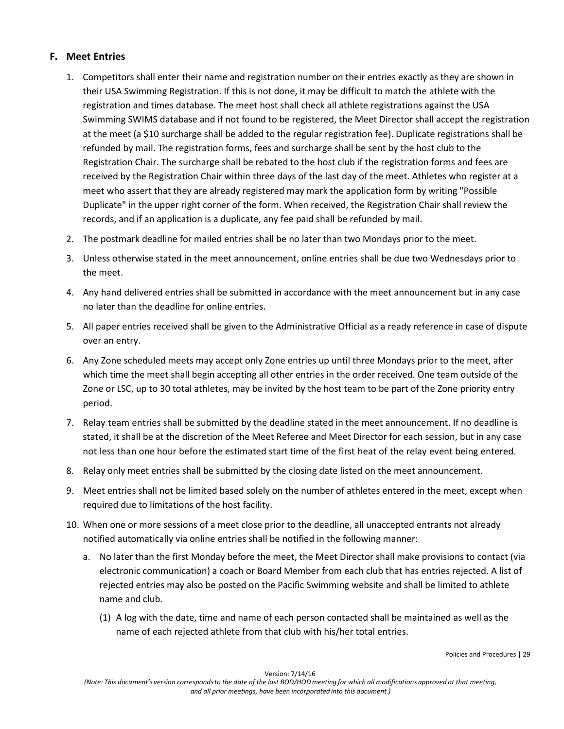### F. Meet Entries

1. Competitors shall enter their name and registration number on their entries exactly as they are shown in their USA Swimming Registration. If this is not done, it may be difficult to match the athlete with the registration and times database. The meet host shall check all athlete registrations against the USA Swimming SWIMS database and if not found to be registered, the Meet Director shall accept the registration at the meet (a $10 surcharge shall be added to the regular registration fee). Duplicate registrations shall be refunded by mail. The registration forms, fees and surcharge shall be sent by the host club to the Registration Chair. The surcharge shall be rebated to the host club if the registration forms and fees are received by the Registration Chair within three days of the last day of the meet. Athletes who register at a meet who assert that they are already registered may mark the application form by writing "Possible Duplicate" in the upper right corner of the form. When received, the Registration Chair shall review the records, and if an application is a duplicate, any fee paid shall be refunded by mail.

2. The postmark deadline for mailed entries shall be no later than two Mondays prior to the meet.

3. Unless otherwise stated in the meet announcement, online entries shall be due two Wednesdays prior to the meet.

4. Any hand delivered entries shall be submitted in accordance with the meet announcement but in any case no later than the deadline for online entries.

5. All paper entries received shall be given to the Administrative Official as a ready reference in case of dispute over an entry.

6. Any Zone scheduled meets may accept only Zone entries up until three Mondays prior to the meet, after which time the meet shall begin accepting all other entries in the order received. One team outside of the Zone or LSC, up to 30 total athletes, may be invited by the host team to be part of the Zone priority entry period.

7. Relay team entries shall be submitted by the deadline stated in the meet announcement. If no deadline is stated, it shall be at the discretion of the Meet Referee and Meet Director for each session, but in any case not less than one hour before the estimated start time of the first heat of the relay event being entered.

8. Relay only meet entries shall be submitted by the closing date listed on the meet announcement.

9. Meet entries shall not be limited based solely on the number of athletes entered in the meet, except when required due to limitations of the host facility.

10. When one or more sessions of a meet close prior to the deadline, all unaccepted entrants not already notified automatically via online entries shall be notified in the following manner:

    a. No later than the first Monday before the meet, the Meet Director shall make provisions to contact (via electronic communication) a coach or Board Member from each club that has entries rejected. A list of rejected entries may also be posted on the Pacific Swimming website and shall be limited to athlete name and club.

        (1) A log with the date, time and name of each person contacted shall be maintained as well as the name of each rejected athlete from that club with his/her total entries.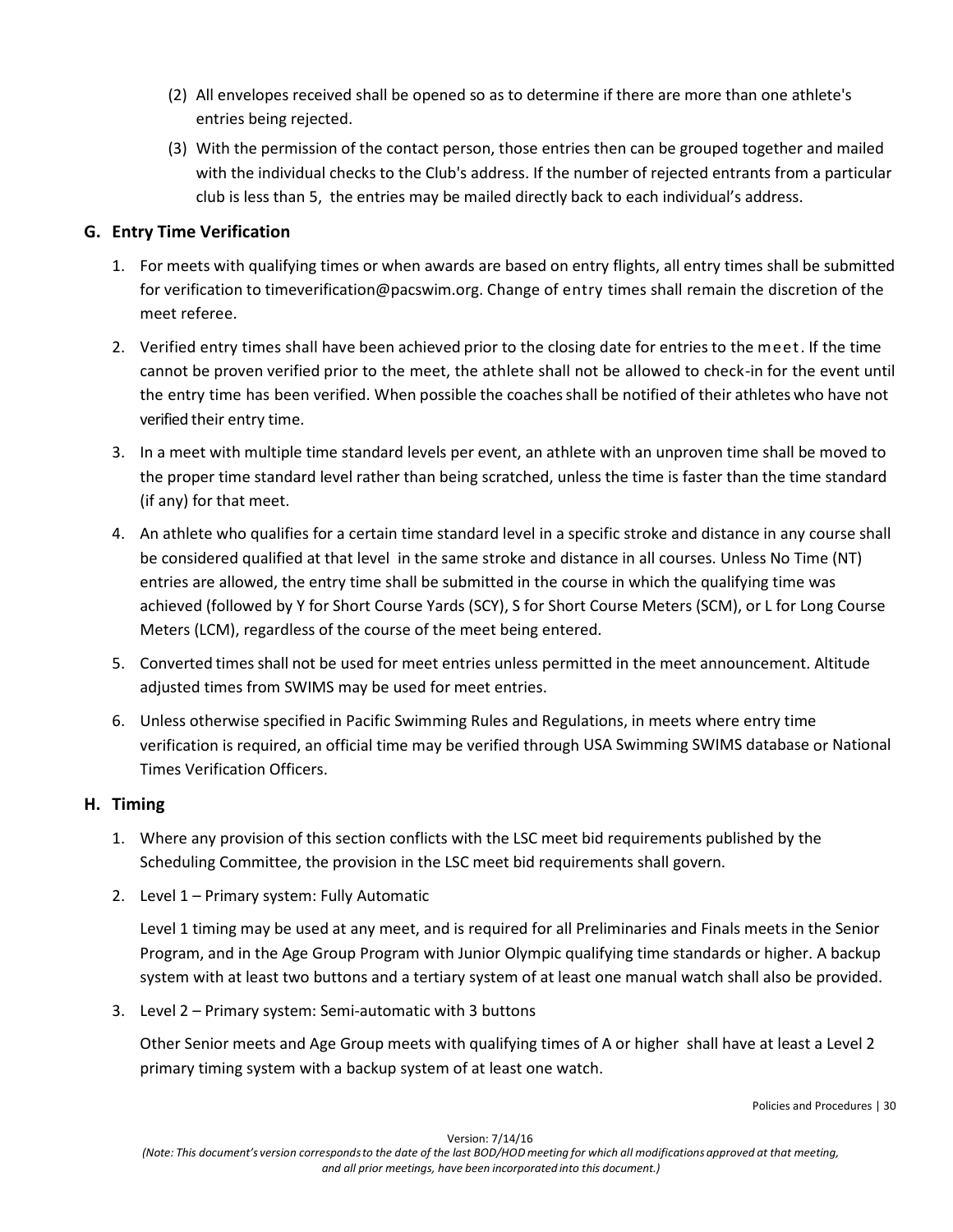(2) All envelopes received shall be opened so as to determine if there are more than one athlete's entries being rejected.

(3) With the permission of the contact person, those entries then can be grouped together and mailed with the individual checks to the Club's address. If the number of rejected entrants from a particular club is less than 5, the entries may be mailed directly back to each individual's address.

## G. Entry Time Verification

1. For meets with qualifying times or when awards are based on entry flights, all entry times shall be submitted for verification to timeverification@pacswim.org. Change of entry times shall remain the discretion of the meet referee.

2. Verified entry times shall have been achieved prior to the closing date for entries to the meet. If the time cannot be proven verified prior to the meet, the athlete shall not be allowed to check-in for the event until the entry time has been verified. When possible the coaches shall be notified of their athletes who have not verified their entry time.

3. In a meet with multiple time standard levels per event, an athlete with an unproven time shall be moved to the proper time standard level rather than being scratched, unless the time is faster than the time standard (if any) for that meet.

4. An athlete who qualifies for a certain time standard level in a specific stroke and distance in any course shall be considered qualified at that level in the same stroke and distance in all courses. Unless No Time (NT) entries are allowed, the entry time shall be submitted in the course in which the qualifying time was achieved (followed by Y for Short Course Yards (SCY), S for Short Course Meters (SCM), or L for Long Course Meters (LCM), regardless of the course of the meet being entered.

5. Converted times shall not be used for meet entries unless permitted in the meet announcement. Altitude adjusted times from SWIMS may be used for meet entries.

6. Unless otherwise specified in Pacific Swimming Rules and Regulations, in meets where entry time verification is required, an official time may be verified through USA Swimming SWIMS database or National Times Verification Officers.

## H. Timing

1. Where any provision of this section conflicts with the LSC meet bid requirements published by the Scheduling Committee, the provision in the LSC meet bid requirements shall govern.

2. Level 1 – Primary system: Fully Automatic

   Level 1 timing may be used at any meet, and is required for all Preliminaries and Finals meets in the Senior Program, and in the Age Group Program with Junior Olympic qualifying time standards or higher. A backup system with at least two buttons and a tertiary system of at least one manual watch shall also be provided.

3. Level 2 – Primary system: Semi-automatic with 3 buttons

   Other Senior meets and Age Group meets with qualifying times of A or higher shall have at least a Level 2 primary timing system with a backup system of at least one watch.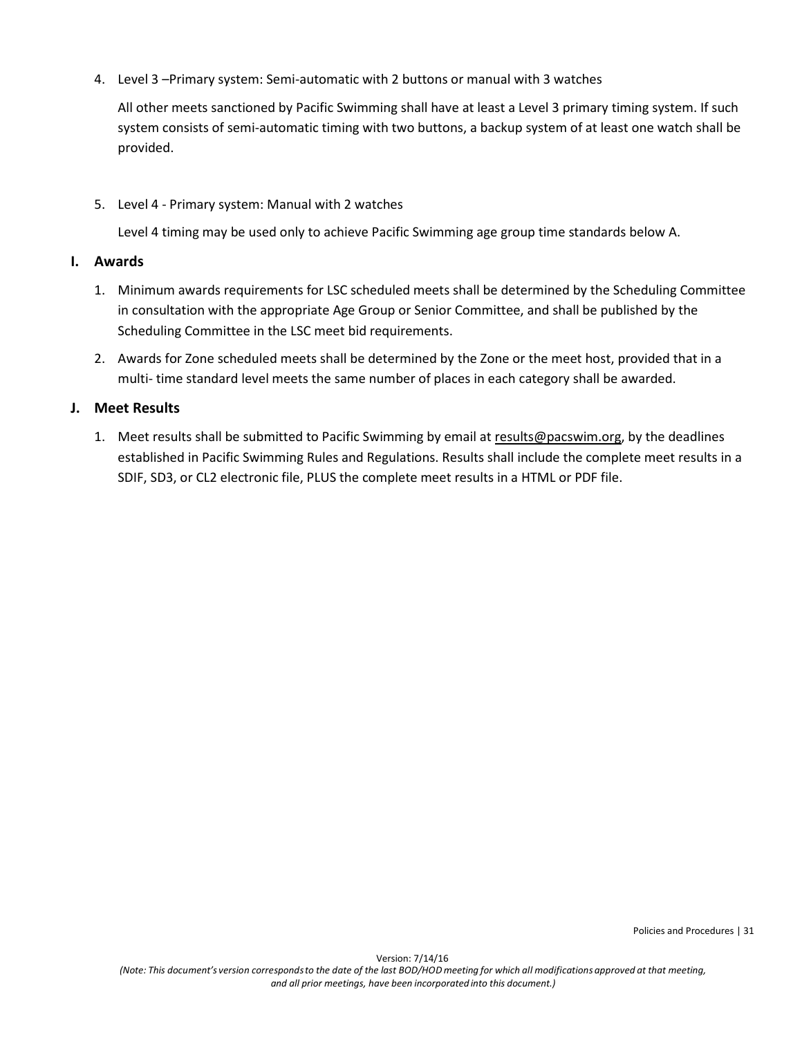4. Level 3 –Primary system: Semi-automatic with 2 buttons or manual with 3 watches

   All other meets sanctioned by Pacific Swimming shall have at least a Level 3 primary timing system. If such system consists of semi-automatic timing with two buttons, a backup system of at least one watch shall be provided.

5. Level 4 - Primary system: Manual with 2 watches

   Level 4 timing may be used only to achieve Pacific Swimming age group time standards below A.

### I. Awards

1. Minimum awards requirements for LSC scheduled meets shall be determined by the Scheduling Committee in consultation with the appropriate Age Group or Senior Committee, and shall be published by the Scheduling Committee in the LSC meet bid requirements.
2. Awards for Zone scheduled meets shall be determined by the Zone or the meet host, provided that in a multi- time standard level meets the same number of places in each category shall be awarded.

### J. Meet Results

1. Meet results shall be submitted to Pacific Swimming by email at results@pacswim.org, by the deadlines established in Pacific Swimming Rules and Regulations. Results shall include the complete meet results in a SDIF, SD3, or CL2 electronic file, PLUS the complete meet results in a HTML or PDF file.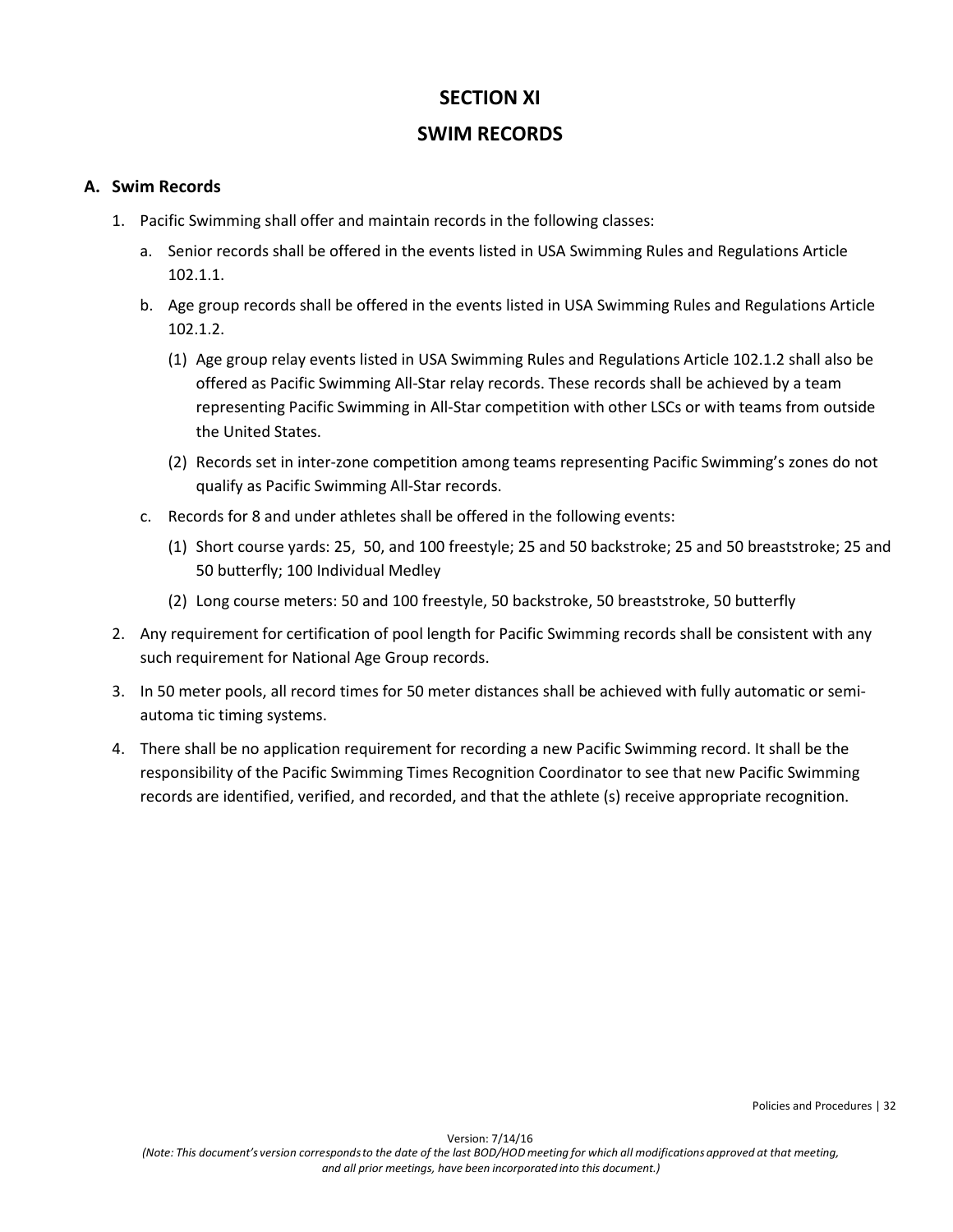# SECTION XI

# SWIM RECORDS

## A. Swim Records

1. Pacific Swimming shall offer and maintain records in the following classes:
   a. Senior records shall be offered in the events listed in USA Swimming Rules and Regulations Article 102.1.1.
   b. Age group records shall be offered in the events listed in USA Swimming Rules and Regulations Article 102.1.2.
      (1) Age group relay events listed in USA Swimming Rules and Regulations Article 102.1.2 shall also be offered as Pacific Swimming All-Star relay records. These records shall be achieved by a team representing Pacific Swimming in All-Star competition with other LSCs or with teams from outside the United States.
      (2) Records set in inter-zone competition among teams representing Pacific Swimming's zones do not qualify as Pacific Swimming All-Star records.
   c. Records for 8 and under athletes shall be offered in the following events:
      (1) Short course yards: 25, 50, and 100 freestyle; 25 and 50 backstroke; 25 and 50 breaststroke; 25 and 50 butterfly; 100 Individual Medley
      (2) Long course meters: 50 and 100 freestyle, 50 backstroke, 50 breaststroke, 50 butterfly
2. Any requirement for certification of pool length for Pacific Swimming records shall be consistent with any such requirement for National Age Group records.
3. In 50 meter pools, all record times for 50 meter distances shall be achieved with fully automatic or semi-automa tic timing systems.
4. There shall be no application requirement for recording a new Pacific Swimming record. It shall be the responsibility of the Pacific Swimming Times Recognition Coordinator to see that new Pacific Swimming records are identified, verified, and recorded, and that the athlete (s) receive appropriate recognition.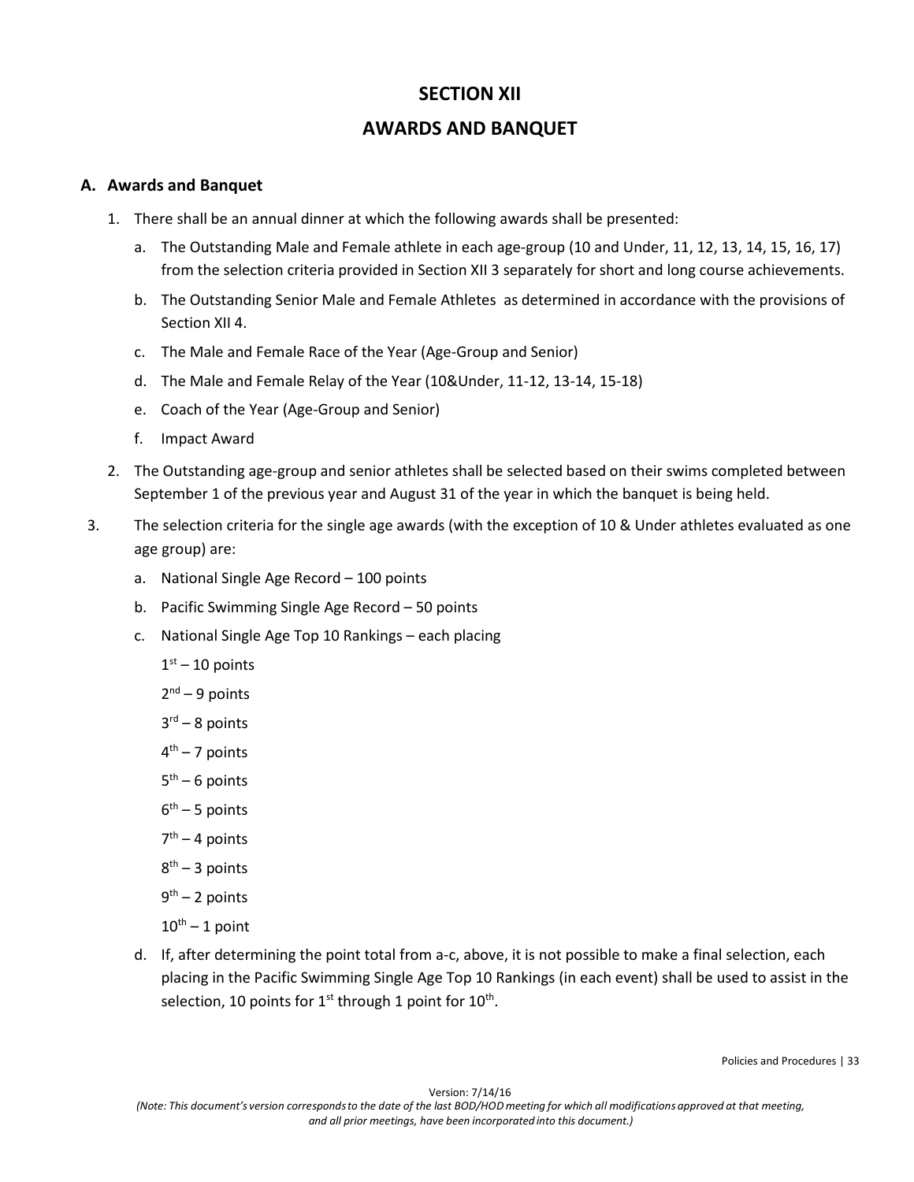# SECTION XII

# AWARDS AND BANQUET

### A. Awards and Banquet

1. There shall be an annual dinner at which the following awards shall be presented:
   a. The Outstanding Male and Female athlete in each age-group (10 and Under, 11, 12, 13, 14, 15, 16, 17) from the selection criteria provided in Section XII 3 separately for short and long course achievements.
   b. The Outstanding Senior Male and Female Athletes as determined in accordance with the provisions of Section XII 4.
   c. The Male and Female Race of the Year (Age-Group and Senior)
   d. The Male and Female Relay of the Year (10&Under, 11-12, 13-14, 15-18)
   e. Coach of the Year (Age-Group and Senior)
   f. Impact Award
2. The Outstanding age-group and senior athletes shall be selected based on their swims completed between September 1 of the previous year and August 31 of the year in which the banquet is being held.
3. The selection criteria for the single age awards (with the exception of 10 & Under athletes evaluated as one age group) are:
   a. National Single Age Record – 100 points
   b. Pacific Swimming Single Age Record – 50 points
   c. National Single Age Top 10 Rankings – each placing

      1st – 10 points

      2nd – 9 points

      3rd – 8 points

      4th – 7 points

      5th – 6 points

      6th – 5 points

      7th – 4 points

      8th – 3 points

      9th – 2 points

      10th – 1 point
   d. If, after determining the point total from a-c, above, it is not possible to make a final selection, each placing in the Pacific Swimming Single Age Top 10 Rankings (in each event) shall be used to assist in the selection, 10 points for 1st through 1 point for 10th.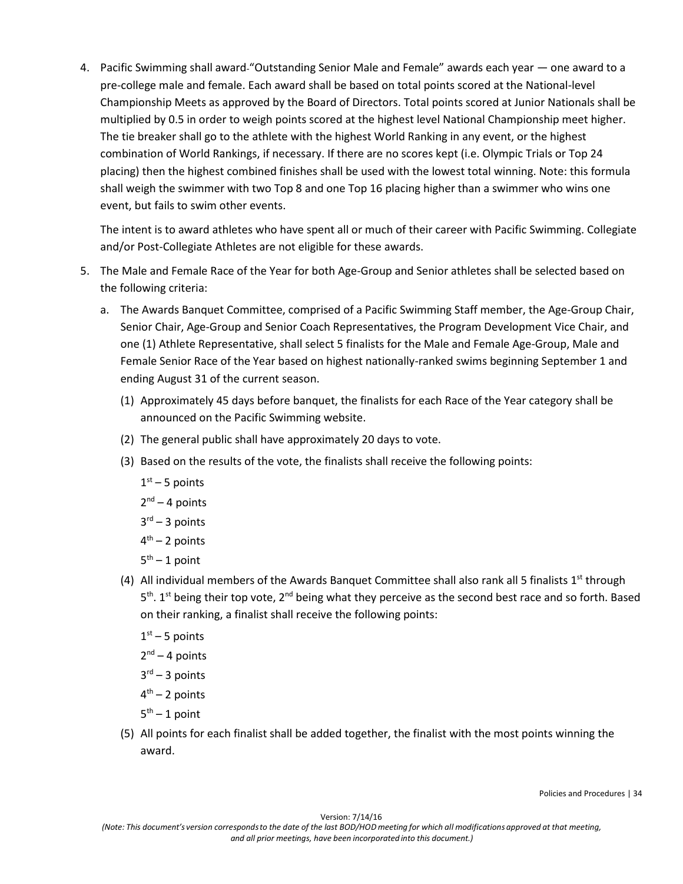4. Pacific Swimming shall award "Outstanding Senior Male and Female" awards each year — one award to a pre-college male and female. Each award shall be based on total points scored at the National-level Championship Meets as approved by the Board of Directors. Total points scored at Junior Nationals shall be multiplied by 0.5 in order to weigh points scored at the highest level National Championship meet higher. The tie breaker shall go to the athlete with the highest World Ranking in any event, or the highest combination of World Rankings, if necessary. If there are no scores kept (i.e. Olympic Trials or Top 24 placing) then the highest combined finishes shall be used with the lowest total winning. Note: this formula shall weigh the swimmer with two Top 8 and one Top 16 placing higher than a swimmer who wins one event, but fails to swim other events.

   The intent is to award athletes who have spent all or much of their career with Pacific Swimming. Collegiate and/or Post-Collegiate Athletes are not eligible for these awards.

5. The Male and Female Race of the Year for both Age-Group and Senior athletes shall be selected based on the following criteria:

   a. The Awards Banquet Committee, comprised of a Pacific Swimming Staff member, the Age-Group Chair, Senior Chair, Age-Group and Senior Coach Representatives, the Program Development Vice Chair, and one (1) Athlete Representative, shall select 5 finalists for the Male and Female Age-Group, Male and Female Senior Race of the Year based on highest nationally-ranked swims beginning September 1 and ending August 31 of the current season.

      (1) Approximately 45 days before banquet, the finalists for each Race of the Year category shall be announced on the Pacific Swimming website.

      (2) The general public shall have approximately 20 days to vote.

      (3) Based on the results of the vote, the finalists shall receive the following points:

         1st – 5 points
         2nd – 4 points
         3rd – 3 points
         4th – 2 points
         5th – 1 point

      (4) All individual members of the Awards Banquet Committee shall also rank all 5 finalists 1st through 5th. 1st being their top vote, 2nd being what they perceive as the second best race and so forth. Based on their ranking, a finalist shall receive the following points:

         1st – 5 points
         2nd – 4 points
         3rd – 3 points
         4th – 2 points
         5th – 1 point

      (5) All points for each finalist shall be added together, the finalist with the most points winning the award.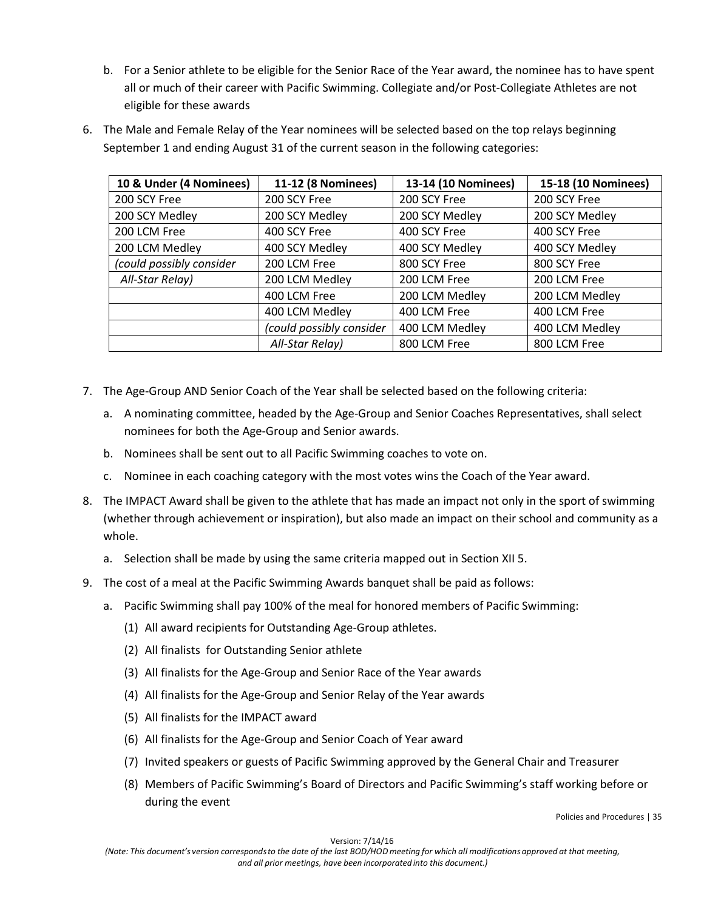b. For a Senior athlete to be eligible for the Senior Race of the Year award, the nominee has to have spent all or much of their career with Pacific Swimming. Collegiate and/or Post-Collegiate Athletes are not eligible for these awards

6. The Male and Female Relay of the Year nominees will be selected based on the top relays beginning September 1 and ending August 31 of the current season in the following categories:

| 10 & Under (4 Nominees) | 11-12 (8 Nominees) | 13-14 (10 Nominees) | 15-18 (10 Nominees) |
|---|---|---|---|
| 200 SCY Free | 200 SCY Free | 200 SCY Free | 200 SCY Free |
| 200 SCY Medley | 200 SCY Medley | 200 SCY Medley | 200 SCY Medley |
| 200 LCM Free | 400 SCY Free | 400 SCY Free | 400 SCY Free |
| 200 LCM Medley | 400 SCY Medley | 400 SCY Medley | 400 SCY Medley |
| *(could possibly consider* | 200 LCM Free | 800 SCY Free | 800 SCY Free |
| *All-Star Relay)* | 200 LCM Medley | 200 LCM Free | 200 LCM Free |
| | 400 LCM Free | 200 LCM Medley | 200 LCM Medley |
| | 400 LCM Medley | 400 LCM Free | 400 LCM Free |
| | *(could possibly consider* | 400 LCM Medley | 400 LCM Medley |
| | *All-Star Relay)* | 800 LCM Free | 800 LCM Free |

7. The Age-Group AND Senior Coach of the Year shall be selected based on the following criteria:
   a. A nominating committee, headed by the Age-Group and Senior Coaches Representatives, shall select nominees for both the Age-Group and Senior awards.
   b. Nominees shall be sent out to all Pacific Swimming coaches to vote on.
   c. Nominee in each coaching category with the most votes wins the Coach of the Year award.

8. The IMPACT Award shall be given to the athlete that has made an impact not only in the sport of swimming (whether through achievement or inspiration), but also made an impact on their school and community as a whole.
   a. Selection shall be made by using the same criteria mapped out in Section XII 5.

9. The cost of a meal at the Pacific Swimming Awards banquet shall be paid as follows:
   a. Pacific Swimming shall pay 100% of the meal for honored members of Pacific Swimming:
      (1) All award recipients for Outstanding Age-Group athletes.
      (2) All finalists for Outstanding Senior athlete
      (3) All finalists for the Age-Group and Senior Race of the Year awards
      (4) All finalists for the Age-Group and Senior Relay of the Year awards
      (5) All finalists for the IMPACT award
      (6) All finalists for the Age-Group and Senior Coach of Year award
      (7) Invited speakers or guests of Pacific Swimming approved by the General Chair and Treasurer
      (8) Members of Pacific Swimming's Board of Directors and Pacific Swimming's staff working before or during the event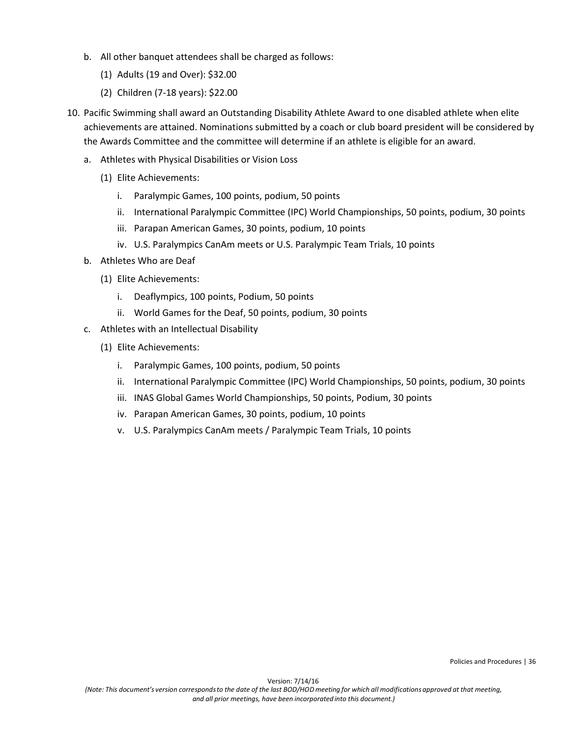b. All other banquet attendees shall be charged as follows:

    (1) Adults (19 and Over): $32.00

    (2) Children (7-18 years): $22.00

10. Pacific Swimming shall award an Outstanding Disability Athlete Award to one disabled athlete when elite achievements are attained. Nominations submitted by a coach or club board president will be considered by the Awards Committee and the committee will determine if an athlete is eligible for an award.

    a. Athletes with Physical Disabilities or Vision Loss

        (1) Elite Achievements:

            i. Paralympic Games, 100 points, podium, 50 points

            ii. International Paralympic Committee (IPC) World Championships, 50 points, podium, 30 points

            iii. Parapan American Games, 30 points, podium, 10 points

            iv. U.S. Paralympics CanAm meets or U.S. Paralympic Team Trials, 10 points

    b. Athletes Who are Deaf

        (1) Elite Achievements:

            i. Deaflympics, 100 points, Podium, 50 points

            ii. World Games for the Deaf, 50 points, podium, 30 points

    c. Athletes with an Intellectual Disability

        (1) Elite Achievements:

            i. Paralympic Games, 100 points, podium, 50 points

            ii. International Paralympic Committee (IPC) World Championships, 50 points, podium, 30 points

            iii. INAS Global Games World Championships, 50 points, Podium, 30 points

            iv. Parapan American Games, 30 points, podium, 10 points

            v. U.S. Paralympics CanAm meets / Paralympic Team Trials, 10 points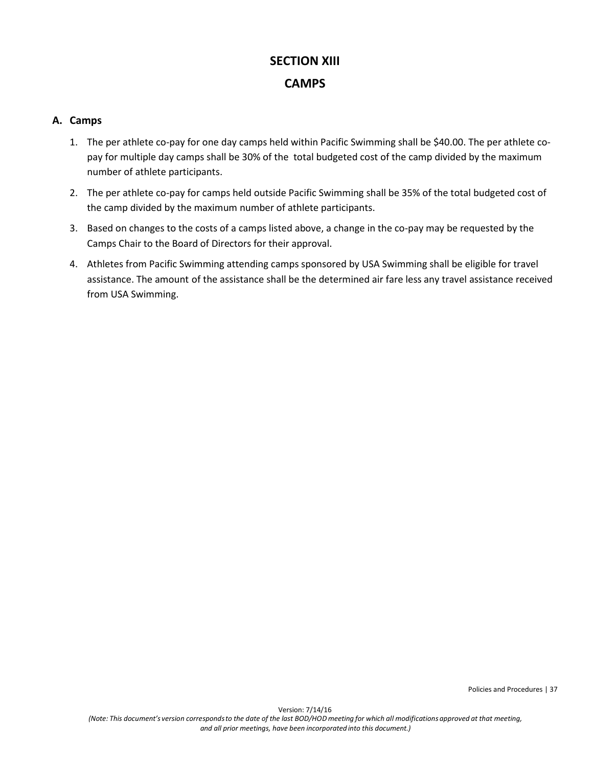# SECTION XIII

# CAMPS

## A. Camps

1. The per athlete co-pay for one day camps held within Pacific Swimming shall be $40.00. The per athlete co-pay for multiple day camps shall be 30% of the total budgeted cost of the camp divided by the maximum number of athlete participants.
2. The per athlete co-pay for camps held outside Pacific Swimming shall be 35% of the total budgeted cost of the camp divided by the maximum number of athlete participants.
3. Based on changes to the costs of a camps listed above, a change in the co-pay may be requested by the Camps Chair to the Board of Directors for their approval.
4. Athletes from Pacific Swimming attending camps sponsored by USA Swimming shall be eligible for travel assistance. The amount of the assistance shall be the determined air fare less any travel assistance received from USA Swimming.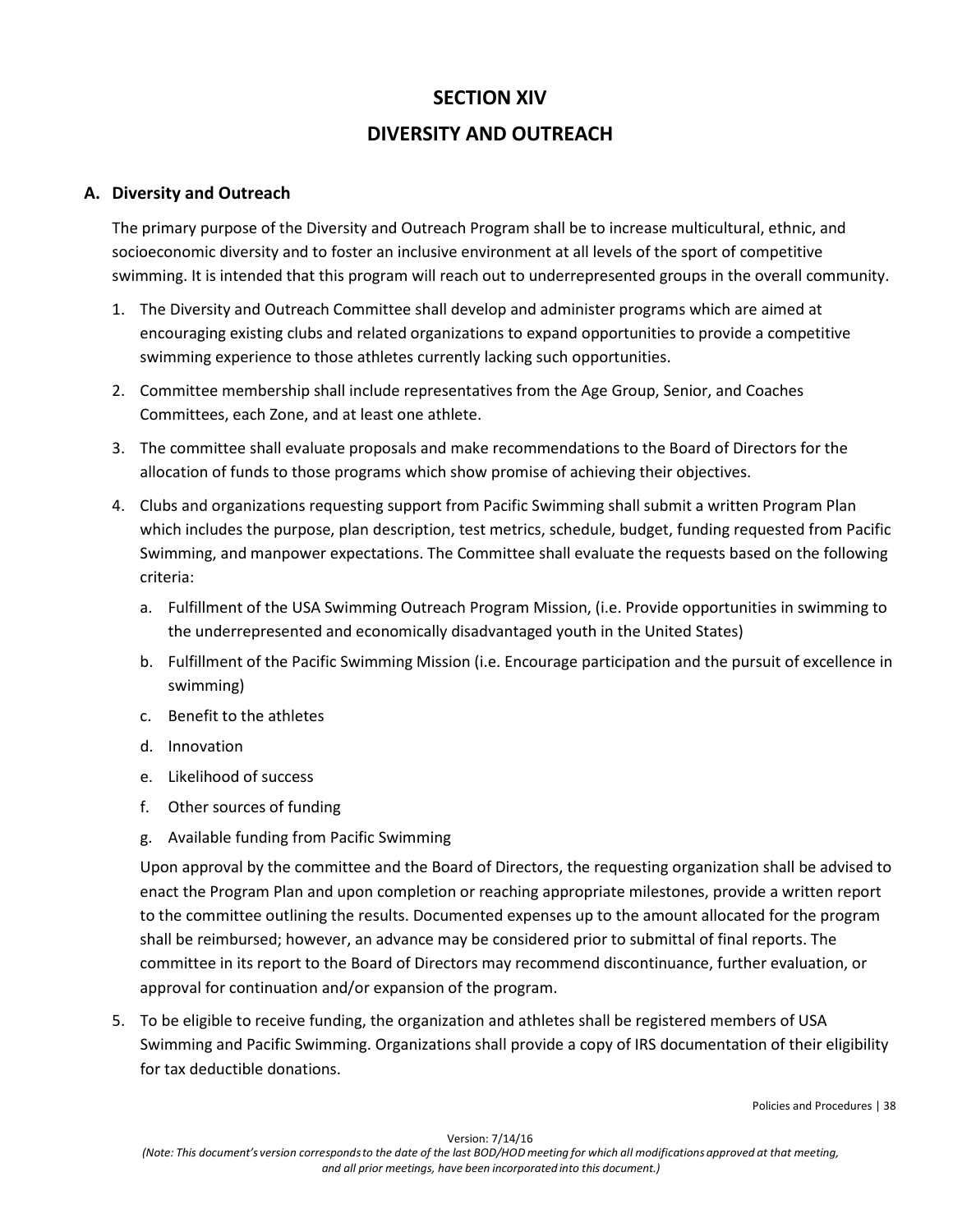# SECTION XIV

# DIVERSITY AND OUTREACH

## A. Diversity and Outreach

The primary purpose of the Diversity and Outreach Program shall be to increase multicultural, ethnic, and socioeconomic diversity and to foster an inclusive environment at all levels of the sport of competitive swimming. It is intended that this program will reach out to underrepresented groups in the overall community.

1. The Diversity and Outreach Committee shall develop and administer programs which are aimed at encouraging existing clubs and related organizations to expand opportunities to provide a competitive swimming experience to those athletes currently lacking such opportunities.
2. Committee membership shall include representatives from the Age Group, Senior, and Coaches Committees, each Zone, and at least one athlete.
3. The committee shall evaluate proposals and make recommendations to the Board of Directors for the allocation of funds to those programs which show promise of achieving their objectives.
4. Clubs and organizations requesting support from Pacific Swimming shall submit a written Program Plan which includes the purpose, plan description, test metrics, schedule, budget, funding requested from Pacific Swimming, and manpower expectations. The Committee shall evaluate the requests based on the following criteria:
   a. Fulfillment of the USA Swimming Outreach Program Mission, (i.e. Provide opportunities in swimming to the underrepresented and economically disadvantaged youth in the United States)
   b. Fulfillment of the Pacific Swimming Mission (i.e. Encourage participation and the pursuit of excellence in swimming)
   c. Benefit to the athletes
   d. Innovation
   e. Likelihood of success
   f. Other sources of funding
   g. Available funding from Pacific Swimming

   Upon approval by the committee and the Board of Directors, the requesting organization shall be advised to enact the Program Plan and upon completion or reaching appropriate milestones, provide a written report to the committee outlining the results. Documented expenses up to the amount allocated for the program shall be reimbursed; however, an advance may be considered prior to submittal of final reports. The committee in its report to the Board of Directors may recommend discontinuance, further evaluation, or approval for continuation and/or expansion of the program.
5. To be eligible to receive funding, the organization and athletes shall be registered members of USA Swimming and Pacific Swimming. Organizations shall provide a copy of IRS documentation of their eligibility for tax deductible donations.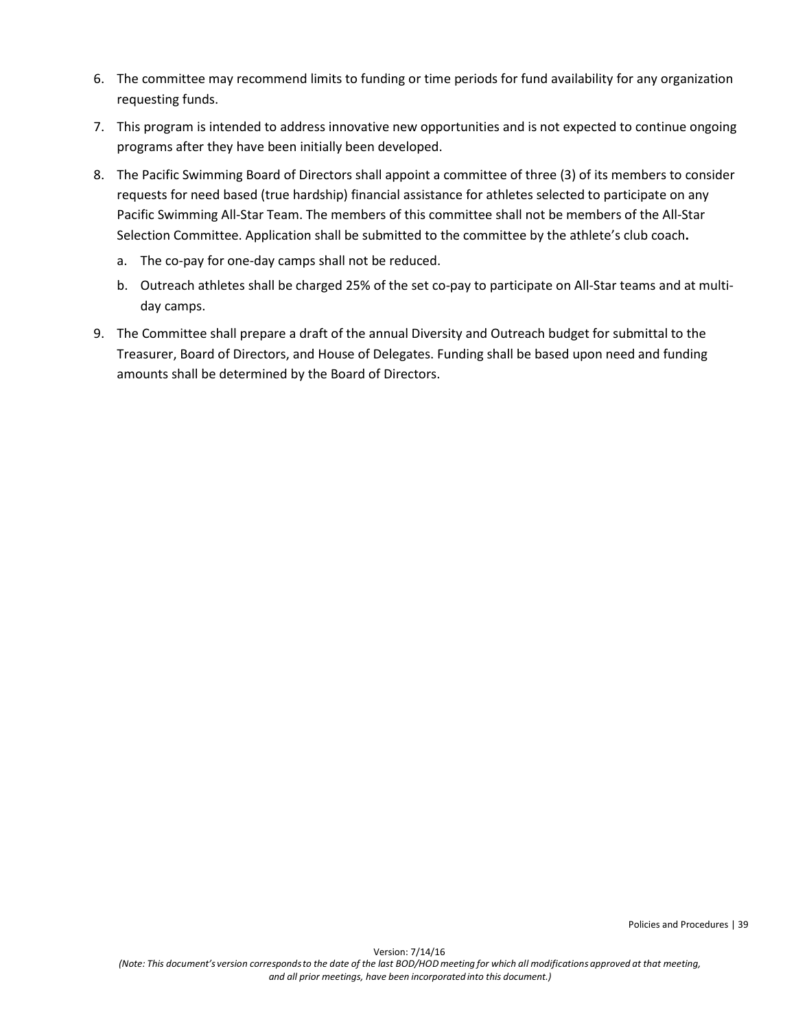6. The committee may recommend limits to funding or time periods for fund availability for any organization requesting funds.
7. This program is intended to address innovative new opportunities and is not expected to continue ongoing programs after they have been initially been developed.
8. The Pacific Swimming Board of Directors shall appoint a committee of three (3) of its members to consider requests for need based (true hardship) financial assistance for athletes selected to participate on any Pacific Swimming All-Star Team. The members of this committee shall not be members of the All-Star Selection Committee. Application shall be submitted to the committee by the athlete's club coach**.**
   a. The co-pay for one-day camps shall not be reduced.
   b. Outreach athletes shall be charged 25% of the set co-pay to participate on All-Star teams and at multi-day camps.
9. The Committee shall prepare a draft of the annual Diversity and Outreach budget for submittal to the Treasurer, Board of Directors, and House of Delegates. Funding shall be based upon need and funding amounts shall be determined by the Board of Directors.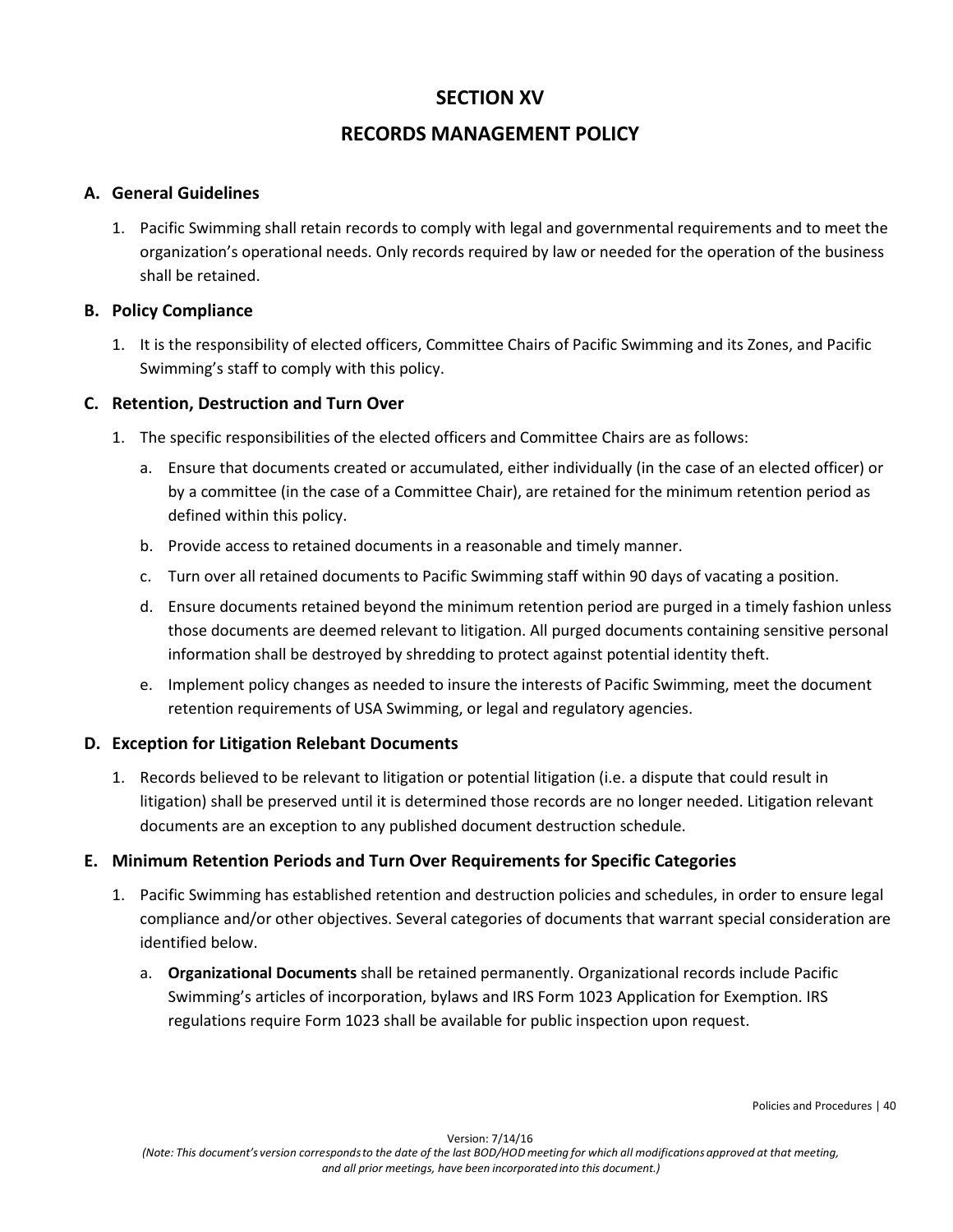# SECTION XV

# RECORDS MANAGEMENT POLICY

## A. General Guidelines

1. Pacific Swimming shall retain records to comply with legal and governmental requirements and to meet the organization's operational needs. Only records required by law or needed for the operation of the business shall be retained.

## B. Policy Compliance

1. It is the responsibility of elected officers, Committee Chairs of Pacific Swimming and its Zones, and Pacific Swimming's staff to comply with this policy.

## C. Retention, Destruction and Turn Over

1. The specific responsibilities of the elected officers and Committee Chairs are as follows:
   a. Ensure that documents created or accumulated, either individually (in the case of an elected officer) or by a committee (in the case of a Committee Chair), are retained for the minimum retention period as defined within this policy.
   b. Provide access to retained documents in a reasonable and timely manner.
   c. Turn over all retained documents to Pacific Swimming staff within 90 days of vacating a position.
   d. Ensure documents retained beyond the minimum retention period are purged in a timely fashion unless those documents are deemed relevant to litigation. All purged documents containing sensitive personal information shall be destroyed by shredding to protect against potential identity theft.
   e. Implement policy changes as needed to insure the interests of Pacific Swimming, meet the document retention requirements of USA Swimming, or legal and regulatory agencies.

## D. Exception for Litigation Relebant Documents

1. Records believed to be relevant to litigation or potential litigation (i.e. a dispute that could result in litigation) shall be preserved until it is determined those records are no longer needed. Litigation relevant documents are an exception to any published document destruction schedule.

## E. Minimum Retention Periods and Turn Over Requirements for Specific Categories

1. Pacific Swimming has established retention and destruction policies and schedules, in order to ensure legal compliance and/or other objectives. Several categories of documents that warrant special consideration are identified below.
   a. **Organizational Documents** shall be retained permanently. Organizational records include Pacific Swimming's articles of incorporation, bylaws and IRS Form 1023 Application for Exemption. IRS regulations require Form 1023 shall be available for public inspection upon request.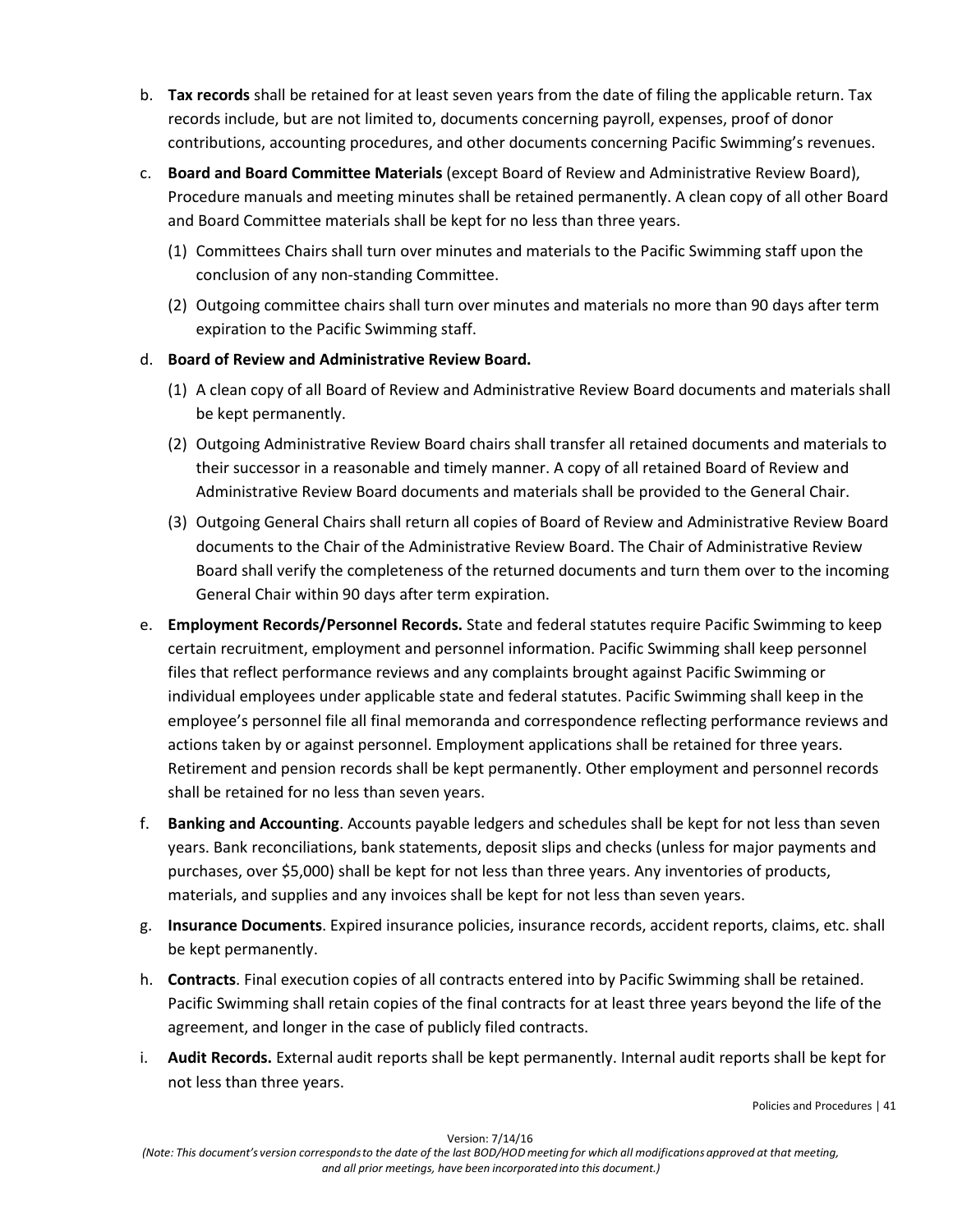b. **Tax records** shall be retained for at least seven years from the date of filing the applicable return. Tax records include, but are not limited to, documents concerning payroll, expenses, proof of donor contributions, accounting procedures, and other documents concerning Pacific Swimming's revenues.

c. **Board and Board Committee Materials** (except Board of Review and Administrative Review Board), Procedure manuals and meeting minutes shall be retained permanently. A clean copy of all other Board and Board Committee materials shall be kept for no less than three years.

   (1) Committees Chairs shall turn over minutes and materials to the Pacific Swimming staff upon the conclusion of any non-standing Committee.

   (2) Outgoing committee chairs shall turn over minutes and materials no more than 90 days after term expiration to the Pacific Swimming staff.

d. **Board of Review and Administrative Review Board.**

   (1) A clean copy of all Board of Review and Administrative Review Board documents and materials shall be kept permanently.

   (2) Outgoing Administrative Review Board chairs shall transfer all retained documents and materials to their successor in a reasonable and timely manner. A copy of all retained Board of Review and Administrative Review Board documents and materials shall be provided to the General Chair.

   (3) Outgoing General Chairs shall return all copies of Board of Review and Administrative Review Board documents to the Chair of the Administrative Review Board. The Chair of Administrative Review Board shall verify the completeness of the returned documents and turn them over to the incoming General Chair within 90 days after term expiration.

e. **Employment Records/Personnel Records.** State and federal statutes require Pacific Swimming to keep certain recruitment, employment and personnel information. Pacific Swimming shall keep personnel files that reflect performance reviews and any complaints brought against Pacific Swimming or individual employees under applicable state and federal statutes. Pacific Swimming shall keep in the employee's personnel file all final memoranda and correspondence reflecting performance reviews and actions taken by or against personnel. Employment applications shall be retained for three years. Retirement and pension records shall be kept permanently. Other employment and personnel records shall be retained for no less than seven years.

f. **Banking and Accounting**. Accounts payable ledgers and schedules shall be kept for not less than seven years. Bank reconciliations, bank statements, deposit slips and checks (unless for major payments and purchases, over $5,000) shall be kept for not less than three years. Any inventories of products, materials, and supplies and any invoices shall be kept for not less than seven years.

g. **Insurance Documents**. Expired insurance policies, insurance records, accident reports, claims, etc. shall be kept permanently.

h. **Contracts**. Final execution copies of all contracts entered into by Pacific Swimming shall be retained. Pacific Swimming shall retain copies of the final contracts for at least three years beyond the life of the agreement, and longer in the case of publicly filed contracts.

i. **Audit Records.** External audit reports shall be kept permanently. Internal audit reports shall be kept for not less than three years.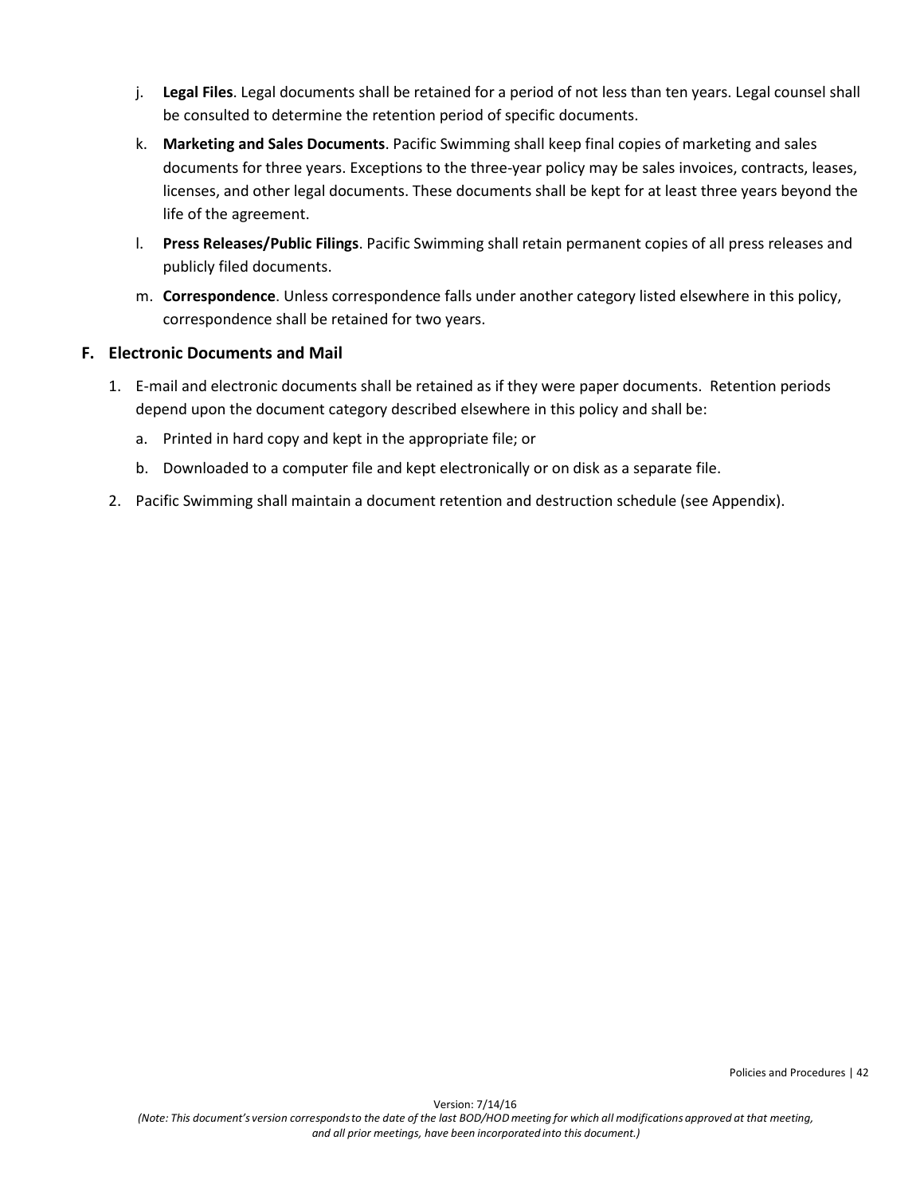j. **Legal Files**. Legal documents shall be retained for a period of not less than ten years. Legal counsel shall be consulted to determine the retention period of specific documents.

k. **Marketing and Sales Documents**. Pacific Swimming shall keep final copies of marketing and sales documents for three years. Exceptions to the three-year policy may be sales invoices, contracts, leases, licenses, and other legal documents. These documents shall be kept for at least three years beyond the life of the agreement.

l. **Press Releases/Public Filings**. Pacific Swimming shall retain permanent copies of all press releases and publicly filed documents.

m. **Correspondence**. Unless correspondence falls under another category listed elsewhere in this policy, correspondence shall be retained for two years.

### F. Electronic Documents and Mail

1. E-mail and electronic documents shall be retained as if they were paper documents. Retention periods depend upon the document category described elsewhere in this policy and shall be:
   a. Printed in hard copy and kept in the appropriate file; or
   b. Downloaded to a computer file and kept electronically or on disk as a separate file.
2. Pacific Swimming shall maintain a document retention and destruction schedule (see Appendix).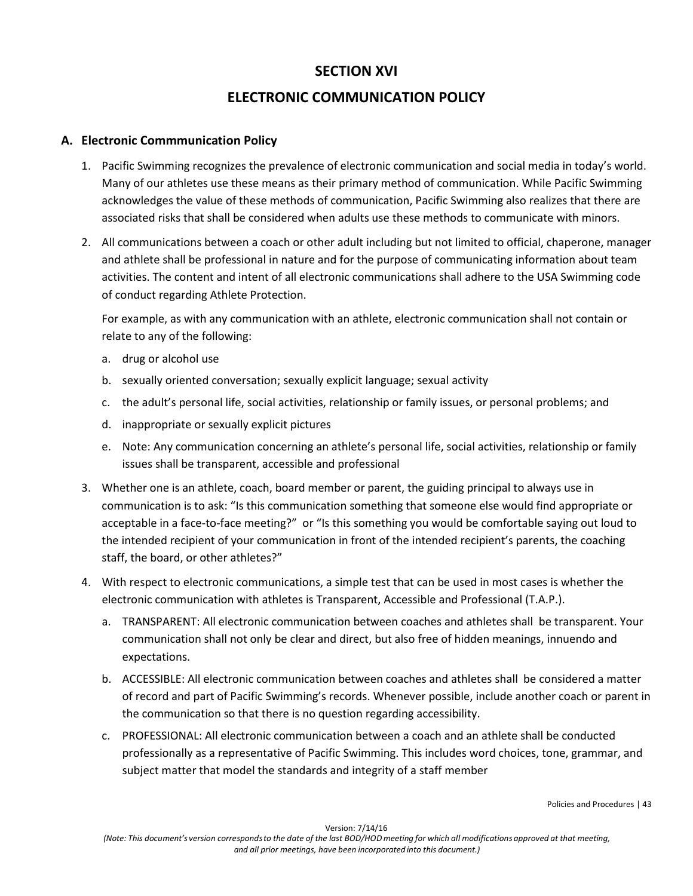# SECTION XVI

# ELECTRONIC COMMUNICATION POLICY

## A. Electronic Commmunication Policy

1. Pacific Swimming recognizes the prevalence of electronic communication and social media in today's world. Many of our athletes use these means as their primary method of communication. While Pacific Swimming acknowledges the value of these methods of communication, Pacific Swimming also realizes that there are associated risks that shall be considered when adults use these methods to communicate with minors.

2. All communications between a coach or other adult including but not limited to official, chaperone, manager and athlete shall be professional in nature and for the purpose of communicating information about team activities. The content and intent of all electronic communications shall adhere to the USA Swimming code of conduct regarding Athlete Protection.

   For example, as with any communication with an athlete, electronic communication shall not contain or relate to any of the following:

   a. drug or alcohol use
   b. sexually oriented conversation; sexually explicit language; sexual activity
   c. the adult's personal life, social activities, relationship or family issues, or personal problems; and
   d. inappropriate or sexually explicit pictures
   e. Note: Any communication concerning an athlete's personal life, social activities, relationship or family issues shall be transparent, accessible and professional

3. Whether one is an athlete, coach, board member or parent, the guiding principal to always use in communication is to ask: "Is this communication something that someone else would find appropriate or acceptable in a face-to-face meeting?" or "Is this something you would be comfortable saying out loud to the intended recipient of your communication in front of the intended recipient's parents, the coaching staff, the board, or other athletes?"

4. With respect to electronic communications, a simple test that can be used in most cases is whether the electronic communication with athletes is Transparent, Accessible and Professional (T.A.P.).

   a. TRANSPARENT: All electronic communication between coaches and athletes shall be transparent. Your communication shall not only be clear and direct, but also free of hidden meanings, innuendo and expectations.
   b. ACCESSIBLE: All electronic communication between coaches and athletes shall be considered a matter of record and part of Pacific Swimming's records. Whenever possible, include another coach or parent in the communication so that there is no question regarding accessibility.
   c. PROFESSIONAL: All electronic communication between a coach and an athlete shall be conducted professionally as a representative of Pacific Swimming. This includes word choices, tone, grammar, and subject matter that model the standards and integrity of a staff member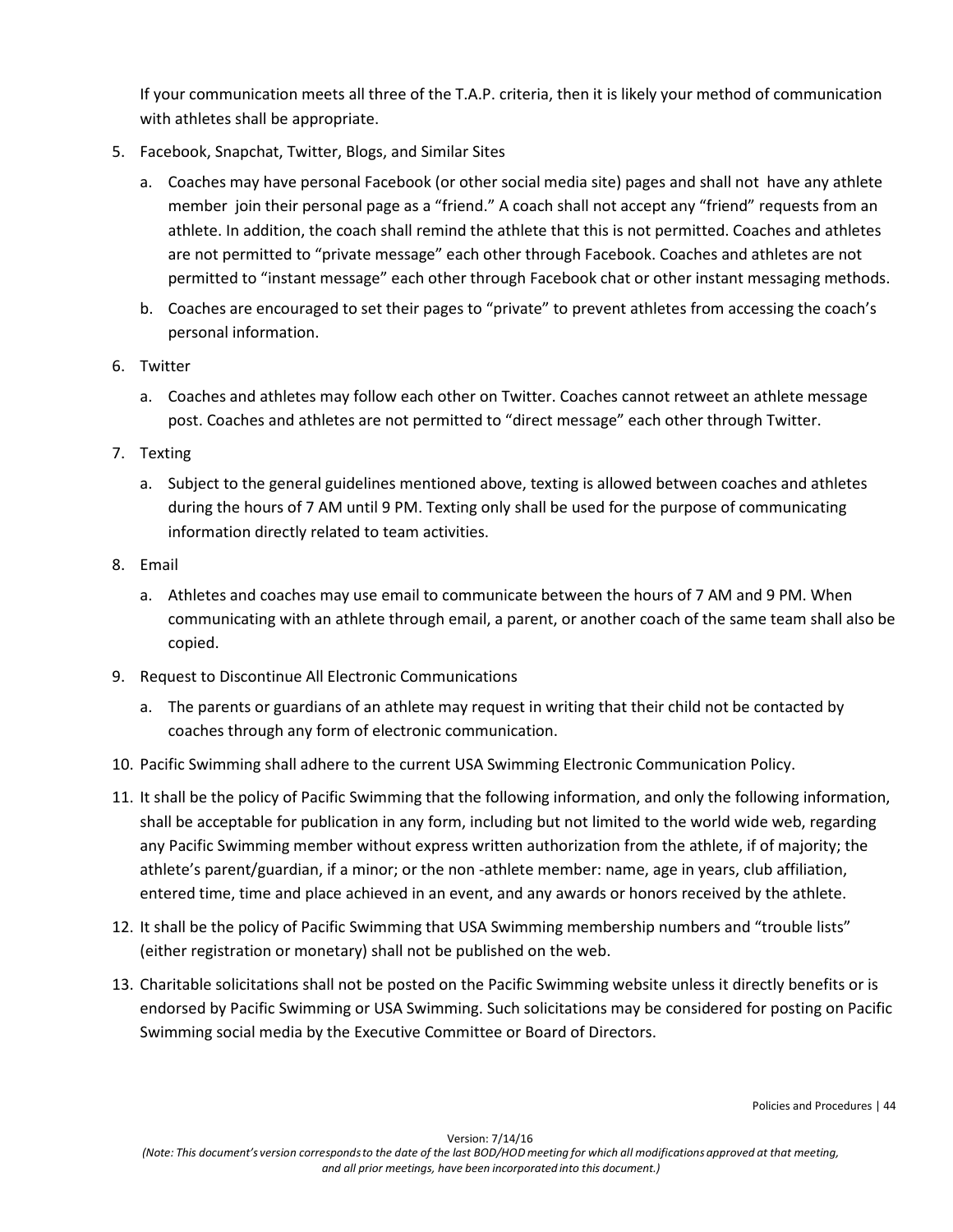If your communication meets all three of the T.A.P. criteria, then it is likely your method of communication with athletes shall be appropriate.

5. Facebook, Snapchat, Twitter, Blogs, and Similar Sites
   a. Coaches may have personal Facebook (or other social media site) pages and shall not have any athlete member join their personal page as a "friend." A coach shall not accept any "friend" requests from an athlete. In addition, the coach shall remind the athlete that this is not permitted. Coaches and athletes are not permitted to "private message" each other through Facebook. Coaches and athletes are not permitted to "instant message" each other through Facebook chat or other instant messaging methods.
   b. Coaches are encouraged to set their pages to "private" to prevent athletes from accessing the coach's personal information.
6. Twitter
   a. Coaches and athletes may follow each other on Twitter. Coaches cannot retweet an athlete message post. Coaches and athletes are not permitted to "direct message" each other through Twitter.
7. Texting
   a. Subject to the general guidelines mentioned above, texting is allowed between coaches and athletes during the hours of 7 AM until 9 PM. Texting only shall be used for the purpose of communicating information directly related to team activities.
8. Email
   a. Athletes and coaches may use email to communicate between the hours of 7 AM and 9 PM. When communicating with an athlete through email, a parent, or another coach of the same team shall also be copied.
9. Request to Discontinue All Electronic Communications
   a. The parents or guardians of an athlete may request in writing that their child not be contacted by coaches through any form of electronic communication.
10. Pacific Swimming shall adhere to the current USA Swimming Electronic Communication Policy.
11. It shall be the policy of Pacific Swimming that the following information, and only the following information, shall be acceptable for publication in any form, including but not limited to the world wide web, regarding any Pacific Swimming member without express written authorization from the athlete, if of majority; the athlete's parent/guardian, if a minor; or the non -athlete member: name, age in years, club affiliation, entered time, time and place achieved in an event, and any awards or honors received by the athlete.
12. It shall be the policy of Pacific Swimming that USA Swimming membership numbers and "trouble lists" (either registration or monetary) shall not be published on the web.
13. Charitable solicitations shall not be posted on the Pacific Swimming website unless it directly benefits or is endorsed by Pacific Swimming or USA Swimming. Such solicitations may be considered for posting on Pacific Swimming social media by the Executive Committee or Board of Directors.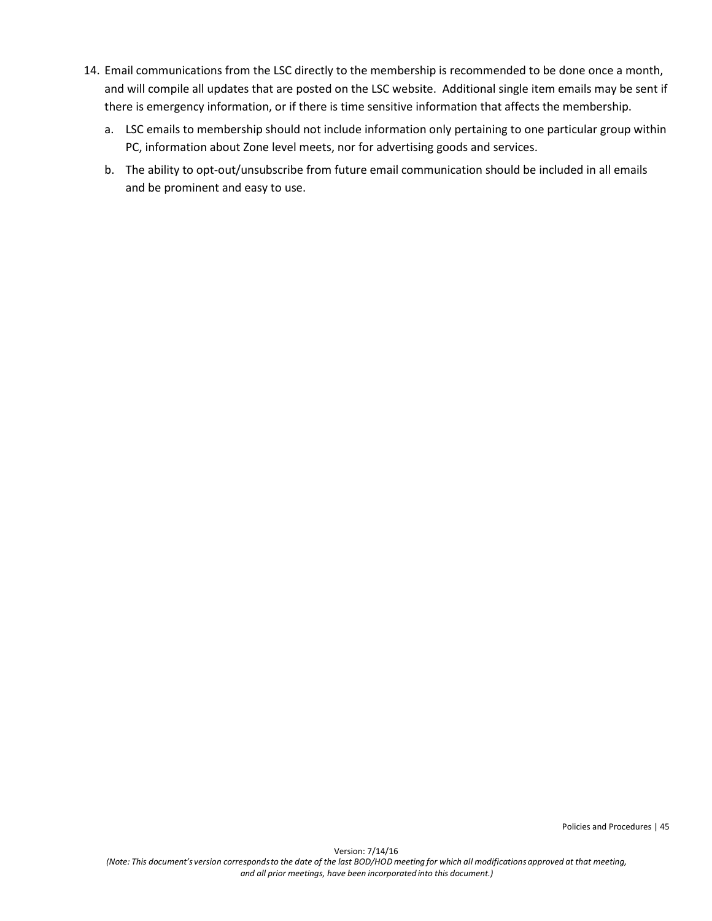14. Email communications from the LSC directly to the membership is recommended to be done once a month, and will compile all updates that are posted on the LSC website. Additional single item emails may be sent if there is emergency information, or if there is time sensitive information that affects the membership.
    a. LSC emails to membership should not include information only pertaining to one particular group within PC, information about Zone level meets, nor for advertising goods and services.
    b. The ability to opt-out/unsubscribe from future email communication should be included in all emails and be prominent and easy to use.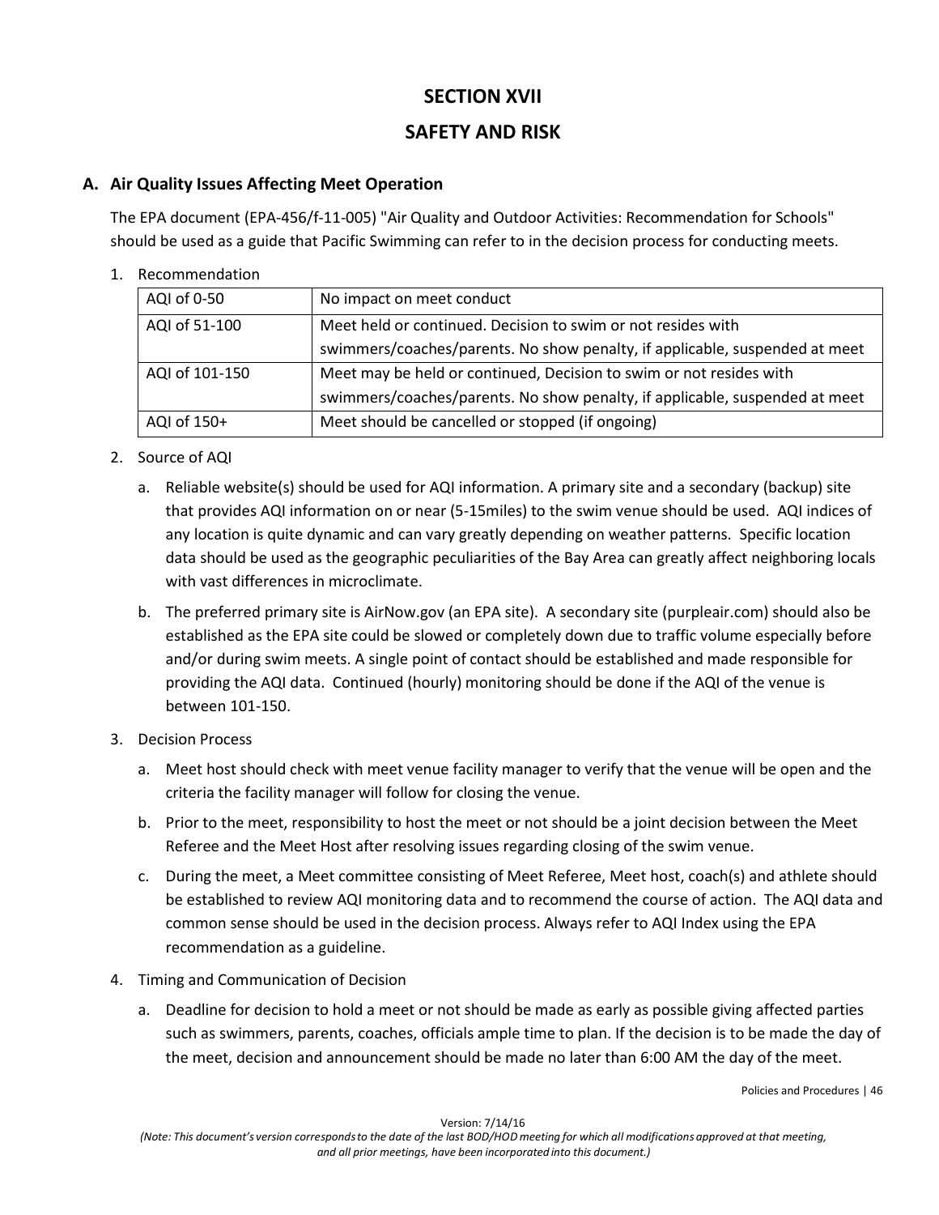# SECTION XVII

# SAFETY AND RISK

## A. Air Quality Issues Affecting Meet Operation

The EPA document (EPA-456/f-11-005) "Air Quality and Outdoor Activities: Recommendation for Schools" should be used as a guide that Pacific Swimming can refer to in the decision process for conducting meets.

1. Recommendation

| AQI of 0-50 | No impact on meet conduct |
|---|---|
| AQI of 51-100 | Meet held or continued. Decision to swim or not resides with swimmers/coaches/parents. No show penalty, if applicable, suspended at meet |
| AQI of 101-150 | Meet may be held or continued, Decision to swim or not resides with swimmers/coaches/parents. No show penalty, if applicable, suspended at meet |
| AQI of 150+ | Meet should be cancelled or stopped (if ongoing) |

2. Source of AQI

   a. Reliable website(s) should be used for AQI information. A primary site and a secondary (backup) site that provides AQI information on or near (5-15miles) to the swim venue should be used. AQI indices of any location is quite dynamic and can vary greatly depending on weather patterns. Specific location data should be used as the geographic peculiarities of the Bay Area can greatly affect neighboring locals with vast differences in microclimate.

   b. The preferred primary site is AirNow.gov (an EPA site). A secondary site (purpleair.com) should also be established as the EPA site could be slowed or completely down due to traffic volume especially before and/or during swim meets. A single point of contact should be established and made responsible for providing the AQI data. Continued (hourly) monitoring should be done if the AQI of the venue is between 101-150.

3. Decision Process

   a. Meet host should check with meet venue facility manager to verify that the venue will be open and the criteria the facility manager will follow for closing the venue.

   b. Prior to the meet, responsibility to host the meet or not should be a joint decision between the Meet Referee and the Meet Host after resolving issues regarding closing of the swim venue.

   c. During the meet, a Meet committee consisting of Meet Referee, Meet host, coach(s) and athlete should be established to review AQI monitoring data and to recommend the course of action. The AQI data and common sense should be used in the decision process. Always refer to AQI Index using the EPA recommendation as a guideline.

4. Timing and Communication of Decision

   a. Deadline for decision to hold a meet or not should be made as early as possible giving affected parties such as swimmers, parents, coaches, officials ample time to plan. If the decision is to be made the day of the meet, decision and announcement should be made no later than 6:00 AM the day of the meet.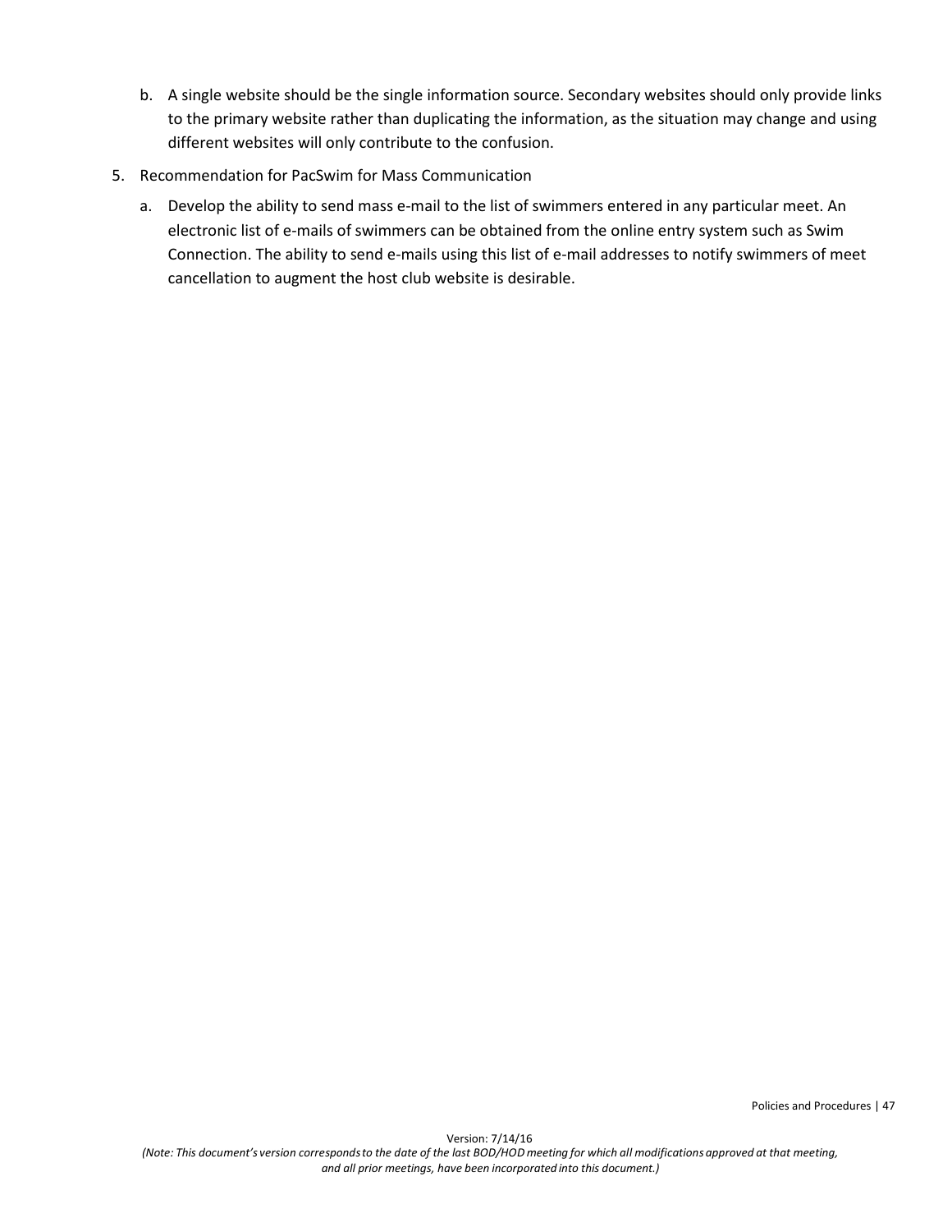b. A single website should be the single information source. Secondary websites should only provide links to the primary website rather than duplicating the information, as the situation may change and using different websites will only contribute to the confusion.

5. Recommendation for PacSwim for Mass Communication

   a. Develop the ability to send mass e-mail to the list of swimmers entered in any particular meet. An electronic list of e-mails of swimmers can be obtained from the online entry system such as Swim Connection. The ability to send e-mails using this list of e-mail addresses to notify swimmers of meet cancellation to augment the host club website is desirable.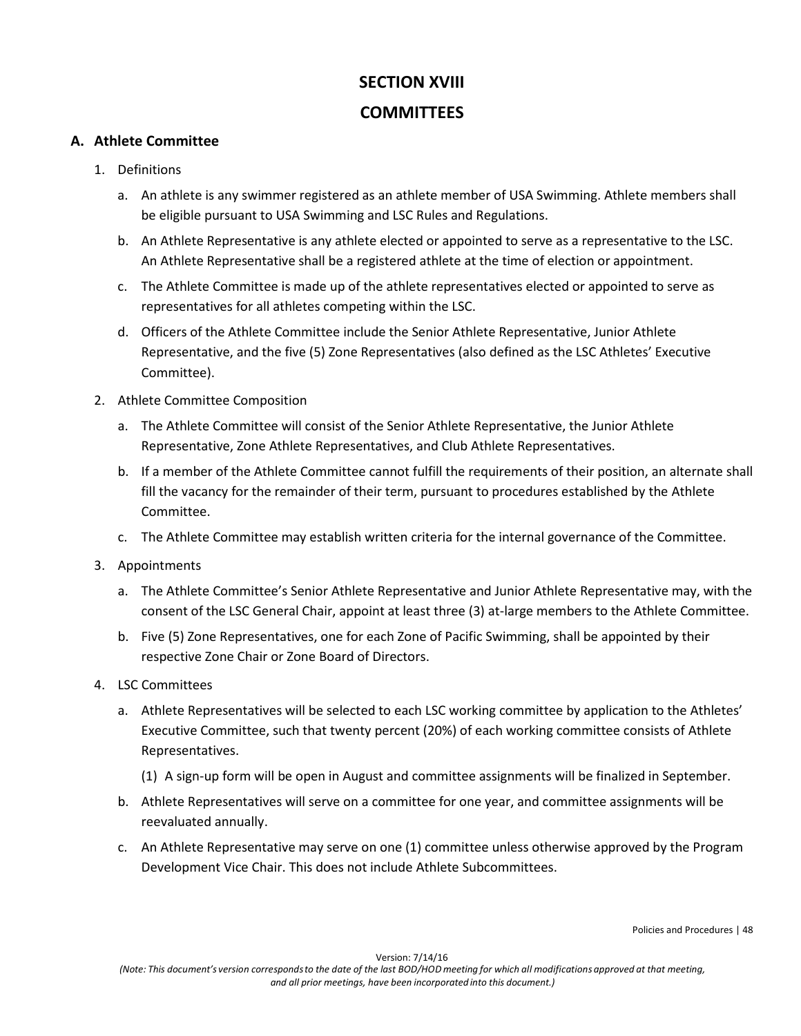# SECTION XVIII

# COMMITTEES

## A. Athlete Committee

1. Definitions

   a. An athlete is any swimmer registered as an athlete member of USA Swimming. Athlete members shall be eligible pursuant to USA Swimming and LSC Rules and Regulations.

   b. An Athlete Representative is any athlete elected or appointed to serve as a representative to the LSC. An Athlete Representative shall be a registered athlete at the time of election or appointment.

   c. The Athlete Committee is made up of the athlete representatives elected or appointed to serve as representatives for all athletes competing within the LSC.

   d. Officers of the Athlete Committee include the Senior Athlete Representative, Junior Athlete Representative, and the five (5) Zone Representatives (also defined as the LSC Athletes' Executive Committee).

2. Athlete Committee Composition

   a. The Athlete Committee will consist of the Senior Athlete Representative, the Junior Athlete Representative, Zone Athlete Representatives, and Club Athlete Representatives.

   b. If a member of the Athlete Committee cannot fulfill the requirements of their position, an alternate shall fill the vacancy for the remainder of their term, pursuant to procedures established by the Athlete Committee.

   c. The Athlete Committee may establish written criteria for the internal governance of the Committee.

3. Appointments

   a. The Athlete Committee's Senior Athlete Representative and Junior Athlete Representative may, with the consent of the LSC General Chair, appoint at least three (3) at-large members to the Athlete Committee.

   b. Five (5) Zone Representatives, one for each Zone of Pacific Swimming, shall be appointed by their respective Zone Chair or Zone Board of Directors.

4. LSC Committees

   a. Athlete Representatives will be selected to each LSC working committee by application to the Athletes' Executive Committee, such that twenty percent (20%) of each working committee consists of Athlete Representatives.

      (1) A sign-up form will be open in August and committee assignments will be finalized in September.

   b. Athlete Representatives will serve on a committee for one year, and committee assignments will be reevaluated annually.

   c. An Athlete Representative may serve on one (1) committee unless otherwise approved by the Program Development Vice Chair. This does not include Athlete Subcommittees.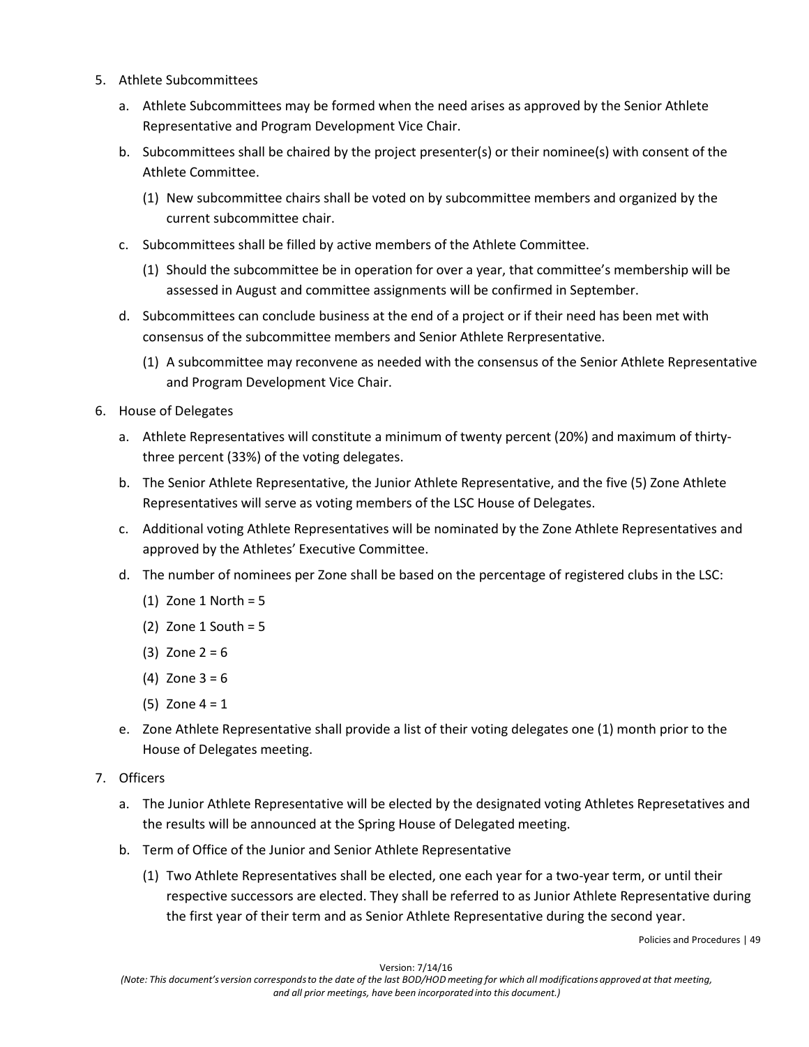5. Athlete Subcommittees
   a. Athlete Subcommittees may be formed when the need arises as approved by the Senior Athlete Representative and Program Development Vice Chair.
   b. Subcommittees shall be chaired by the project presenter(s) or their nominee(s) with consent of the Athlete Committee.
      (1) New subcommittee chairs shall be voted on by subcommittee members and organized by the current subcommittee chair.
   c. Subcommittees shall be filled by active members of the Athlete Committee.
      (1) Should the subcommittee be in operation for over a year, that committee's membership will be assessed in August and committee assignments will be confirmed in September.
   d. Subcommittees can conclude business at the end of a project or if their need has been met with consensus of the subcommittee members and Senior Athlete Rerpresentative.
      (1) A subcommittee may reconvene as needed with the consensus of the Senior Athlete Representative and Program Development Vice Chair.
6. House of Delegates
   a. Athlete Representatives will constitute a minimum of twenty percent (20%) and maximum of thirty-three percent (33%) of the voting delegates.
   b. The Senior Athlete Representative, the Junior Athlete Representative, and the five (5) Zone Athlete Representatives will serve as voting members of the LSC House of Delegates.
   c. Additional voting Athlete Representatives will be nominated by the Zone Athlete Representatives and approved by the Athletes' Executive Committee.
   d. The number of nominees per Zone shall be based on the percentage of registered clubs in the LSC:
      (1) Zone 1 North = 5
      (2) Zone 1 South = 5
      (3) Zone 2 = 6
      (4) Zone 3 = 6
      (5) Zone 4 = 1
   e. Zone Athlete Representative shall provide a list of their voting delegates one (1) month prior to the House of Delegates meeting.
7. Officers
   a. The Junior Athlete Representative will be elected by the designated voting Athletes Represetatives and the results will be announced at the Spring House of Delegated meeting.
   b. Term of Office of the Junior and Senior Athlete Representative
      (1) Two Athlete Representatives shall be elected, one each year for a two-year term, or until their respective successors are elected. They shall be referred to as Junior Athlete Representative during the first year of their term and as Senior Athlete Representative during the second year.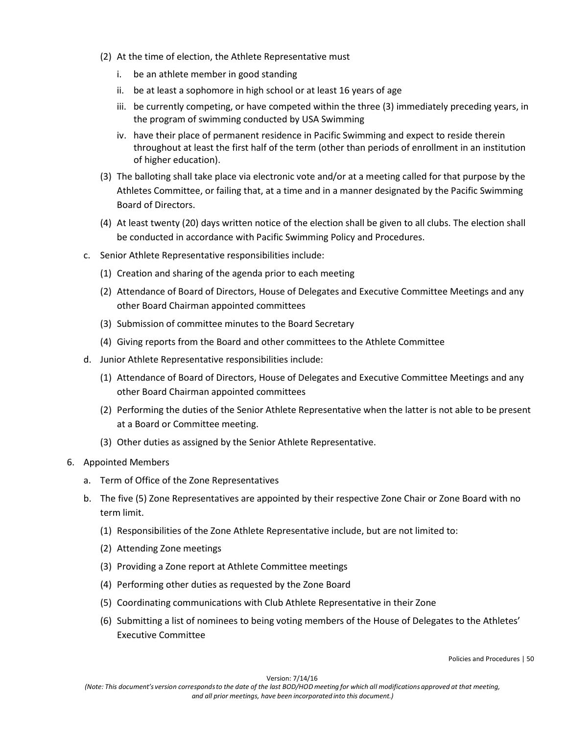(2) At the time of election, the Athlete Representative must

  i. be an athlete member in good standing

  ii. be at least a sophomore in high school or at least 16 years of age

  iii. be currently competing, or have competed within the three (3) immediately preceding years, in the program of swimming conducted by USA Swimming

  iv. have their place of permanent residence in Pacific Swimming and expect to reside therein throughout at least the first half of the term (other than periods of enrollment in an institution of higher education).

(3) The balloting shall take place via electronic vote and/or at a meeting called for that purpose by the Athletes Committee, or failing that, at a time and in a manner designated by the Pacific Swimming Board of Directors.

(4) At least twenty (20) days written notice of the election shall be given to all clubs. The election shall be conducted in accordance with Pacific Swimming Policy and Procedures.

c. Senior Athlete Representative responsibilities include:

  (1) Creation and sharing of the agenda prior to each meeting

  (2) Attendance of Board of Directors, House of Delegates and Executive Committee Meetings and any other Board Chairman appointed committees

  (3) Submission of committee minutes to the Board Secretary

  (4) Giving reports from the Board and other committees to the Athlete Committee

d. Junior Athlete Representative responsibilities include:

  (1) Attendance of Board of Directors, House of Delegates and Executive Committee Meetings and any other Board Chairman appointed committees

  (2) Performing the duties of the Senior Athlete Representative when the latter is not able to be present at a Board or Committee meeting.

  (3) Other duties as assigned by the Senior Athlete Representative.

6. Appointed Members

  a. Term of Office of the Zone Representatives

  b. The five (5) Zone Representatives are appointed by their respective Zone Chair or Zone Board with no term limit.

    (1) Responsibilities of the Zone Athlete Representative include, but are not limited to:

    (2) Attending Zone meetings

    (3) Providing a Zone report at Athlete Committee meetings

    (4) Performing other duties as requested by the Zone Board

    (5) Coordinating communications with Club Athlete Representative in their Zone

    (6) Submitting a list of nominees to being voting members of the House of Delegates to the Athletes' Executive Committee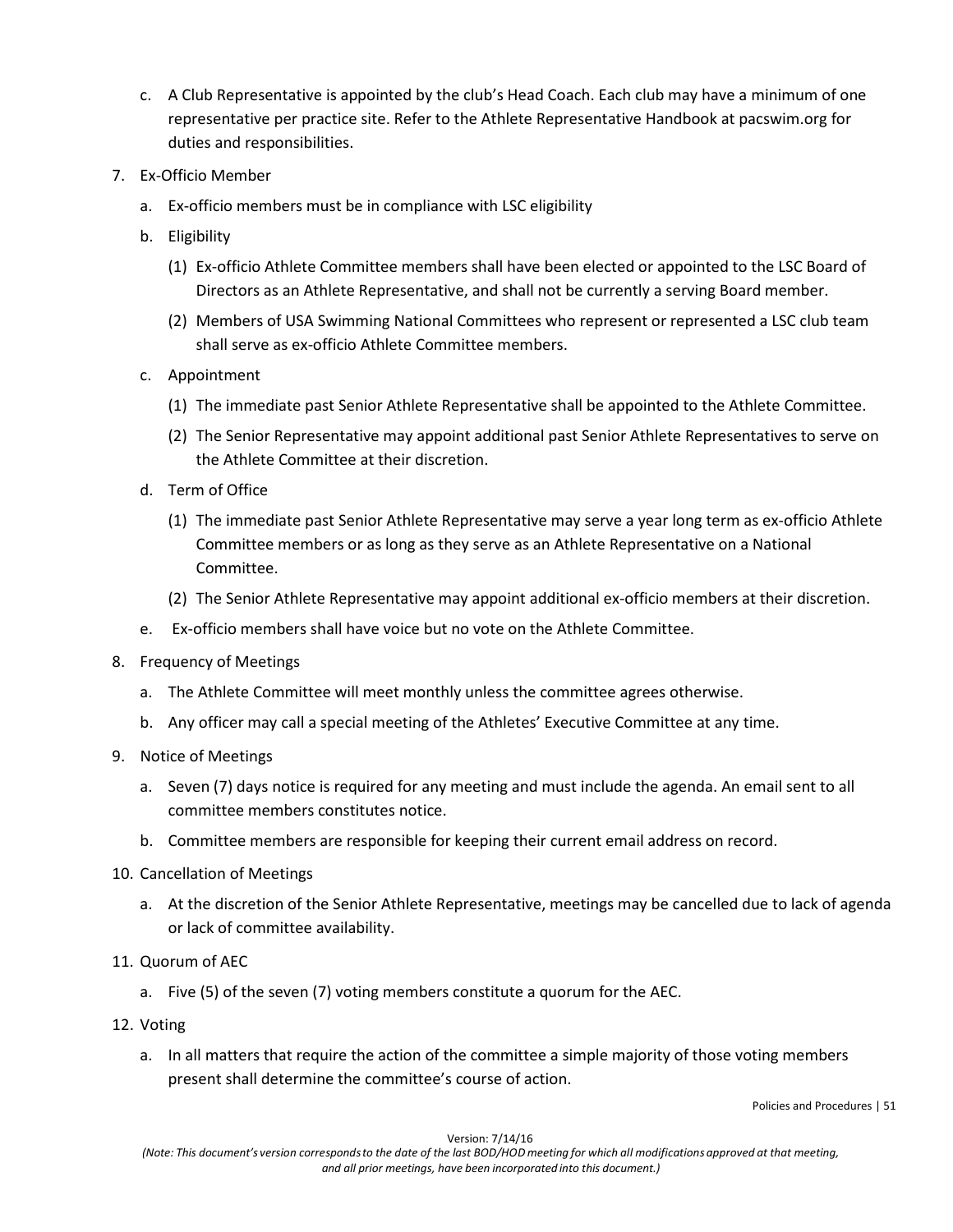c. A Club Representative is appointed by the club's Head Coach. Each club may have a minimum of one representative per practice site. Refer to the Athlete Representative Handbook at pacswim.org for duties and responsibilities.

7. Ex-Officio Member

   a. Ex-officio members must be in compliance with LSC eligibility

   b. Eligibility

      (1) Ex-officio Athlete Committee members shall have been elected or appointed to the LSC Board of Directors as an Athlete Representative, and shall not be currently a serving Board member.

      (2) Members of USA Swimming National Committees who represent or represented a LSC club team shall serve as ex-officio Athlete Committee members.

   c. Appointment

      (1) The immediate past Senior Athlete Representative shall be appointed to the Athlete Committee.

      (2) The Senior Representative may appoint additional past Senior Athlete Representatives to serve on the Athlete Committee at their discretion.

   d. Term of Office

      (1) The immediate past Senior Athlete Representative may serve a year long term as ex-officio Athlete Committee members or as long as they serve as an Athlete Representative on a National Committee.

      (2) The Senior Athlete Representative may appoint additional ex-officio members at their discretion.

   e. Ex-officio members shall have voice but no vote on the Athlete Committee.

8. Frequency of Meetings

   a. The Athlete Committee will meet monthly unless the committee agrees otherwise.

   b. Any officer may call a special meeting of the Athletes' Executive Committee at any time.

9. Notice of Meetings

   a. Seven (7) days notice is required for any meeting and must include the agenda. An email sent to all committee members constitutes notice.

   b. Committee members are responsible for keeping their current email address on record.

10. Cancellation of Meetings

   a. At the discretion of the Senior Athlete Representative, meetings may be cancelled due to lack of agenda or lack of committee availability.

11. Quorum of AEC

   a. Five (5) of the seven (7) voting members constitute a quorum for the AEC.

12. Voting

   a. In all matters that require the action of the committee a simple majority of those voting members present shall determine the committee's course of action.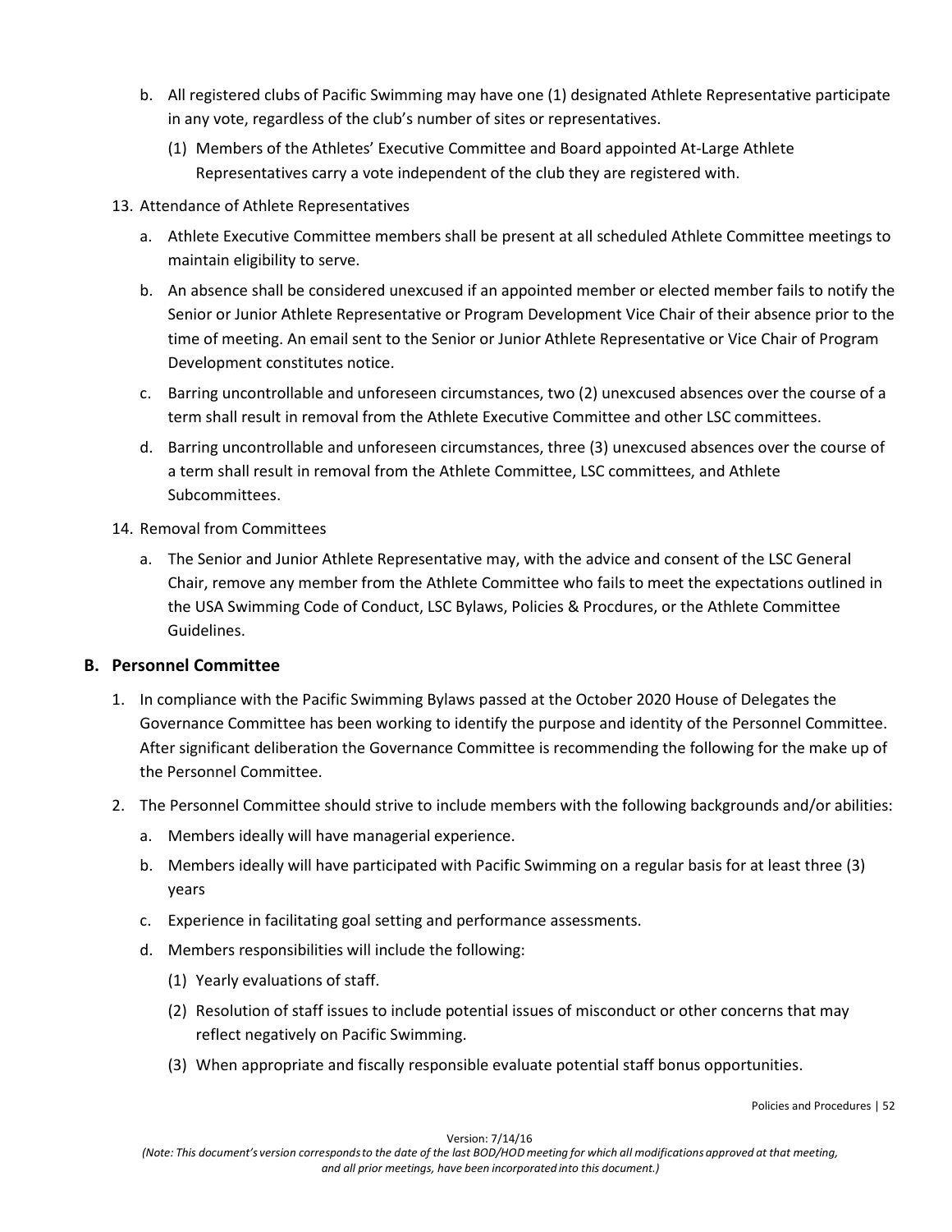b. All registered clubs of Pacific Swimming may have one (1) designated Athlete Representative participate in any vote, regardless of the club's number of sites or representatives.

   (1) Members of the Athletes' Executive Committee and Board appointed At-Large Athlete Representatives carry a vote independent of the club they are registered with.

13. Attendance of Athlete Representatives

   a. Athlete Executive Committee members shall be present at all scheduled Athlete Committee meetings to maintain eligibility to serve.

   b. An absence shall be considered unexcused if an appointed member or elected member fails to notify the Senior or Junior Athlete Representative or Program Development Vice Chair of their absence prior to the time of meeting. An email sent to the Senior or Junior Athlete Representative or Vice Chair of Program Development constitutes notice.

   c. Barring uncontrollable and unforeseen circumstances, two (2) unexcused absences over the course of a term shall result in removal from the Athlete Executive Committee and other LSC committees.

   d. Barring uncontrollable and unforeseen circumstances, three (3) unexcused absences over the course of a term shall result in removal from the Athlete Committee, LSC committees, and Athlete Subcommittees.

14. Removal from Committees

   a. The Senior and Junior Athlete Representative may, with the advice and consent of the LSC General Chair, remove any member from the Athlete Committee who fails to meet the expectations outlined in the USA Swimming Code of Conduct, LSC Bylaws, Policies & Procdures, or the Athlete Committee Guidelines.

## B. Personnel Committee

1. In compliance with the Pacific Swimming Bylaws passed at the October 2020 House of Delegates the Governance Committee has been working to identify the purpose and identity of the Personnel Committee. After significant deliberation the Governance Committee is recommending the following for the make up of the Personnel Committee.

2. The Personnel Committee should strive to include members with the following backgrounds and/or abilities:

   a. Members ideally will have managerial experience.

   b. Members ideally will have participated with Pacific Swimming on a regular basis for at least three (3) years

   c. Experience in facilitating goal setting and performance assessments.

   d. Members responsibilities will include the following:

      (1) Yearly evaluations of staff.

      (2) Resolution of staff issues to include potential issues of misconduct or other concerns that may reflect negatively on Pacific Swimming.

      (3) When appropriate and fiscally responsible evaluate potential staff bonus opportunities.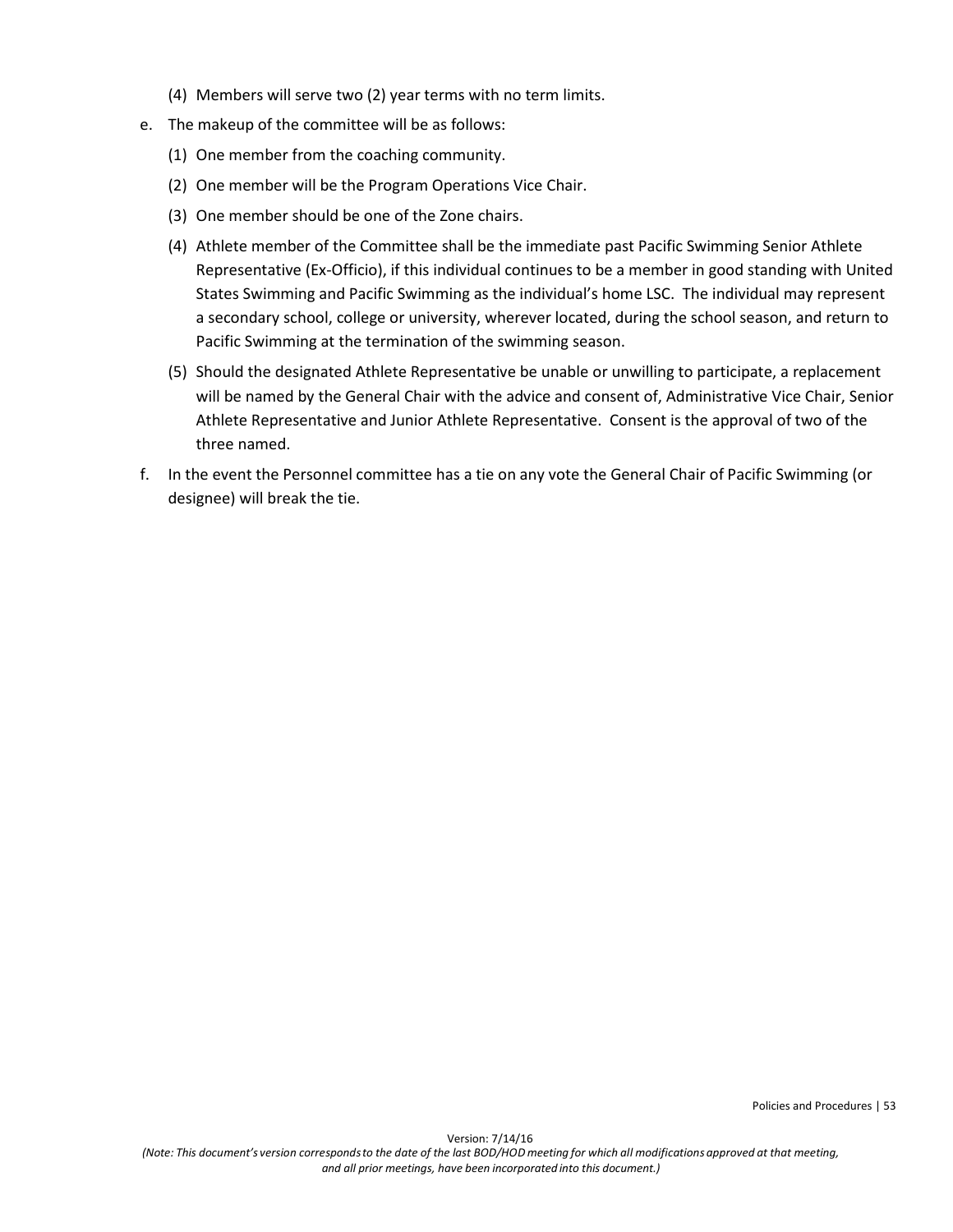(4) Members will serve two (2) year terms with no term limits.

e. The makeup of the committee will be as follows:

   (1) One member from the coaching community.

   (2) One member will be the Program Operations Vice Chair.

   (3) One member should be one of the Zone chairs.

   (4) Athlete member of the Committee shall be the immediate past Pacific Swimming Senior Athlete Representative (Ex-Officio), if this individual continues to be a member in good standing with United States Swimming and Pacific Swimming as the individual's home LSC. The individual may represent a secondary school, college or university, wherever located, during the school season, and return to Pacific Swimming at the termination of the swimming season.

   (5) Should the designated Athlete Representative be unable or unwilling to participate, a replacement will be named by the General Chair with the advice and consent of, Administrative Vice Chair, Senior Athlete Representative and Junior Athlete Representative. Consent is the approval of two of the three named.

f. In the event the Personnel committee has a tie on any vote the General Chair of Pacific Swimming (or designee) will break the tie.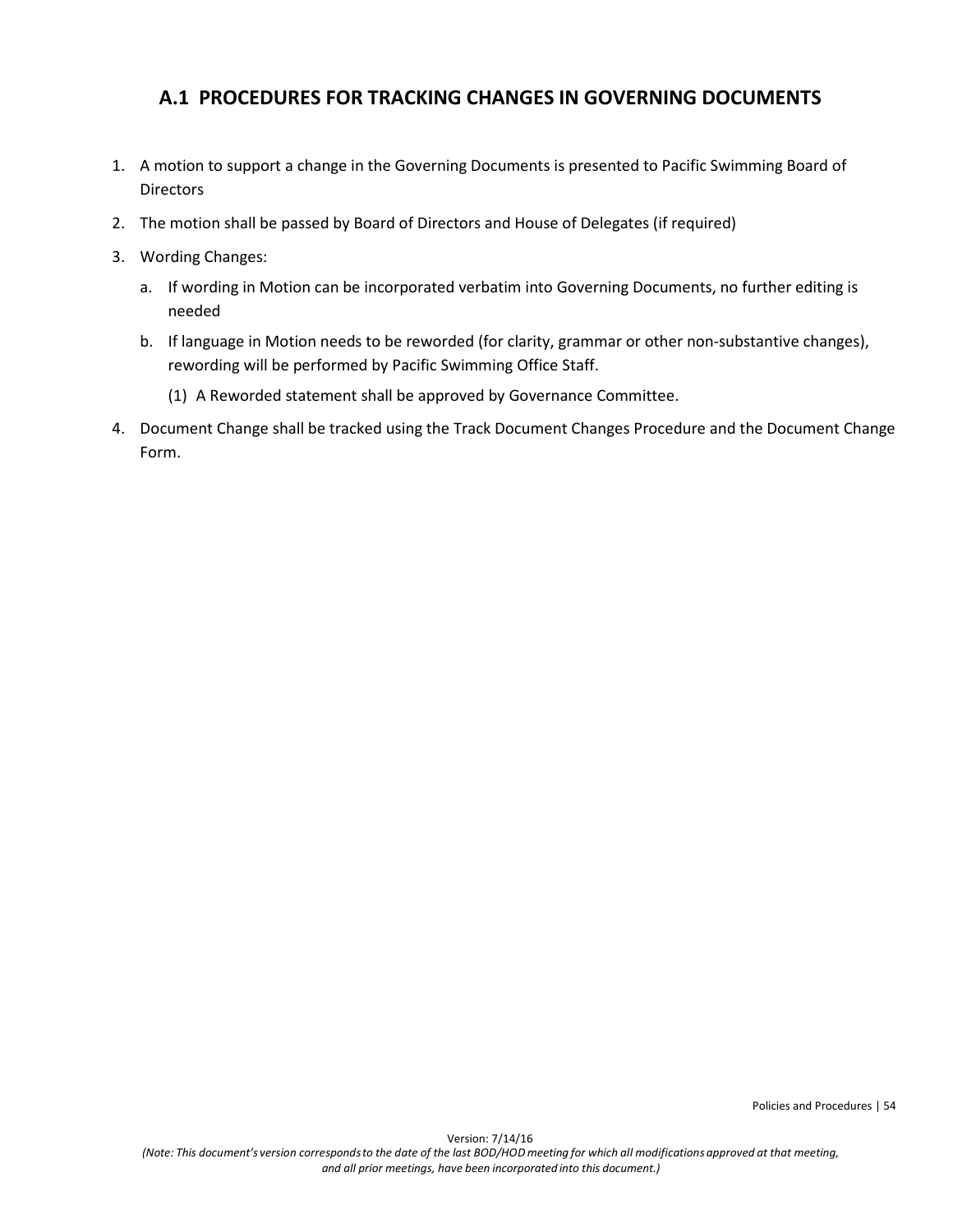## A.1 PROCEDURES FOR TRACKING CHANGES IN GOVERNING DOCUMENTS

1. A motion to support a change in the Governing Documents is presented to Pacific Swimming Board of Directors
2. The motion shall be passed by Board of Directors and House of Delegates (if required)
3. Wording Changes:
   a. If wording in Motion can be incorporated verbatim into Governing Documents, no further editing is needed
   b. If language in Motion needs to be reworded (for clarity, grammar or other non-substantive changes), rewording will be performed by Pacific Swimming Office Staff.
      (1) A Reworded statement shall be approved by Governance Committee.
4. Document Change shall be tracked using the Track Document Changes Procedure and the Document Change Form.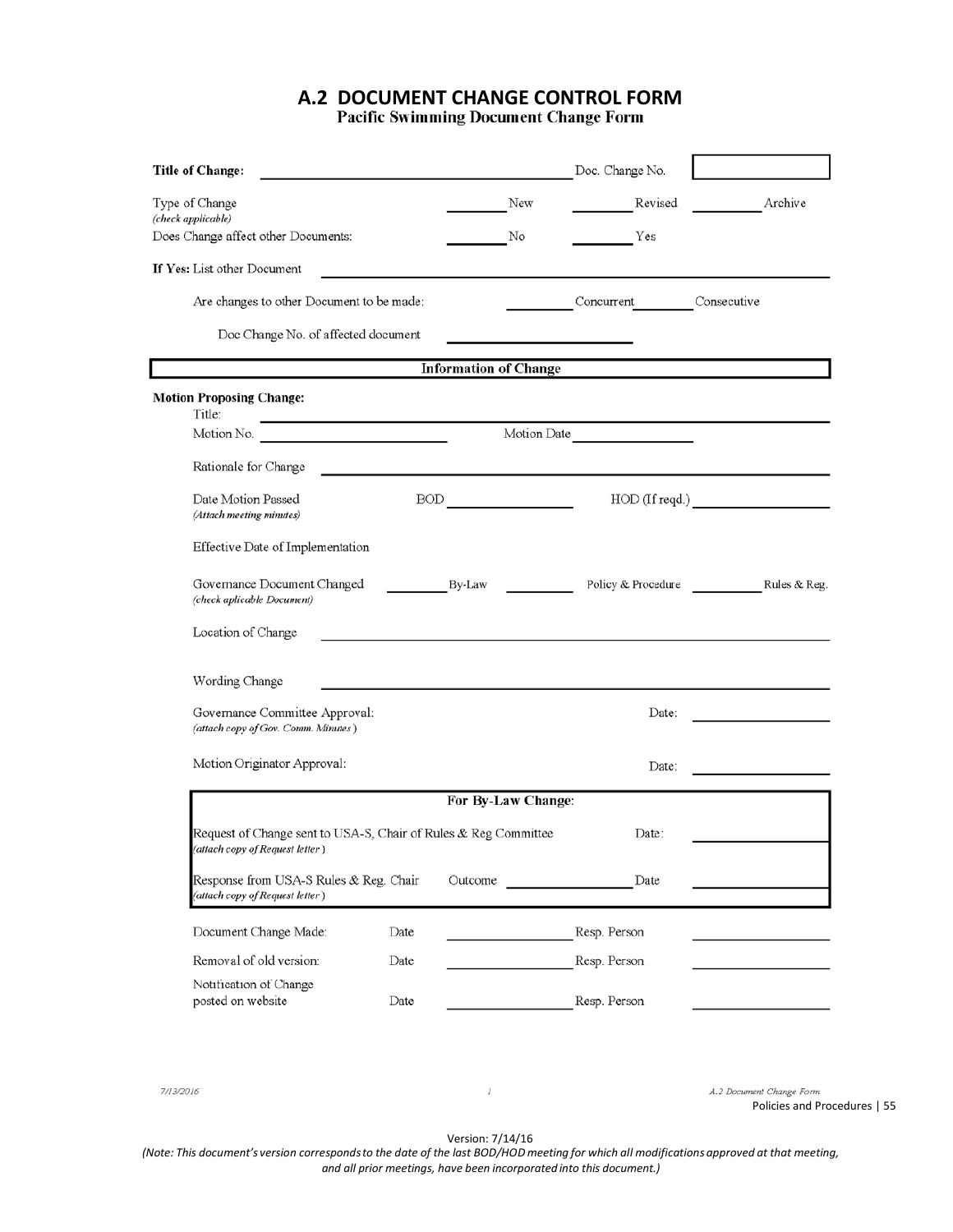# A.2 DOCUMENT CHANGE CONTROL FORM

## Pacific Swimming Document Change Form

**Title of Change:** ______________________________ Doc. Change No. [ ]

Type of Change *(check applicable)* ______ New ______ Revised ______ Archive

Does Change affect other Documents: ______ No ______ Yes

**If Yes:** List other Document ______________________________

Are changes to other Document to be made: ______ Concurrent ______ Consecutive

Doc Change No. of affected document ______________

**Information of Change**

**Motion Proposing Change:**

Title: ______________________________

Motion No. ______________ Motion Date ______________

Rationale for Change ______________________________

Date Motion Passed *(Attach meeting minutes)* BOD ______________ HOD (If reqd.) ______________

Effective Date of Implementation

Governance Document Changed *(check aplicable Document)* ______ By-Law ______ Policy & Procedure ______ Rules & Reg.

Location of Change ______________________________

Wording Change ______________________________

Governance Committee Approval: *(attach copy of Gov. Comm. Minutes)* Date: ______________

Motion Originator Approval: Date: ______________

**For By-Law Change:**

Request of Change sent to USA-S, Chair of Rules & Reg Committee *(attach copy of Request letter)* Date: ______________

Response from USA-S Rules & Reg. Chair *(attach copy of Request letter)* Outcome ______________ Date ______________

Document Change Made: Date ______________ Resp. Person ______________

Removal of old version: Date ______________ Resp. Person ______________

Notification of Change posted on website Date ______________ Resp. Person ______________

7/13/2016 1 A.2 Document Change Form

Version: 7/14/16

*(Note: This document's version corresponds to the date of the last BOD/HOD meeting for which all modifications approved at that meeting, and all prior meetings, have been incorporated into this document.)*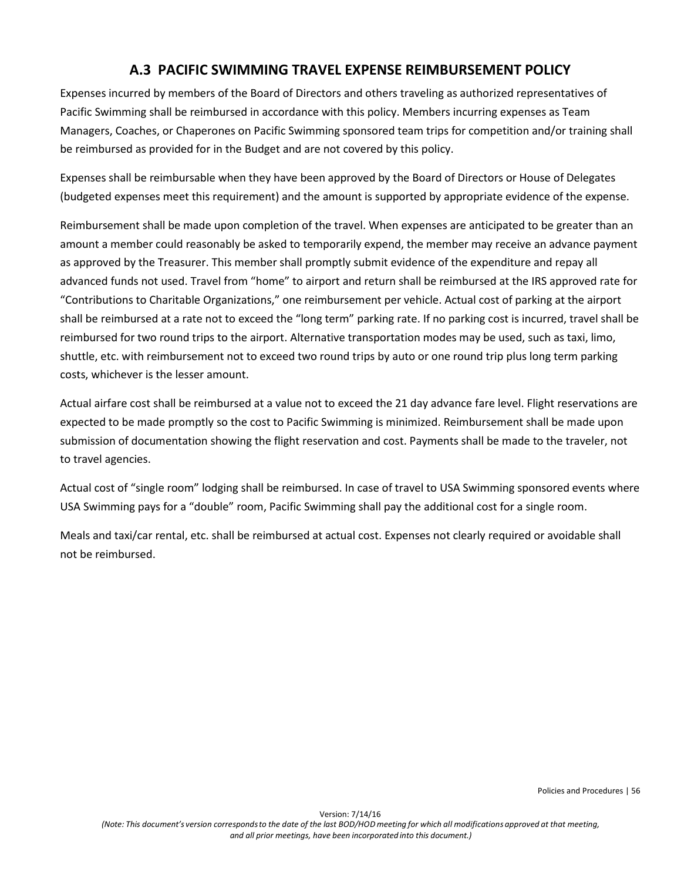## A.3 PACIFIC SWIMMING TRAVEL EXPENSE REIMBURSEMENT POLICY

Expenses incurred by members of the Board of Directors and others traveling as authorized representatives of Pacific Swimming shall be reimbursed in accordance with this policy. Members incurring expenses as Team Managers, Coaches, or Chaperones on Pacific Swimming sponsored team trips for competition and/or training shall be reimbursed as provided for in the Budget and are not covered by this policy.

Expenses shall be reimbursable when they have been approved by the Board of Directors or House of Delegates (budgeted expenses meet this requirement) and the amount is supported by appropriate evidence of the expense.

Reimbursement shall be made upon completion of the travel. When expenses are anticipated to be greater than an amount a member could reasonably be asked to temporarily expend, the member may receive an advance payment as approved by the Treasurer. This member shall promptly submit evidence of the expenditure and repay all advanced funds not used. Travel from "home" to airport and return shall be reimbursed at the IRS approved rate for "Contributions to Charitable Organizations," one reimbursement per vehicle. Actual cost of parking at the airport shall be reimbursed at a rate not to exceed the "long term" parking rate. If no parking cost is incurred, travel shall be reimbursed for two round trips to the airport. Alternative transportation modes may be used, such as taxi, limo, shuttle, etc. with reimbursement not to exceed two round trips by auto or one round trip plus long term parking costs, whichever is the lesser amount.

Actual airfare cost shall be reimbursed at a value not to exceed the 21 day advance fare level. Flight reservations are expected to be made promptly so the cost to Pacific Swimming is minimized. Reimbursement shall be made upon submission of documentation showing the flight reservation and cost. Payments shall be made to the traveler, not to travel agencies.

Actual cost of "single room" lodging shall be reimbursed. In case of travel to USA Swimming sponsored events where USA Swimming pays for a "double" room, Pacific Swimming shall pay the additional cost for a single room.

Meals and taxi/car rental, etc. shall be reimbursed at actual cost. Expenses not clearly required or avoidable shall not be reimbursed.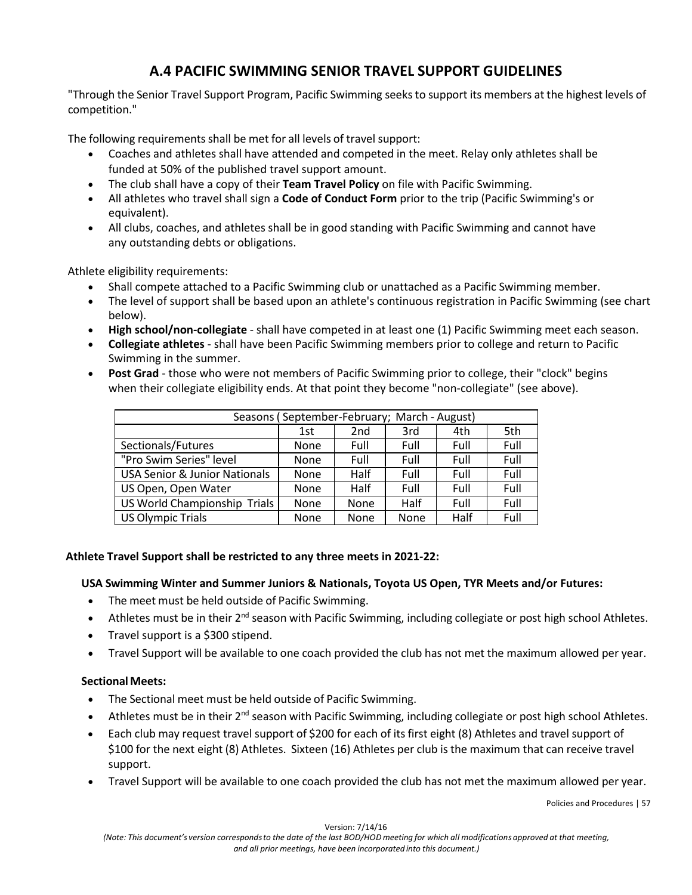# A.4 PACIFIC SWIMMING SENIOR TRAVEL SUPPORT GUIDELINES

"Through the Senior Travel Support Program, Pacific Swimming seeks to support its members at the highest levels of competition."

The following requirements shall be met for all levels of travel support:

- Coaches and athletes shall have attended and competed in the meet. Relay only athletes shall be funded at 50% of the published travel support amount.
- The club shall have a copy of their **Team Travel Policy** on file with Pacific Swimming.
- All athletes who travel shall sign a **Code of Conduct Form** prior to the trip (Pacific Swimming's or equivalent).
- All clubs, coaches, and athletes shall be in good standing with Pacific Swimming and cannot have any outstanding debts or obligations.

Athlete eligibility requirements:

- Shall compete attached to a Pacific Swimming club or unattached as a Pacific Swimming member.
- The level of support shall be based upon an athlete's continuous registration in Pacific Swimming (see chart below).
- **High school/non-collegiate** - shall have competed in at least one (1) Pacific Swimming meet each season.
- **Collegiate athletes** - shall have been Pacific Swimming members prior to college and return to Pacific Swimming in the summer.
- **Post Grad** - those who were not members of Pacific Swimming prior to college, their "clock" begins when their collegiate eligibility ends. At that point they become "non-collegiate" (see above).

| Seasons ( September-February; March - August) | | | | | |
|---|---|---|---|---|---|
| | 1st | 2nd | 3rd | 4th | 5th |
| Sectionals/Futures | None | Full | Full | Full | Full |
| "Pro Swim Series" level | None | Full | Full | Full | Full |
| USA Senior & Junior Nationals | None | Half | Full | Full | Full |
| US Open, Open Water | None | Half | Full | Full | Full |
| US World Championship Trials | None | None | Half | Full | Full |
| US Olympic Trials | None | None | None | Half | Full |

**Athlete Travel Support shall be restricted to any three meets in 2021-22:**

**USA Swimming Winter and Summer Juniors & Nationals, Toyota US Open, TYR Meets and/or Futures:**

- The meet must be held outside of Pacific Swimming.
- Athletes must be in their 2nd season with Pacific Swimming, including collegiate or post high school Athletes.
- Travel support is a $300 stipend.
- Travel Support will be available to one coach provided the club has not met the maximum allowed per year.

**Sectional Meets:**

- The Sectional meet must be held outside of Pacific Swimming.
- Athletes must be in their 2nd season with Pacific Swimming, including collegiate or post high school Athletes.
- Each club may request travel support of $200 for each of its first eight (8) Athletes and travel support of $100 for the next eight (8) Athletes. Sixteen (16) Athletes per club is the maximum that can receive travel support.
- Travel Support will be available to one coach provided the club has not met the maximum allowed per year.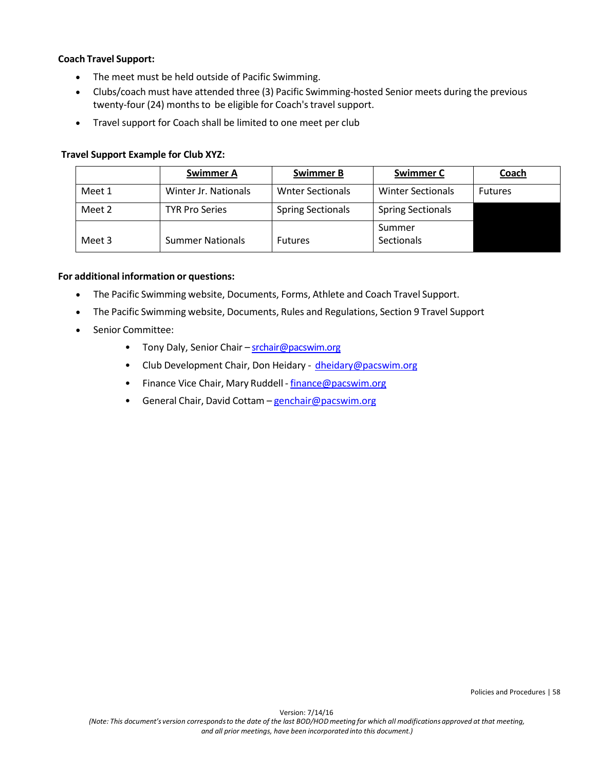**Coach Travel Support:**

- The meet must be held outside of Pacific Swimming.
- Clubs/coach must have attended three (3) Pacific Swimming-hosted Senior meets during the previous twenty-four (24) months to be eligible for Coach's travel support.
- Travel support for Coach shall be limited to one meet per club

**Travel Support Example for Club XYZ:**

| | Swimmer A | Swimmer B | Swimmer C | Coach |
|---|---|---|---|---|
| Meet 1 | Winter Jr. Nationals | Wnter Sectionals | Winter Sectionals | Futures |
| Meet 2 | TYR Pro Series | Spring Sectionals | Spring Sectionals | |
| Meet 3 | Summer Nationals | Futures | Summer Sectionals | |

**For additional information or questions:**

- The Pacific Swimming website, Documents, Forms, Athlete and Coach Travel Support.
- The Pacific Swimming website, Documents, Rules and Regulations, Section 9 Travel Support
- Senior Committee:
    - Tony Daly, Senior Chair – srchair@pacswim.org
    - Club Development Chair, Don Heidary - dheidary@pacswim.org
    - Finance Vice Chair, Mary Ruddell - finance@pacswim.org
    - General Chair, David Cottam – genchair@pacswim.org

Version: 7/14/16
*(Note: This document's version corresponds to the date of the last BOD/HOD meeting for which all modifications approved at that meeting, and all prior meetings, have been incorporated into this document.)*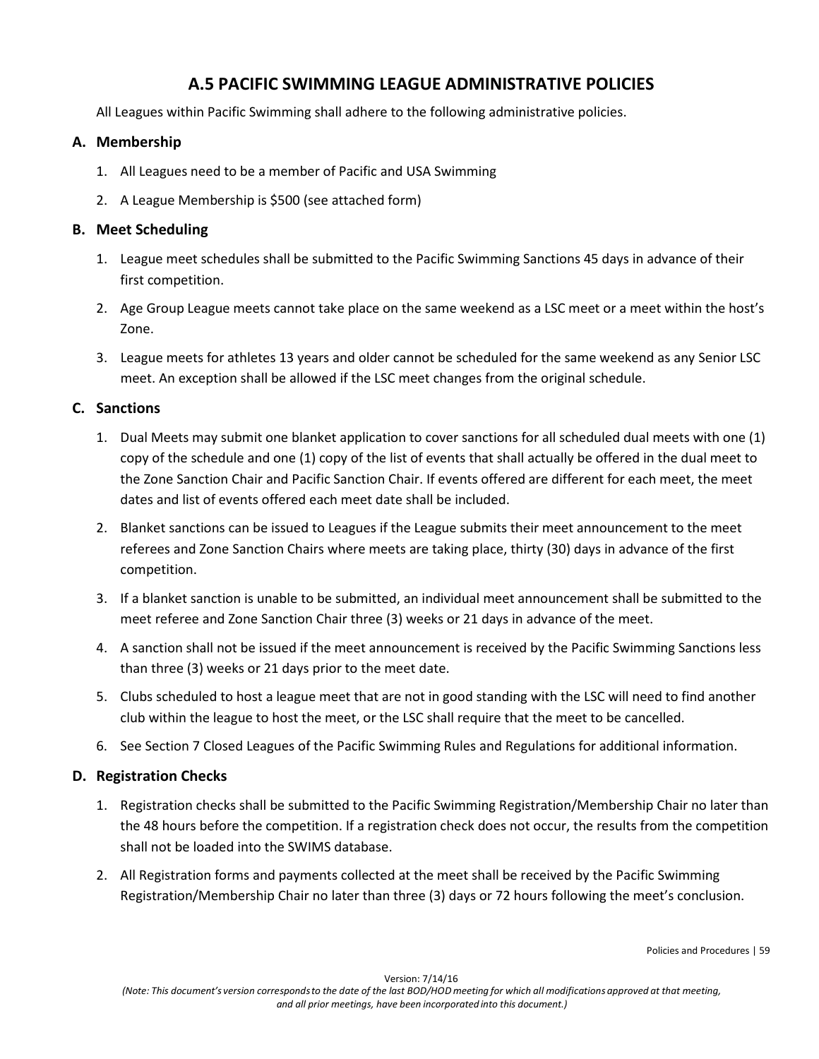# A.5 PACIFIC SWIMMING LEAGUE ADMINISTRATIVE POLICIES

All Leagues within Pacific Swimming shall adhere to the following administrative policies.

## A. Membership

1. All Leagues need to be a member of Pacific and USA Swimming
2. A League Membership is $500 (see attached form)

## B. Meet Scheduling

1. League meet schedules shall be submitted to the Pacific Swimming Sanctions 45 days in advance of their first competition.
2. Age Group League meets cannot take place on the same weekend as a LSC meet or a meet within the host's Zone.
3. League meets for athletes 13 years and older cannot be scheduled for the same weekend as any Senior LSC meet. An exception shall be allowed if the LSC meet changes from the original schedule.

## C. Sanctions

1. Dual Meets may submit one blanket application to cover sanctions for all scheduled dual meets with one (1) copy of the schedule and one (1) copy of the list of events that shall actually be offered in the dual meet to the Zone Sanction Chair and Pacific Sanction Chair. If events offered are different for each meet, the meet dates and list of events offered each meet date shall be included.
2. Blanket sanctions can be issued to Leagues if the League submits their meet announcement to the meet referees and Zone Sanction Chairs where meets are taking place, thirty (30) days in advance of the first competition.
3. If a blanket sanction is unable to be submitted, an individual meet announcement shall be submitted to the meet referee and Zone Sanction Chair three (3) weeks or 21 days in advance of the meet.
4. A sanction shall not be issued if the meet announcement is received by the Pacific Swimming Sanctions less than three (3) weeks or 21 days prior to the meet date.
5. Clubs scheduled to host a league meet that are not in good standing with the LSC will need to find another club within the league to host the meet, or the LSC shall require that the meet to be cancelled.
6. See Section 7 Closed Leagues of the Pacific Swimming Rules and Regulations for additional information.

## D. Registration Checks

1. Registration checks shall be submitted to the Pacific Swimming Registration/Membership Chair no later than the 48 hours before the competition. If a registration check does not occur, the results from the competition shall not be loaded into the SWIMS database.
2. All Registration forms and payments collected at the meet shall be received by the Pacific Swimming Registration/Membership Chair no later than three (3) days or 72 hours following the meet's conclusion.

Version: 7/14/16

*(Note: This document's version corresponds to the date of the last BOD/HOD meeting for which all modifications approved at that meeting, and all prior meetings, have been incorporated into this document.)*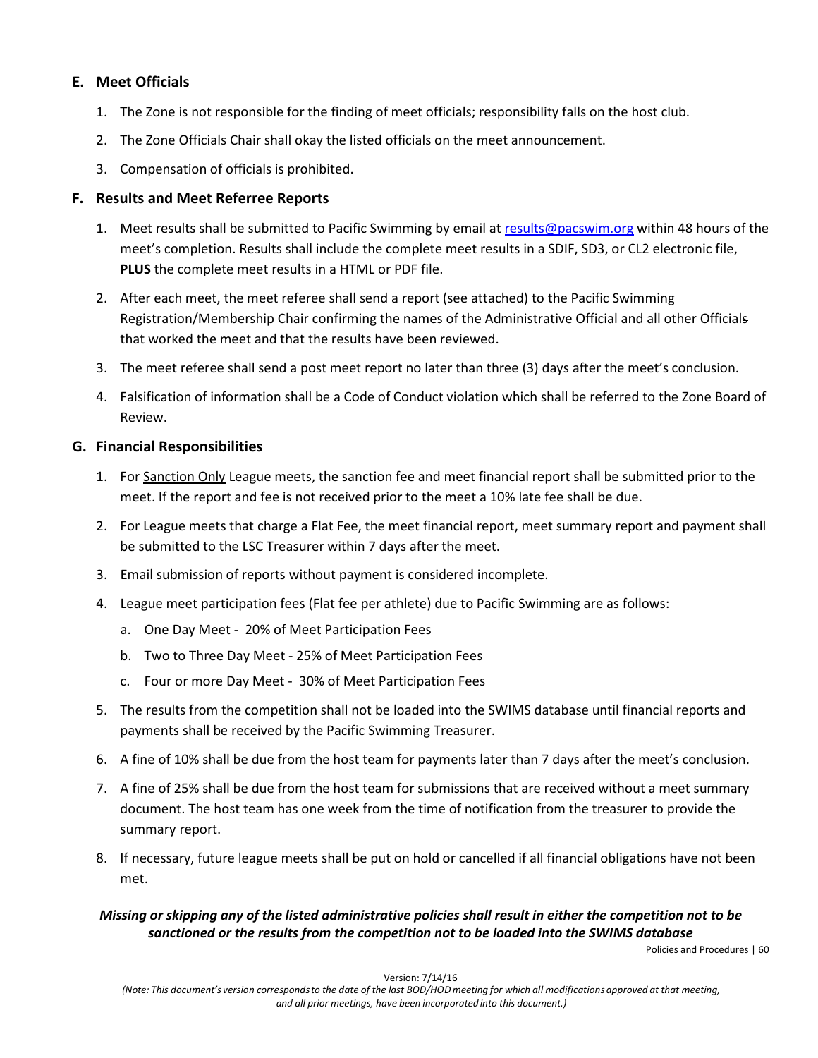### E. Meet Officials

1. The Zone is not responsible for the finding of meet officials; responsibility falls on the host club.
2. The Zone Officials Chair shall okay the listed officials on the meet announcement.
3. Compensation of officials is prohibited.

### F. Results and Meet Referee Reports

1. Meet results shall be submitted to Pacific Swimming by email at results@pacswim.org within 48 hours of the meet's completion. Results shall include the complete meet results in a SDIF, SD3, or CL2 electronic file, **PLUS** the complete meet results in a HTML or PDF file.
2. After each meet, the meet referee shall send a report (see attached) to the Pacific Swimming Registration/Membership Chair confirming the names of the Administrative Official and all other Officials that worked the meet and that the results have been reviewed.
3. The meet referee shall send a post meet report no later than three (3) days after the meet's conclusion.
4. Falsification of information shall be a Code of Conduct violation which shall be referred to the Zone Board of Review.

### G. Financial Responsibilities

1. For Sanction Only League meets, the sanction fee and meet financial report shall be submitted prior to the meet. If the report and fee is not received prior to the meet a 10% late fee shall be due.
2. For League meets that charge a Flat Fee, the meet financial report, meet summary report and payment shall be submitted to the LSC Treasurer within 7 days after the meet.
3. Email submission of reports without payment is considered incomplete.
4. League meet participation fees (Flat fee per athlete) due to Pacific Swimming are as follows:
   a. One Day Meet - 20% of Meet Participation Fees
   b. Two to Three Day Meet - 25% of Meet Participation Fees
   c. Four or more Day Meet - 30% of Meet Participation Fees
5. The results from the competition shall not be loaded into the SWIMS database until financial reports and payments shall be received by the Pacific Swimming Treasurer.
6. A fine of 10% shall be due from the host team for payments later than 7 days after the meet's conclusion.
7. A fine of 25% shall be due from the host team for submissions that are received without a meet summary document. The host team has one week from the time of notification from the treasurer to provide the summary report.
8. If necessary, future league meets shall be put on hold or cancelled if all financial obligations have not been met.

***Missing or skipping any of the listed administrative policies shall result in either the competition not to be sanctioned or the results from the competition not to be loaded into the SWIMS database***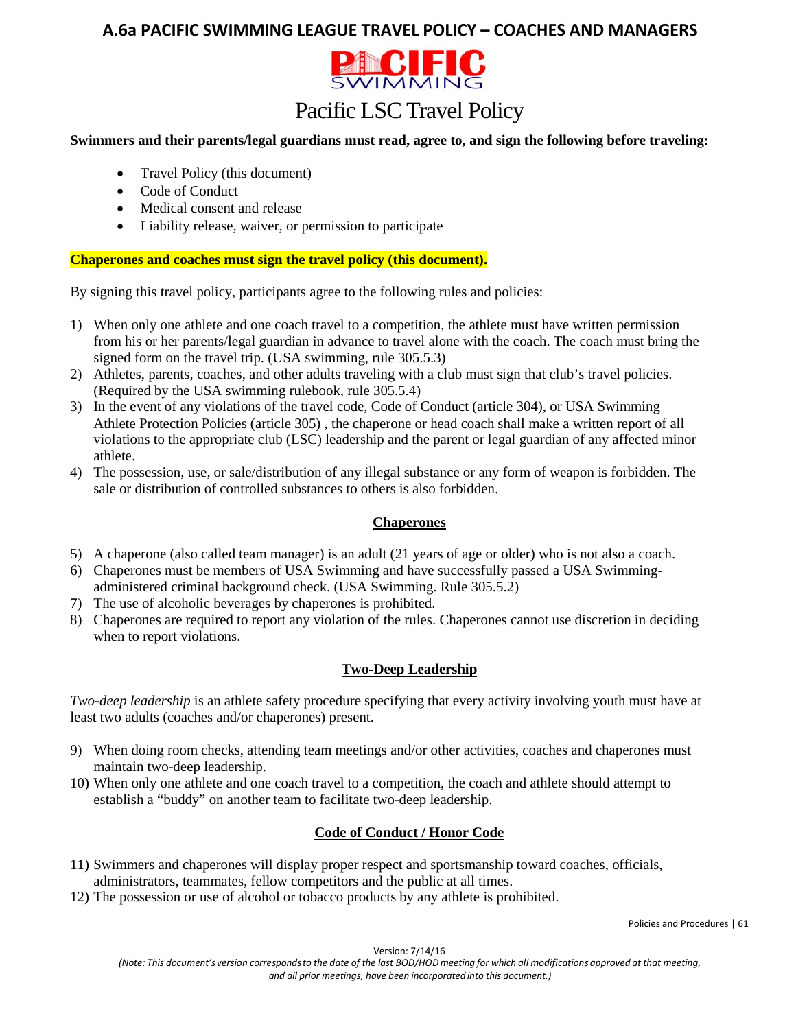# A.6a PACIFIC SWIMMING LEAGUE TRAVEL POLICY – COACHES AND MANAGERS

## Pacific LSC Travel Policy

**Swimmers and their parents/legal guardians must read, agree to, and sign the following before traveling:**

- Travel Policy (this document)
- Code of Conduct
- Medical consent and release
- Liability release, waiver, or permission to participate

**Chaperones and coaches must sign the travel policy (this document).**

By signing this travel policy, participants agree to the following rules and policies:

1) When only one athlete and one coach travel to a competition, the athlete must have written permission from his or her parents/legal guardian in advance to travel alone with the coach. The coach must bring the signed form on the travel trip. (USA swimming, rule 305.5.3)
2) Athletes, parents, coaches, and other adults traveling with a club must sign that club's travel policies. (Required by the USA swimming rulebook, rule 305.5.4)
3) In the event of any violations of the travel code, Code of Conduct (article 304), or USA Swimming Athlete Protection Policies (article 305) , the chaperone or head coach shall make a written report of all violations to the appropriate club (LSC) leadership and the parent or legal guardian of any affected minor athlete.
4) The possession, use, or sale/distribution of any illegal substance or any form of weapon is forbidden. The sale or distribution of controlled substances to others is also forbidden.

### Chaperones

5) A chaperone (also called team manager) is an adult (21 years of age or older) who is not also a coach.
6) Chaperones must be members of USA Swimming and have successfully passed a USA Swimming-administered criminal background check. (USA Swimming. Rule 305.5.2)
7) The use of alcoholic beverages by chaperones is prohibited.
8) Chaperones are required to report any violation of the rules. Chaperones cannot use discretion in deciding when to report violations.

### Two-Deep Leadership

*Two-deep leadership* is an athlete safety procedure specifying that every activity involving youth must have at least two adults (coaches and/or chaperones) present.

9) When doing room checks, attending team meetings and/or other activities, coaches and chaperones must maintain two-deep leadership.
10) When only one athlete and one coach travel to a competition, the coach and athlete should attempt to establish a "buddy" on another team to facilitate two-deep leadership.

### Code of Conduct / Honor Code

11) Swimmers and chaperones will display proper respect and sportsmanship toward coaches, officials, administrators, teammates, fellow competitors and the public at all times.
12) The possession or use of alcohol or tobacco products by any athlete is prohibited.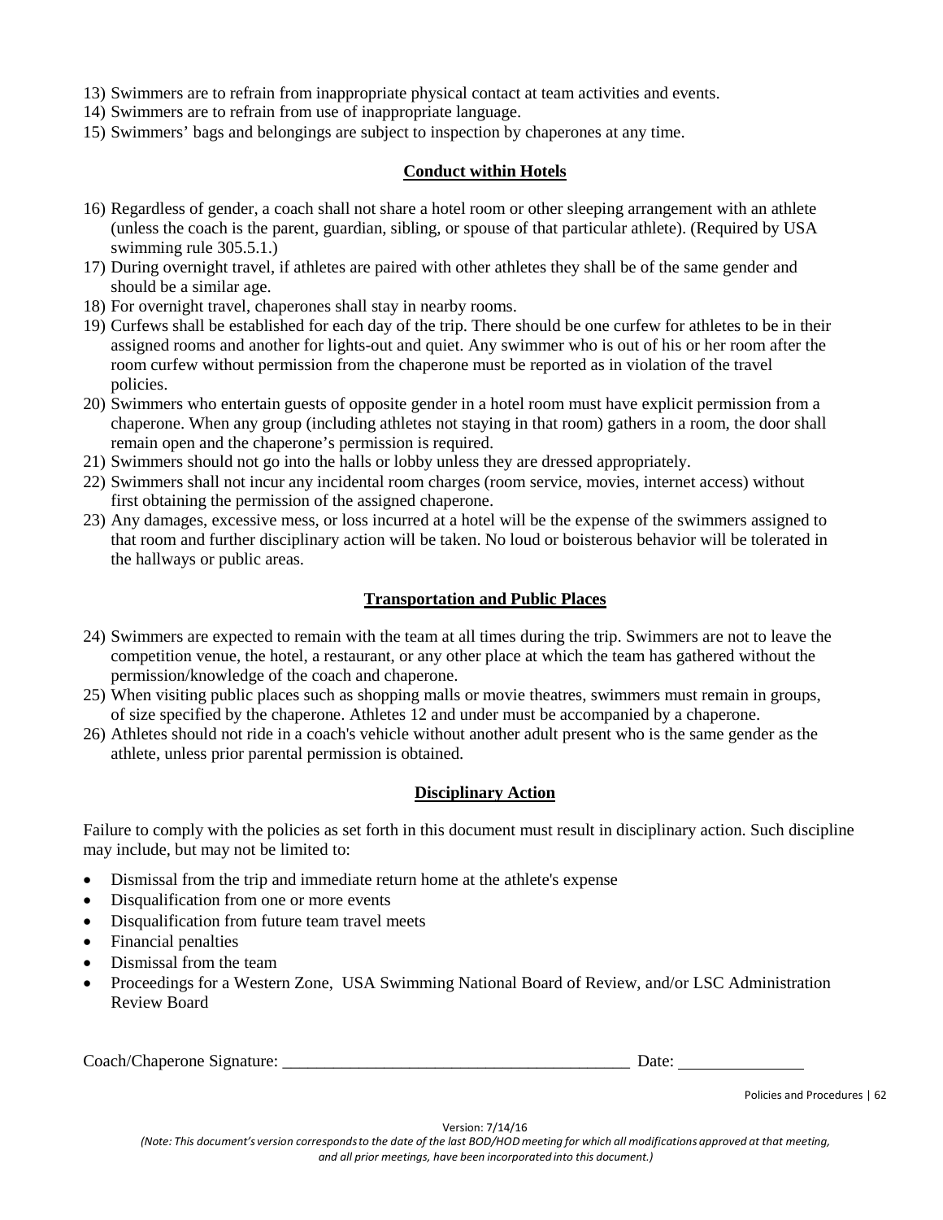13) Swimmers are to refrain from inappropriate physical contact at team activities and events.
14) Swimmers are to refrain from use of inappropriate language.
15) Swimmers' bags and belongings are subject to inspection by chaperones at any time.

## Conduct within Hotels

16) Regardless of gender, a coach shall not share a hotel room or other sleeping arrangement with an athlete (unless the coach is the parent, guardian, sibling, or spouse of that particular athlete). (Required by USA swimming rule 305.5.1.)
17) During overnight travel, if athletes are paired with other athletes they shall be of the same gender and should be a similar age.
18) For overnight travel, chaperones shall stay in nearby rooms.
19) Curfews shall be established for each day of the trip. There should be one curfew for athletes to be in their assigned rooms and another for lights-out and quiet. Any swimmer who is out of his or her room after the room curfew without permission from the chaperone must be reported as in violation of the travel policies.
20) Swimmers who entertain guests of opposite gender in a hotel room must have explicit permission from a chaperone. When any group (including athletes not staying in that room) gathers in a room, the door shall remain open and the chaperone's permission is required.
21) Swimmers should not go into the halls or lobby unless they are dressed appropriately.
22) Swimmers shall not incur any incidental room charges (room service, movies, internet access) without first obtaining the permission of the assigned chaperone.
23) Any damages, excessive mess, or loss incurred at a hotel will be the expense of the swimmers assigned to that room and further disciplinary action will be taken. No loud or boisterous behavior will be tolerated in the hallways or public areas.

## Transportation and Public Places

24) Swimmers are expected to remain with the team at all times during the trip. Swimmers are not to leave the competition venue, the hotel, a restaurant, or any other place at which the team has gathered without the permission/knowledge of the coach and chaperone.
25) When visiting public places such as shopping malls or movie theatres, swimmers must remain in groups, of size specified by the chaperone. Athletes 12 and under must be accompanied by a chaperone.
26) Athletes should not ride in a coach's vehicle without another adult present who is the same gender as the athlete, unless prior parental permission is obtained.

## Disciplinary Action

Failure to comply with the policies as set forth in this document must result in disciplinary action. Such discipline may include, but may not be limited to:

- Dismissal from the trip and immediate return home at the athlete's expense
- Disqualification from one or more events
- Disqualification from future team travel meets
- Financial penalties
- Dismissal from the team
- Proceedings for a Western Zone, USA Swimming National Board of Review, and/or LSC Administration Review Board

Coach/Chaperone Signature: ________________________________________ Date: ______________

Version: 7/14/16

*(Note: This document's version corresponds to the date of the last BOD/HOD meeting for which all modifications approved at that meeting, and all prior meetings, have been incorporated into this document.)*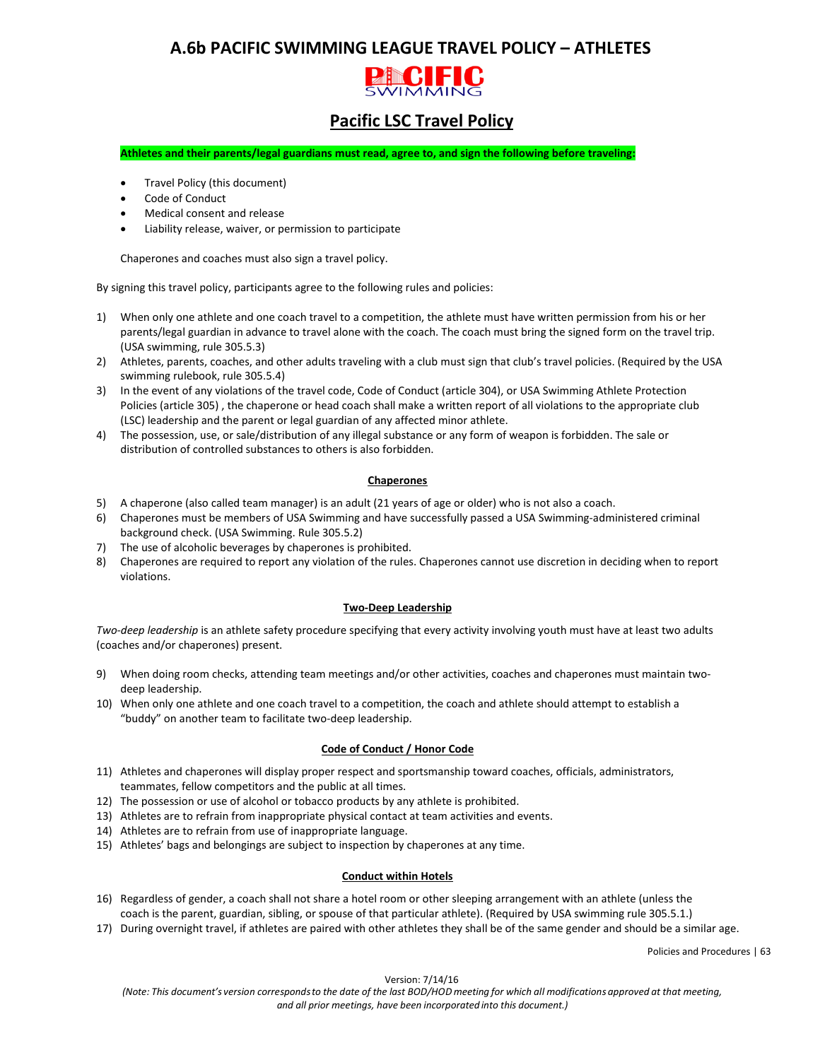# A.6b PACIFIC SWIMMING LEAGUE TRAVEL POLICY – ATHLETES

## Pacific LSC Travel Policy

**Athletes and their parents/legal guardians must read, agree to, and sign the following before traveling:**

- Travel Policy (this document)
- Code of Conduct
- Medical consent and release
- Liability release, waiver, or permission to participate

Chaperones and coaches must also sign a travel policy.

By signing this travel policy, participants agree to the following rules and policies:

1) When only one athlete and one coach travel to a competition, the athlete must have written permission from his or her parents/legal guardian in advance to travel alone with the coach. The coach must bring the signed form on the travel trip. (USA swimming, rule 305.5.3)
2) Athletes, parents, coaches, and other adults traveling with a club must sign that club's travel policies. (Required by the USA swimming rulebook, rule 305.5.4)
3) In the event of any violations of the travel code, Code of Conduct (article 304), or USA Swimming Athlete Protection Policies (article 305) , the chaperone or head coach shall make a written report of all violations to the appropriate club (LSC) leadership and the parent or legal guardian of any affected minor athlete.
4) The possession, use, or sale/distribution of any illegal substance or any form of weapon is forbidden. The sale or distribution of controlled substances to others is also forbidden.

### Chaperones

5) A chaperone (also called team manager) is an adult (21 years of age or older) who is not also a coach.
6) Chaperones must be members of USA Swimming and have successfully passed a USA Swimming-administered criminal background check. (USA Swimming. Rule 305.5.2)
7) The use of alcoholic beverages by chaperones is prohibited.
8) Chaperones are required to report any violation of the rules. Chaperones cannot use discretion in deciding when to report violations.

### Two-Deep Leadership

*Two-deep leadership* is an athlete safety procedure specifying that every activity involving youth must have at least two adults (coaches and/or chaperones) present.

9) When doing room checks, attending team meetings and/or other activities, coaches and chaperones must maintain two-deep leadership.
10) When only one athlete and one coach travel to a competition, the coach and athlete should attempt to establish a "buddy" on another team to facilitate two-deep leadership.

### Code of Conduct / Honor Code

11) Athletes and chaperones will display proper respect and sportsmanship toward coaches, officials, administrators, teammates, fellow competitors and the public at all times.
12) The possession or use of alcohol or tobacco products by any athlete is prohibited.
13) Athletes are to refrain from inappropriate physical contact at team activities and events.
14) Athletes are to refrain from use of inappropriate language.
15) Athletes' bags and belongings are subject to inspection by chaperones at any time.

### Conduct within Hotels

16) Regardless of gender, a coach shall not share a hotel room or other sleeping arrangement with an athlete (unless the coach is the parent, guardian, sibling, or spouse of that particular athlete). (Required by USA swimming rule 305.5.1.)
17) During overnight travel, if athletes are paired with other athletes they shall be of the same gender and should be a similar age.

Version: 7/14/16

*(Note: This document's version corresponds to the date of the last BOD/HOD meeting for which all modifications approved at that meeting, and all prior meetings, have been incorporated into this document.)*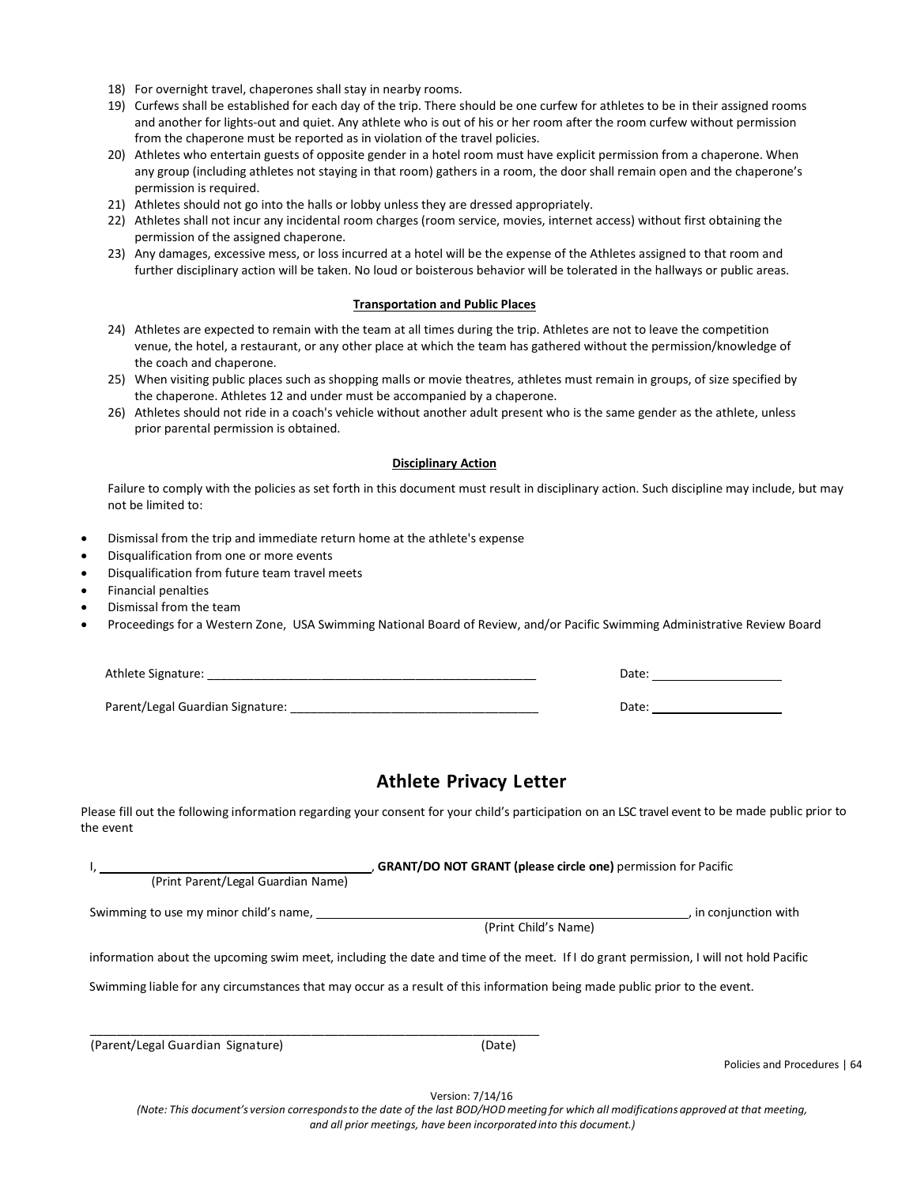18) For overnight travel, chaperones shall stay in nearby rooms.
19) Curfews shall be established for each day of the trip. There should be one curfew for athletes to be in their assigned rooms and another for lights-out and quiet. Any athlete who is out of his or her room after the room curfew without permission from the chaperone must be reported as in violation of the travel policies.
20) Athletes who entertain guests of opposite gender in a hotel room must have explicit permission from a chaperone. When any group (including athletes not staying in that room) gathers in a room, the door shall remain open and the chaperone's permission is required.
21) Athletes should not go into the halls or lobby unless they are dressed appropriately.
22) Athletes shall not incur any incidental room charges (room service, movies, internet access) without first obtaining the permission of the assigned chaperone.
23) Any damages, excessive mess, or loss incurred at a hotel will be the expense of the Athletes assigned to that room and further disciplinary action will be taken. No loud or boisterous behavior will be tolerated in the hallways or public areas.

**Transportation and Public Places**

24) Athletes are expected to remain with the team at all times during the trip. Athletes are not to leave the competition venue, the hotel, a restaurant, or any other place at which the team has gathered without the permission/knowledge of the coach and chaperone.
25) When visiting public places such as shopping malls or movie theatres, athletes must remain in groups, of size specified by the chaperone. Athletes 12 and under must be accompanied by a chaperone.
26) Athletes should not ride in a coach's vehicle without another adult present who is the same gender as the athlete, unless prior parental permission is obtained.

**Disciplinary Action**

Failure to comply with the policies as set forth in this document must result in disciplinary action. Such discipline may include, but may not be limited to:

- Dismissal from the trip and immediate return home at the athlete's expense
- Disqualification from one or more events
- Disqualification from future team travel meets
- Financial penalties
- Dismissal from the team
- Proceedings for a Western Zone, USA Swimming National Board of Review, and/or Pacific Swimming Administrative Review Board

Athlete Signature: __________________________________________________ Date: ____________________

Parent/Legal Guardian Signature: ______________________________________ Date: ____________________

## Athlete Privacy Letter

Please fill out the following information regarding your consent for your child's participation on an LSC travel event to be made public prior to the event

I, ________________________________________, **GRANT/DO NOT GRANT (please circle one)** permission for Pacific
(Print Parent/Legal Guardian Name)

Swimming to use my minor child's name, ____________________________________________________________, in conjunction with
(Print Child's Name)

information about the upcoming swim meet, including the date and time of the meet. If I do grant permission, I will not hold Pacific Swimming liable for any circumstances that may occur as a result of this information being made public prior to the event.

_____________________________________________________________________

(Parent/Legal Guardian Signature) (Date)

Version: 7/14/16

*(Note: This document's version corresponds to the date of the last BOD/HOD meeting for which all modifications approved at that meeting, and all prior meetings, have been incorporated into this document.)*